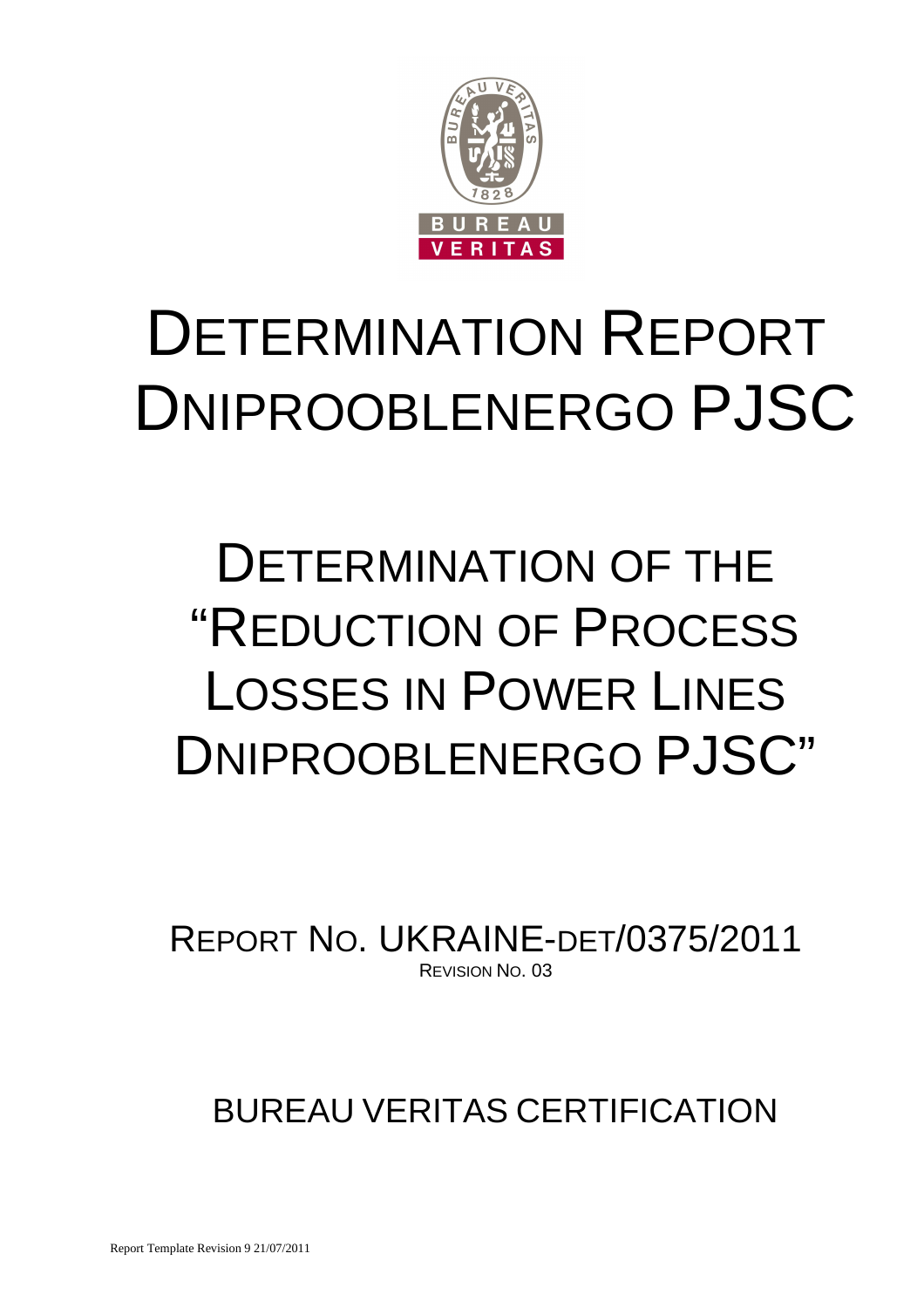# DETERMINATION REPORT DNIPROOBLENERGO PJSC

# DETERMINATION OF THE "REDUCTION OF PROCESS LOSSES IN POWER LINES DNIPROOBLENERGO PJSC"

REPORT NO. UKRAINE-DET/0375/2011

REVISION NO. 03

BUREAU VERITAS CERTIFICATION

Report Template Revision 9 21/07/2011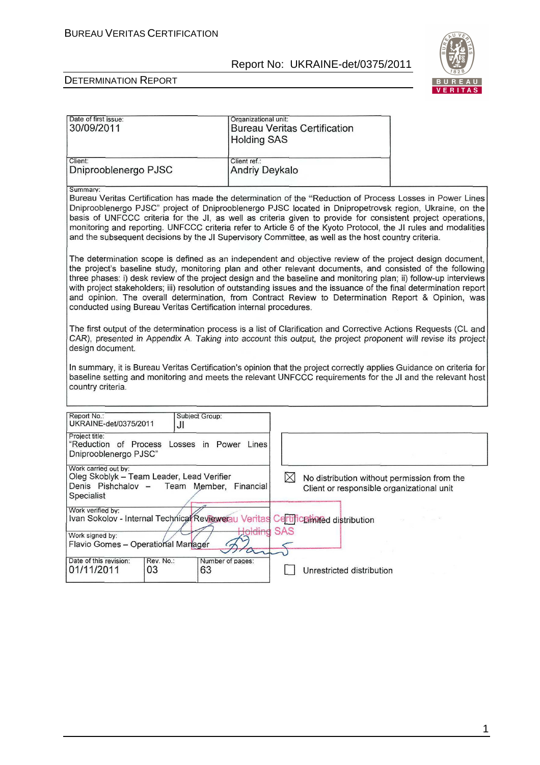| Date of first issue: 30/09/2011 | Organizational unit: Bureau Veritas Certification Holding SAS |
|---|---|
| Client: Dniproobl energo PJSC | Client ref.: Andriy Deykalo |

**Summary:**

Bureau Veritas Certification has made the determination of the "Reduction of Process Losses in Power Lines Dniprooblenergo PJSC" project of Dniprooblenergo PJSC located in Dnipropetrovsk region, Ukraine, on the basis of UNFCCC criteria for the JI, as well as criteria given to provide for consistent project operations, monitoring and reporting. UNFCCC criteria refer to Article 6 of the Kyoto Protocol, the JI rules and modalities and the subsequent decisions by the JI Supervisory Committee, as well as the host country criteria.

The determination scope is defined as an independent and objective review of the project design document, the project's baseline study, monitoring plan and other relevant documents, and consisted of the following three phases: i) desk review of the project design and the baseline and monitoring plan; ii) follow-up interviews with project stakeholders; iii) resolution of outstanding issues and the issuance of the final determination report and opinion. The overall determination, from Contract Review to Determination Report & Opinion, was conducted using Bureau Veritas Certification internal procedures.

The first output of the determination process is a list of Clarification and Corrective Actions Requests (CL and CAR), presented in Appendix A. Taking into account this output, the project proponent will revise its project design document.

In summary, it is Bureau Veritas Certification's opinion that the project correctly applies Guidance on criteria for baseline setting and monitoring and meets the relevant UNFCCC requirements for the JI and the relevant host country criteria.

| Report No.: UKRAINE-det/0375/2011 | Subject Group: JI |
|---|---|
| Project title: "Reduction of Process Losses in Power Lines Dniprooblenergo PJSC" | |
| Work carried out by: Oleg Skoblyk – Team Leader, Lead Verifier; Denis Pishchalov – Team Member, Financial Specialist | |
| Work verified by: Ivan Sokolov - Internal Technical Reviewer | |
| Work signed by: Flavio Gomes – Operational Manager | |

| Date of this revision: | Rev. No.: | Number of pages: |
|---|---|---|
| 01/11/2011 | 03 | 63 |

- ☒ No distribution without permission from the Client or responsible organizational unit
- ☐ Limited distribution
- ☐ Unrestricted distribution

Bureau Veritas Certification Holding SAS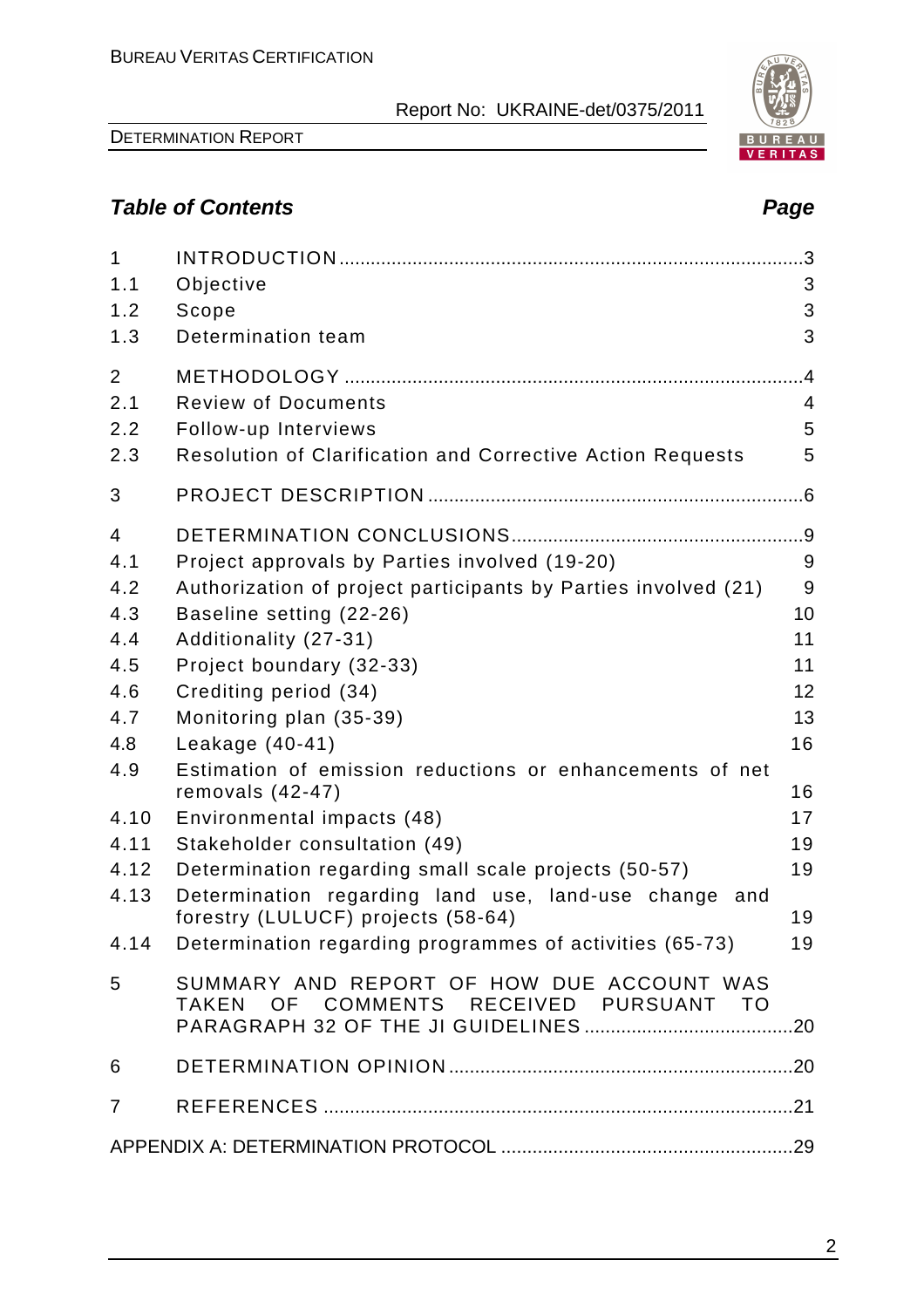## Table of Contents

| | | Page |
|---|---|---|
| 1 | INTRODUCTION | 3 |
| 1.1 | Objective | 3 |
| 1.2 | Scope | 3 |
| 1.3 | Determination team | 3 |
| 2 | METHODOLOGY | 4 |
| 2.1 | Review of Documents | 4 |
| 2.2 | Follow-up Interviews | 5 |
| 2.3 | Resolution of Clarification and Corrective Action Requests | 5 |
| 3 | PROJECT DESCRIPTION | 6 |
| 4 | DETERMINATION CONCLUSIONS | 9 |
| 4.1 | Project approvals by Parties involved (19-20) | 9 |
| 4.2 | Authorization of project participants by Parties involved (21) | 9 |
| 4.3 | Baseline setting (22-26) | 10 |
| 4.4 | Additionality (27-31) | 11 |
| 4.5 | Project boundary (32-33) | 11 |
| 4.6 | Crediting period (34) | 12 |
| 4.7 | Monitoring plan (35-39) | 13 |
| 4.8 | Leakage (40-41) | 16 |
| 4.9 | Estimation of emission reductions or enhancements of net removals (42-47) | 16 |
| 4.10 | Environmental impacts (48) | 17 |
| 4.11 | Stakeholder consultation (49) | 19 |
| 4.12 | Determination regarding small scale projects (50-57) | 19 |
| 4.13 | Determination regarding land use, land-use change and forestry (LULUCF) projects (58-64) | 19 |
| 4.14 | Determination regarding programmes of activities (65-73) | 19 |
| 5 | SUMMARY AND REPORT OF HOW DUE ACCOUNT WAS TAKEN OF COMMENTS RECEIVED PURSUANT TO PARAGRAPH 32 OF THE JI GUIDELINES | 20 |
| 6 | DETERMINATION OPINION | 20 |
| 7 | REFERENCES | 21 |
| | APPENDIX A: DETERMINATION PROTOCOL | 29 |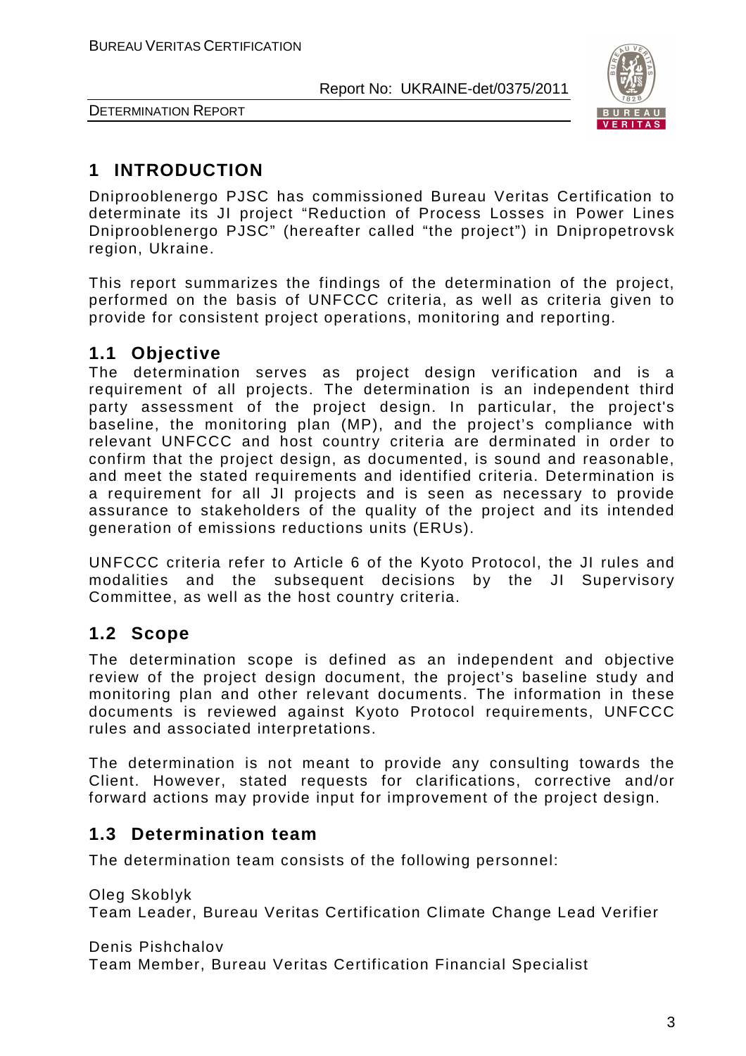# 1 INTRODUCTION

Dniprooblenergo PJSC has commissioned Bureau Veritas Certification to determinate its JI project "Reduction of Process Losses in Power Lines Dniprooblenergo PJSC" (hereafter called "the project") in Dnipropetrovsk region, Ukraine.

This report summarizes the findings of the determination of the project, performed on the basis of UNFCCC criteria, as well as criteria given to provide for consistent project operations, monitoring and reporting.

## 1.1 Objective

The determination serves as project design verification and is a requirement of all projects. The determination is an independent third party assessment of the project design. In particular, the project's baseline, the monitoring plan (MP), and the project's compliance with relevant UNFCCC and host country criteria are derminated in order to confirm that the project design, as documented, is sound and reasonable, and meet the stated requirements and identified criteria. Determination is a requirement for all JI projects and is seen as necessary to provide assurance to stakeholders of the quality of the project and its intended generation of emissions reductions units (ERUs).

UNFCCC criteria refer to Article 6 of the Kyoto Protocol, the JI rules and modalities and the subsequent decisions by the JI Supervisory Committee, as well as the host country criteria.

## 1.2 Scope

The determination scope is defined as an independent and objective review of the project design document, the project's baseline study and monitoring plan and other relevant documents. The information in these documents is reviewed against Kyoto Protocol requirements, UNFCCC rules and associated interpretations.

The determination is not meant to provide any consulting towards the Client. However, stated requests for clarifications, corrective and/or forward actions may provide input for improvement of the project design.

## 1.3 Determination team

The determination team consists of the following personnel:

Oleg Skoblyk
Team Leader, Bureau Veritas Certification Climate Change Lead Verifier

Denis Pishchalov
Team Member, Bureau Veritas Certification Financial Specialist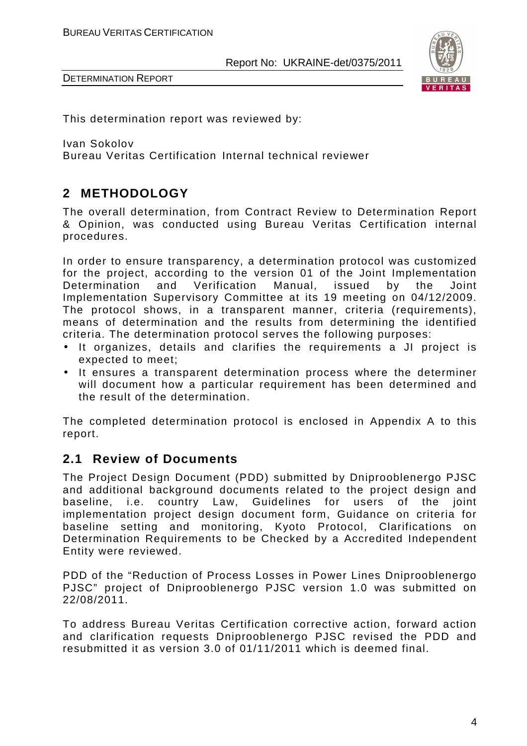This determination report was reviewed by:

Ivan Sokolov
Bureau Veritas Certification Internal technical reviewer

## 2 METHODOLOGY

The overall determination, from Contract Review to Determination Report & Opinion, was conducted using Bureau Veritas Certification internal procedures.

In order to ensure transparency, a determination protocol was customized for the project, according to the version 01 of the Joint Implementation Determination and Verification Manual, issued by the Joint Implementation Supervisory Committee at its 19 meeting on 04/12/2009. The protocol shows, in a transparent manner, criteria (requirements), means of determination and the results from determining the identified criteria. The determination protocol serves the following purposes:

- It organizes, details and clarifies the requirements a JI project is expected to meet;
- It ensures a transparent determination process where the determiner will document how a particular requirement has been determined and the result of the determination.

The completed determination protocol is enclosed in Appendix A to this report.

### 2.1 Review of Documents

The Project Design Document (PDD) submitted by Dniprooblenergo PJSC and additional background documents related to the project design and baseline, i.e. country Law, Guidelines for users of the joint implementation project design document form, Guidance on criteria for baseline setting and monitoring, Kyoto Protocol, Clarifications on Determination Requirements to be Checked by a Accredited Independent Entity were reviewed.

PDD of the "Reduction of Process Losses in Power Lines Dniprooblenergo PJSC" project of Dniprooblenergo PJSC version 1.0 was submitted on 22/08/2011.

To address Bureau Veritas Certification corrective action, forward action and clarification requests Dniprooblenergo PJSC revised the PDD and resubmitted it as version 3.0 of 01/11/2011 which is deemed final.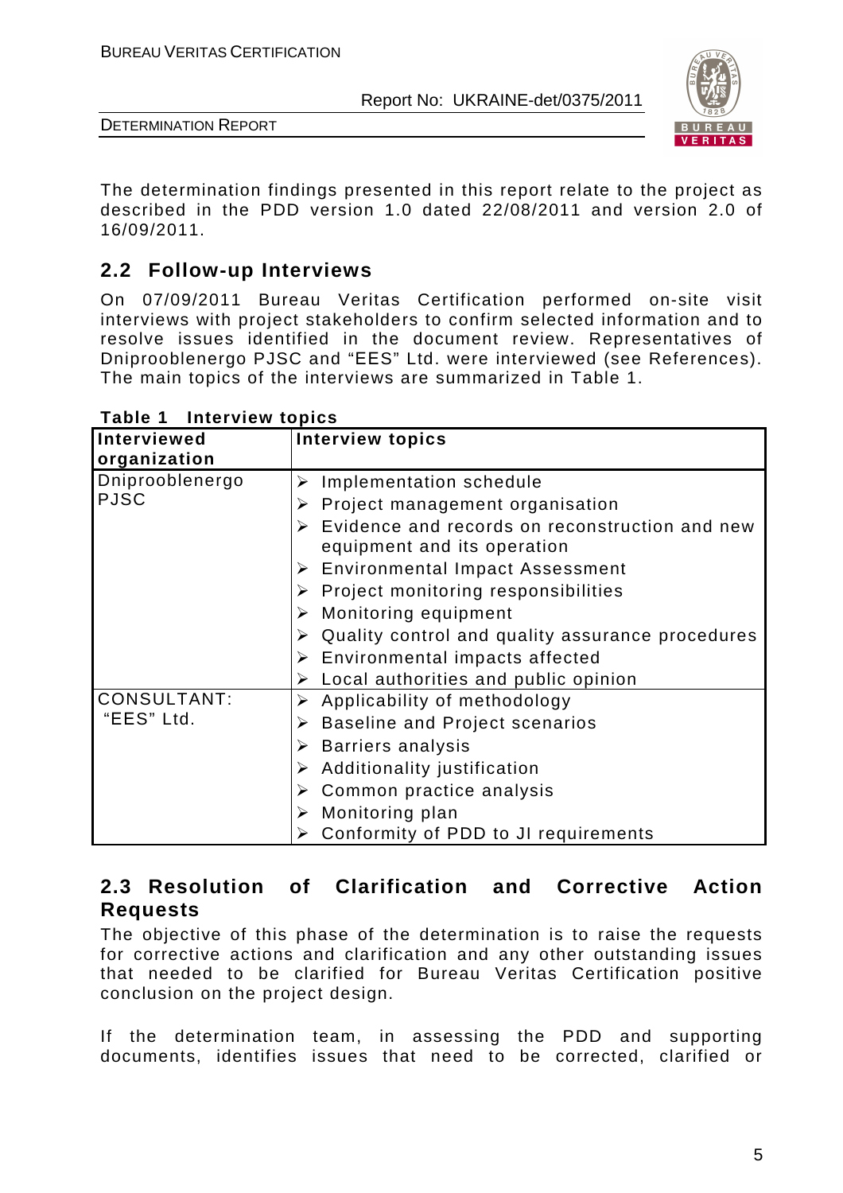The determination findings presented in this report relate to the project as described in the PDD version 1.0 dated 22/08/2011 and version 2.0 of 16/09/2011.

## 2.2 Follow-up Interviews

On 07/09/2011 Bureau Veritas Certification performed on-site visit interviews with project stakeholders to confirm selected information and to resolve issues identified in the document review. Representatives of Dniprooblenergo PJSC and "EES" Ltd. were interviewed (see References). The main topics of the interviews are summarized in Table 1.

**Table 1 Interview topics**

| Interviewed organization | Interview topics |
|---|---|
| Dniprooblenergo PJSC | ➢ Implementation schedule<br>➢ Project management organisation<br>➢ Evidence and records on reconstruction and new equipment and its operation<br>➢ Environmental Impact Assessment<br>➢ Project monitoring responsibilities<br>➢ Monitoring equipment<br>➢ Quality control and quality assurance procedures<br>➢ Environmental impacts affected<br>➢ Local authorities and public opinion |
| CONSULTANT: "EES" Ltd. | ➢ Applicability of methodology<br>➢ Baseline and Project scenarios<br>➢ Barriers analysis<br>➢ Additionality justification<br>➢ Common practice analysis<br>➢ Monitoring plan<br>➢ Conformity of PDD to JI requirements |

## 2.3 Resolution of Clarification and Corrective Action Requests

The objective of this phase of the determination is to raise the requests for corrective actions and clarification and any other outstanding issues that needed to be clarified for Bureau Veritas Certification positive conclusion on the project design.

If the determination team, in assessing the PDD and supporting documents, identifies issues that need to be corrected, clarified or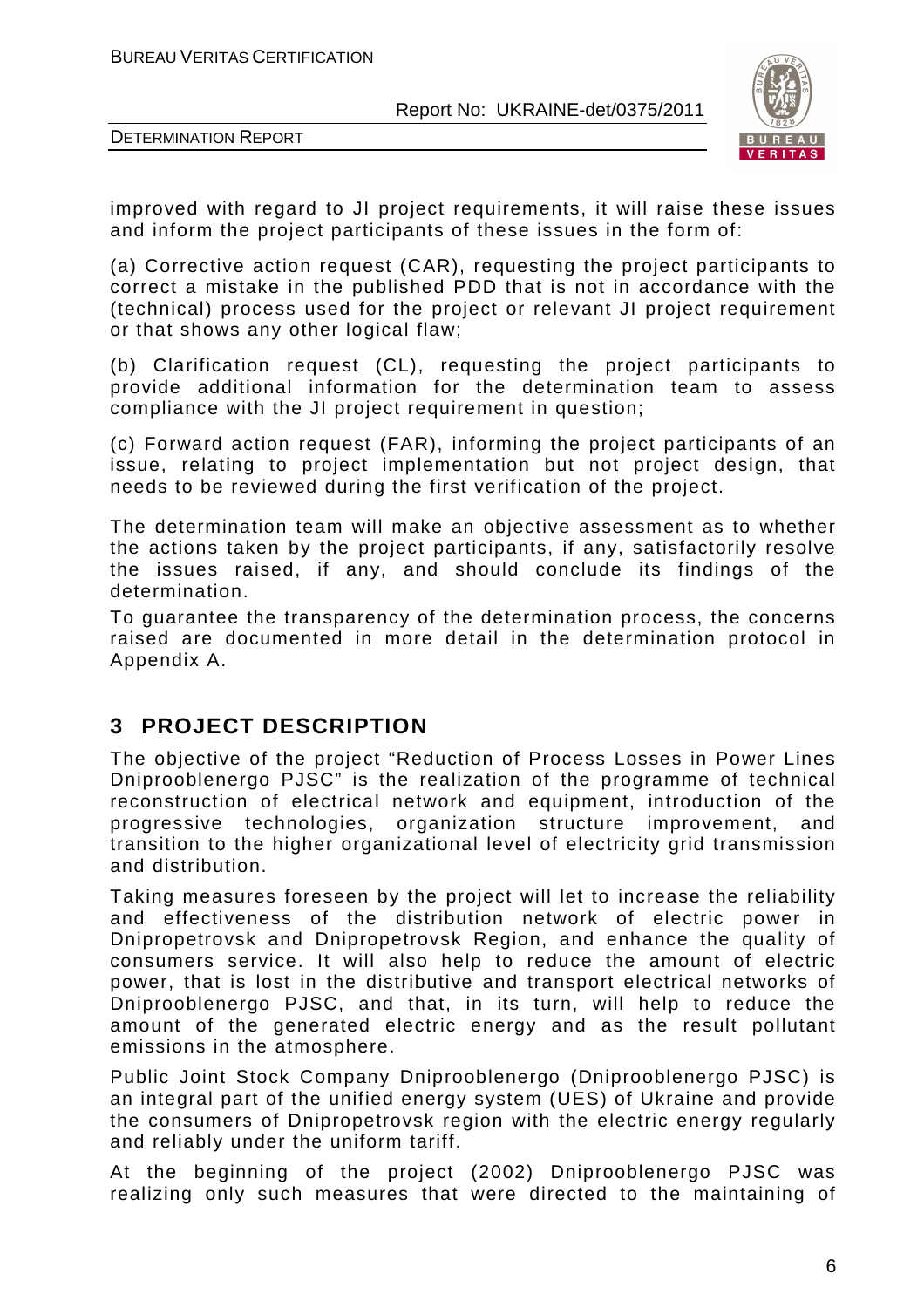improved with regard to JI project requirements, it will raise these issues and inform the project participants of these issues in the form of:

(a) Corrective action request (CAR), requesting the project participants to correct a mistake in the published PDD that is not in accordance with the (technical) process used for the project or relevant JI project requirement or that shows any other logical flaw;

(b) Clarification request (CL), requesting the project participants to provide additional information for the determination team to assess compliance with the JI project requirement in question;

(c) Forward action request (FAR), informing the project participants of an issue, relating to project implementation but not project design, that needs to be reviewed during the first verification of the project.

The determination team will make an objective assessment as to whether the actions taken by the project participants, if any, satisfactorily resolve the issues raised, if any, and should conclude its findings of the determination.

To guarantee the transparency of the determination process, the concerns raised are documented in more detail in the determination protocol in Appendix A.

## 3 PROJECT DESCRIPTION

The objective of the project "Reduction of Process Losses in Power Lines Dniprooblenergo PJSC" is the realization of the programme of technical reconstruction of electrical network and equipment, introduction of the progressive technologies, organization structure improvement, and transition to the higher organizational level of electricity grid transmission and distribution.

Taking measures foreseen by the project will let to increase the reliability and effectiveness of the distribution network of electric power in Dnipropetrovsk and Dnipropetrovsk Region, and enhance the quality of consumers service. It will also help to reduce the amount of electric power, that is lost in the distributive and transport electrical networks of Dniprooblenergo PJSC, and that, in its turn, will help to reduce the amount of the generated electric energy and as the result pollutant emissions in the atmosphere.

Public Joint Stock Company Dniprooblenergo (Dniprooblenergo PJSC) is an integral part of the unified energy system (UES) of Ukraine and provide the consumers of Dnipropetrovsk region with the electric energy regularly and reliably under the uniform tariff.

At the beginning of the project (2002) Dniprooblenergo PJSC was realizing only such measures that were directed to the maintaining of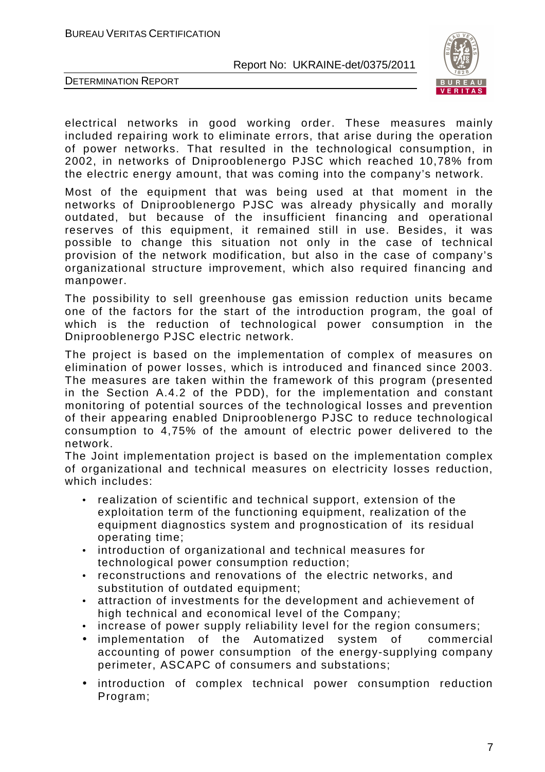electrical networks in good working order. These measures mainly included repairing work to eliminate errors, that arise during the operation of power networks. That resulted in the technological consumption, in 2002, in networks of Dniprooblenergo PJSC which reached 10,78% from the electric energy amount, that was coming into the company's network.

Most of the equipment that was being used at that moment in the networks of Dniprooblenergo PJSC was already physically and morally outdated, but because of the insufficient financing and operational reserves of this equipment, it remained still in use. Besides, it was possible to change this situation not only in the case of technical provision of the network modification, but also in the case of company's organizational structure improvement, which also required financing and manpower.

The possibility to sell greenhouse gas emission reduction units became one of the factors for the start of the introduction program, the goal of which is the reduction of technological power consumption in the Dniprooblenergo PJSC electric network.

The project is based on the implementation of complex of measures on elimination of power losses, which is introduced and financed since 2003. The measures are taken within the framework of this program (presented in the Section A.4.2 of the PDD), for the implementation and constant monitoring of potential sources of the technological losses and prevention of their appearing enabled Dniprooblenergo PJSC to reduce technological consumption to 4,75% of the amount of electric power delivered to the network.

The Joint implementation project is based on the implementation complex of organizational and technical measures on electricity losses reduction, which includes:

- realization of scientific and technical support, extension of the exploitation term of the functioning equipment, realization of the equipment diagnostics system and prognostication of its residual operating time;
- introduction of organizational and technical measures for technological power consumption reduction;
- reconstructions and renovations of the electric networks, and substitution of outdated equipment;
- attraction of investments for the development and achievement of high technical and economical level of the Company;
- increase of power supply reliability level for the region consumers;
- implementation of the Automatized system of commercial accounting of power consumption of the energy-supplying company perimeter, ASCAPC of consumers and substations;
- introduction of complex technical power consumption reduction Program;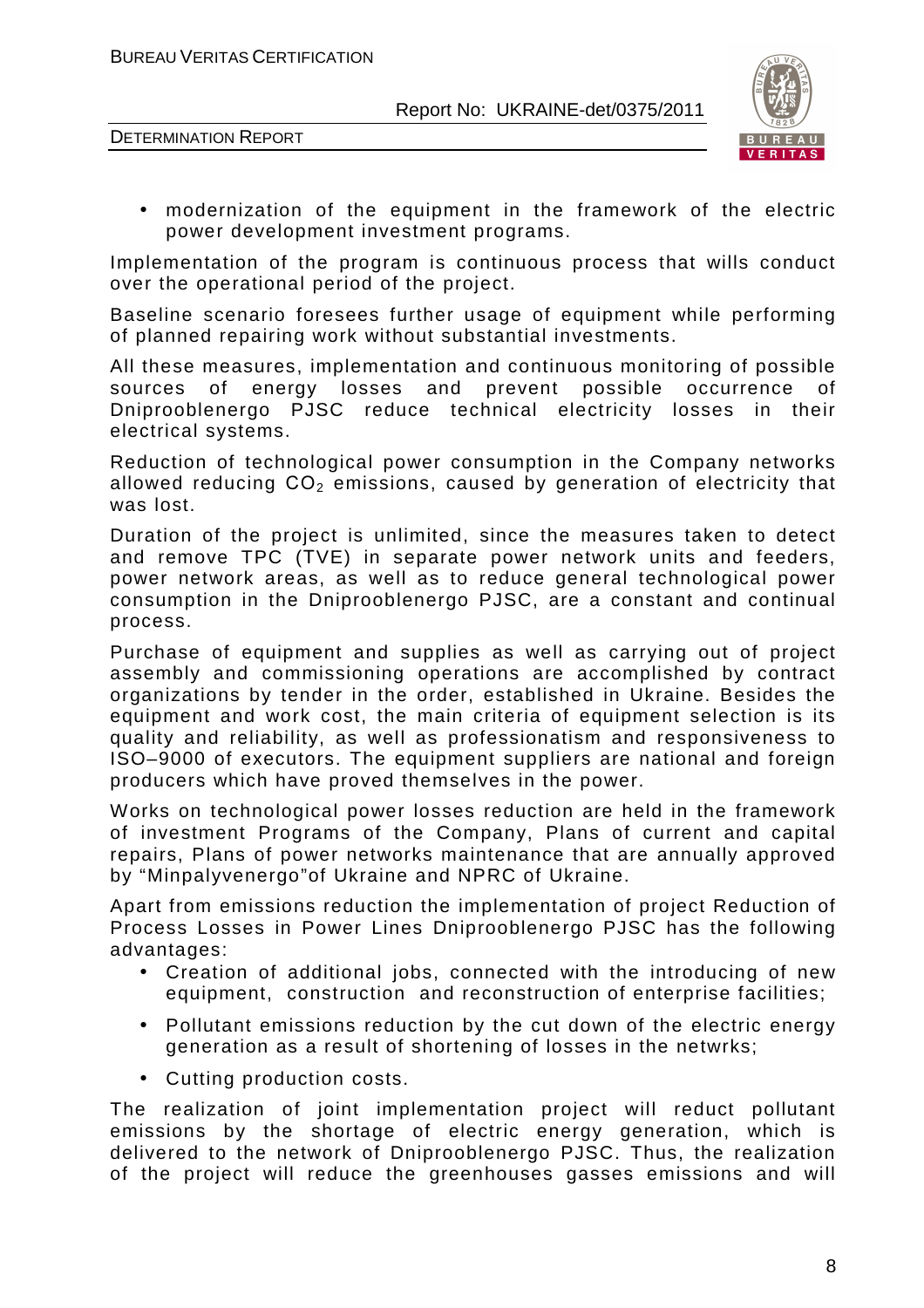- modernization of the equipment in the framework of the electric power development investment programs.

Implementation of the program is continuous process that wills conduct over the operational period of the project.

Baseline scenario foresees further usage of equipment while performing of planned repairing work without substantial investments.

All these measures, implementation and continuous monitoring of possible sources of energy losses and prevent possible occurrence of Dniprooblenergo PJSC reduce technical electricity losses in their electrical systems.

Reduction of technological power consumption in the Company networks allowed reducing $CO_2$ emissions, caused by generation of electricity that was lost.

Duration of the project is unlimited, since the measures taken to detect and remove TPC (TVE) in separate power network units and feeders, power network areas, as well as to reduce general technological power consumption in the Dniprooblenergo PJSC, are a constant and continual process.

Purchase of equipment and supplies as well as carrying out of project assembly and commissioning operations are accomplished by contract organizations by tender in the order, established in Ukraine. Besides the equipment and work cost, the main criteria of equipment selection is its quality and reliability, as well as professionalism and responsiveness to ISO–9000 of executors. The equipment suppliers are national and foreign producers which have proved themselves in the power.

Works on technological power losses reduction are held in the framework of investment Programs of the Company, Plans of current and capital repairs, Plans of power networks maintenance that are annually approved by "Minpalyvenergo"of Ukraine and NPRC of Ukraine.

Apart from emissions reduction the implementation of project Reduction of Process Losses in Power Lines Dniprooblenergo PJSC has the following advantages:

- Creation of additional jobs, connected with the introducing of new equipment, construction and reconstruction of enterprise facilities;
- Pollutant emissions reduction by the cut down of the electric energy generation as a result of shortening of losses in the netwrks;
- Cutting production costs.

The realization of joint implementation project will reduct pollutant emissions by the shortage of electric energy generation, which is delivered to the network of Dniprooblenergo PJSC. Thus, the realization of the project will reduce the greenhouses gasses emissions and will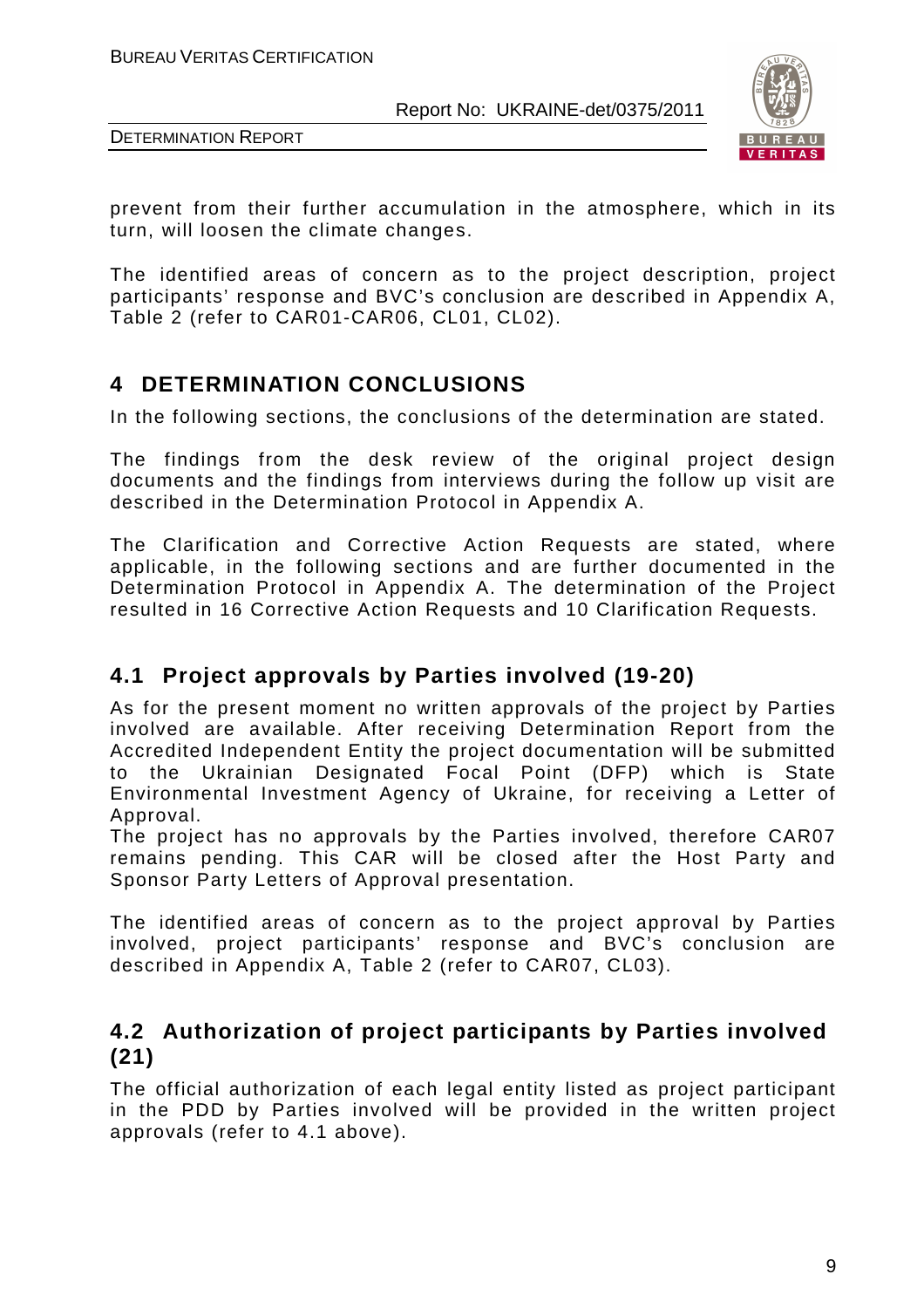prevent from their further accumulation in the atmosphere, which in its turn, will loosen the climate changes.

The identified areas of concern as to the project description, project participants' response and BVC's conclusion are described in Appendix A, Table 2 (refer to CAR01-CAR06, CL01, CL02).

## 4 DETERMINATION CONCLUSIONS

In the following sections, the conclusions of the determination are stated.

The findings from the desk review of the original project design documents and the findings from interviews during the follow up visit are described in the Determination Protocol in Appendix A.

The Clarification and Corrective Action Requests are stated, where applicable, in the following sections and are further documented in the Determination Protocol in Appendix A. The determination of the Project resulted in 16 Corrective Action Requests and 10 Clarification Requests.

### 4.1 Project approvals by Parties involved (19-20)

As for the present moment no written approvals of the project by Parties involved are available. After receiving Determination Report from the Accredited Independent Entity the project documentation will be submitted to the Ukrainian Designated Focal Point (DFP) which is State Environmental Investment Agency of Ukraine, for receiving a Letter of Approval.

The project has no approvals by the Parties involved, therefore CAR07 remains pending. This CAR will be closed after the Host Party and Sponsor Party Letters of Approval presentation.

The identified areas of concern as to the project approval by Parties involved, project participants' response and BVC's conclusion are described in Appendix A, Table 2 (refer to CAR07, CL03).

### 4.2 Authorization of project participants by Parties involved (21)

The official authorization of each legal entity listed as project participant in the PDD by Parties involved will be provided in the written project approvals (refer to 4.1 above).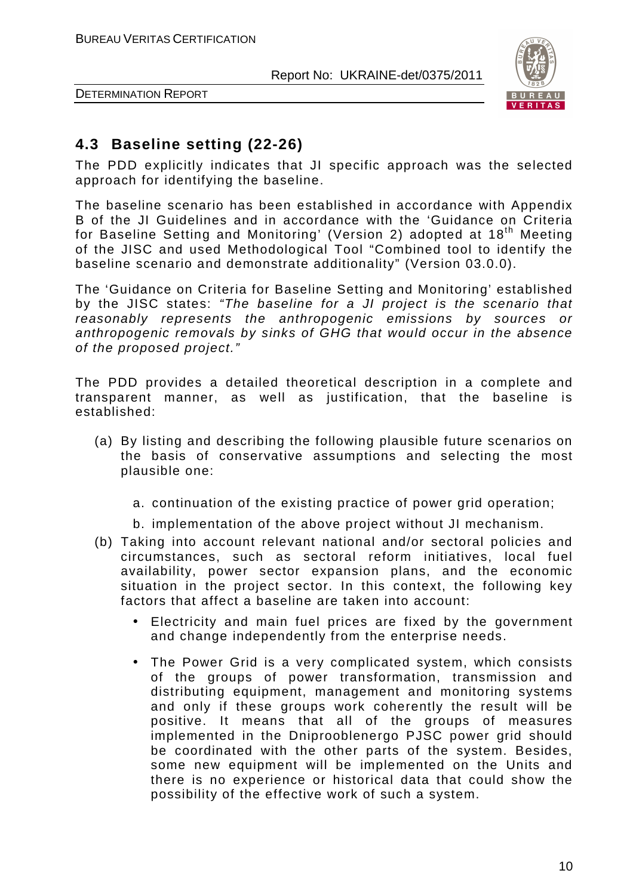## 4.3 Baseline setting (22-26)

The PDD explicitly indicates that JI specific approach was the selected approach for identifying the baseline.

The baseline scenario has been established in accordance with Appendix B of the JI Guidelines and in accordance with the 'Guidance on Criteria for Baseline Setting and Monitoring' (Version 2) adopted at 18th Meeting of the JISC and used Methodological Tool "Combined tool to identify the baseline scenario and demonstrate additionality" (Version 03.0.0).

The 'Guidance on Criteria for Baseline Setting and Monitoring' established by the JISC states: *"The baseline for a JI project is the scenario that reasonably represents the anthropogenic emissions by sources or anthropogenic removals by sinks of GHG that would occur in the absence of the proposed project."*

The PDD provides a detailed theoretical description in a complete and transparent manner, as well as justification, that the baseline is established:

(a) By listing and describing the following plausible future scenarios on the basis of conservative assumptions and selecting the most plausible one:

   a. continuation of the existing practice of power grid operation;

   b. implementation of the above project without JI mechanism.

(b) Taking into account relevant national and/or sectoral policies and circumstances, such as sectoral reform initiatives, local fuel availability, power sector expansion plans, and the economic situation in the project sector. In this context, the following key factors that affect a baseline are taken into account:

   - Electricity and main fuel prices are fixed by the government and change independently from the enterprise needs.
   - The Power Grid is a very complicated system, which consists of the groups of power transformation, transmission and distributing equipment, management and monitoring systems and only if these groups work coherently the result will be positive. It means that all of the groups of measures implemented in the Dniproblenergo PJSC power grid should be coordinated with the other parts of the system. Besides, some new equipment will be implemented on the Units and there is no experience or historical data that could show the possibility of the effective work of such a system.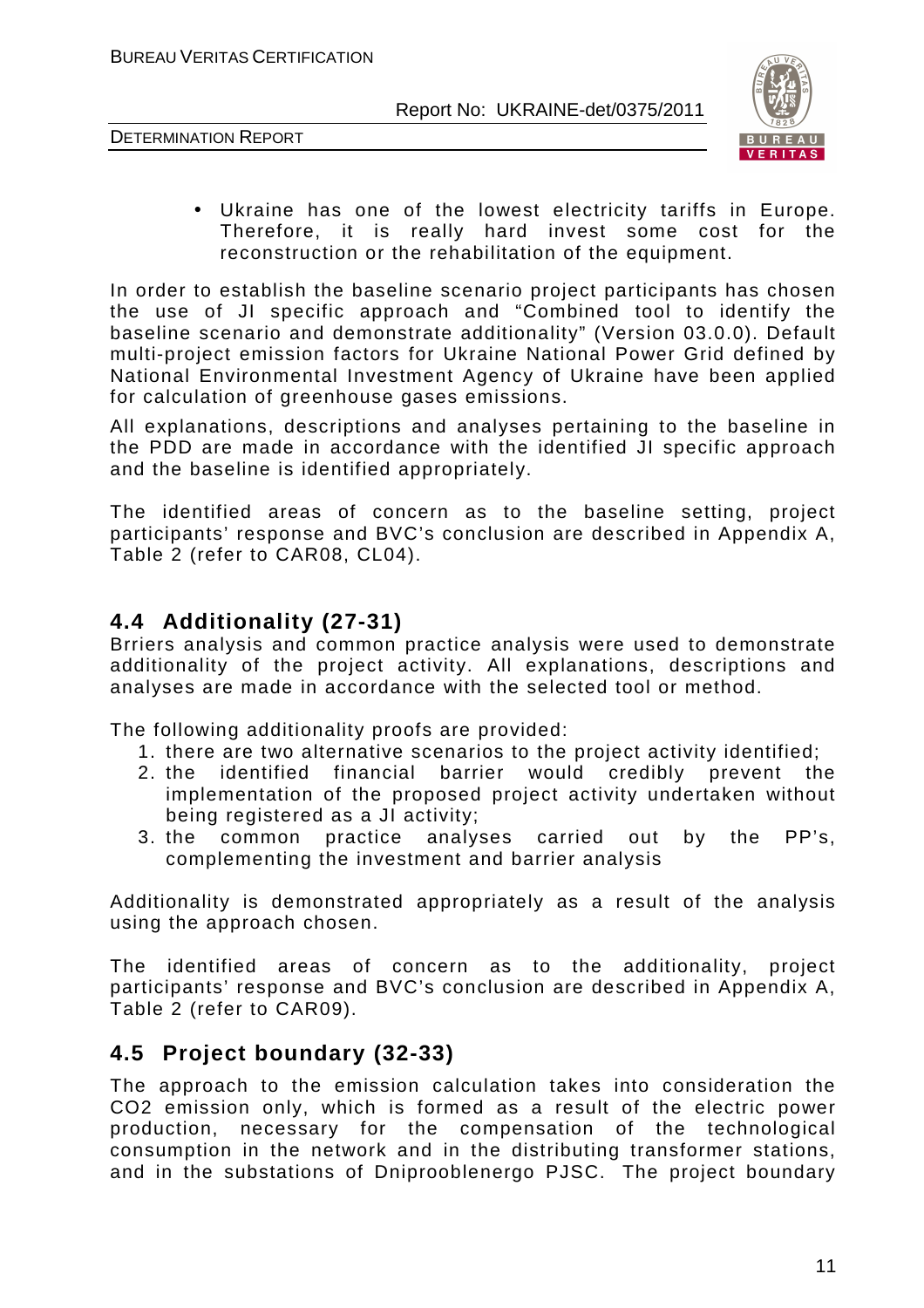- Ukraine has one of the lowest electricity tariffs in Europe. Therefore, it is really hard invest some cost for the reconstruction or the rehabilitation of the equipment.

In order to establish the baseline scenario project participants has chosen the use of JI specific approach and "Combined tool to identify the baseline scenario and demonstrate additionality" (Version 03.0.0). Default multi-project emission factors for Ukraine National Power Grid defined by National Environmental Investment Agency of Ukraine have been applied for calculation of greenhouse gases emissions.

All explanations, descriptions and analyses pertaining to the baseline in the PDD are made in accordance with the identified JI specific approach and the baseline is identified appropriately.

The identified areas of concern as to the baseline setting, project participants' response and BVC's conclusion are described in Appendix A, Table 2 (refer to CAR08, CL04).

## 4.4 Additionality (27-31)

Brriers analysis and common practice analysis were used to demonstrate additionality of the project activity. All explanations, descriptions and analyses are made in accordance with the selected tool or method.

The following additionality proofs are provided:

1. there are two alternative scenarios to the project activity identified;
2. the identified financial barrier would credibly prevent the implementation of the proposed project activity undertaken without being registered as a JI activity;
3. the common practice analyses carried out by the PP's, complementing the investment and barrier analysis

Additionality is demonstrated appropriately as a result of the analysis using the approach chosen.

The identified areas of concern as to the additionality, project participants' response and BVC's conclusion are described in Appendix A, Table 2 (refer to CAR09).

## 4.5 Project boundary (32-33)

The approach to the emission calculation takes into consideration the $CO_2$ emission only, which is formed as a result of the electric power production, necessary for the compensation of the technological consumption in the network and in the distributing transformer stations, and in the substations of Dniprooblenergo PJSC. The project boundary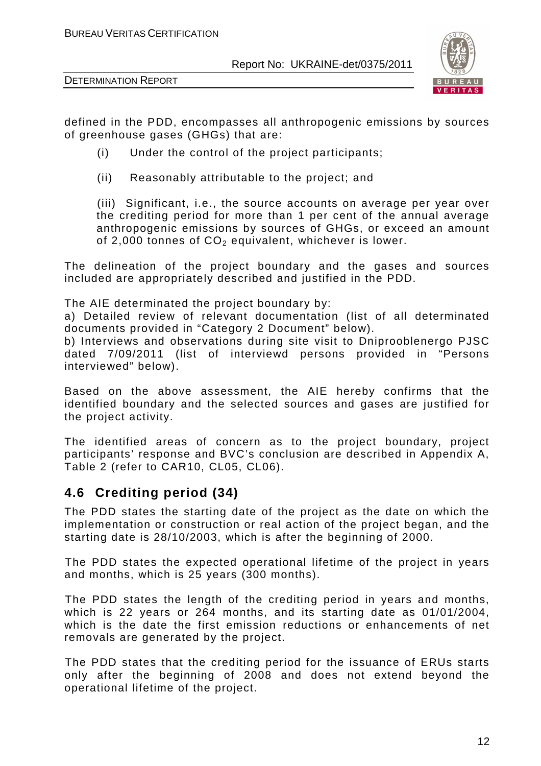defined in the PDD, encompasses all anthropogenic emissions by sources of greenhouse gases (GHGs) that are:

(i) Under the control of the project participants;

(ii) Reasonably attributable to the project; and

(iii) Significant, i.e., the source accounts on average per year over the crediting period for more than 1 per cent of the annual average anthropogenic emissions by sources of GHGs, or exceed an amount of 2,000 tonnes of $CO_2$ equivalent, whichever is lower.

The delineation of the project boundary and the gases and sources included are appropriately described and justified in the PDD.

The AIE determinated the project boundary by:
a) Detailed review of relevant documentation (list of all determinated documents provided in "Category 2 Document" below).
b) Interviews and observations during site visit to Dniproblenergo PJSC dated 7/09/2011 (list of interviewd persons provided in "Persons interviewed" below).

Based on the above assessment, the AIE hereby confirms that the identified boundary and the selected sources and gases are justified for the project activity.

The identified areas of concern as to the project boundary, project participants' response and BVC's conclusion are described in Appendix A, Table 2 (refer to CAR10, CL05, CL06).

## 4.6 Crediting period (34)

The PDD states the starting date of the project as the date on which the implementation or construction or real action of the project began, and the starting date is 28/10/2003, which is after the beginning of 2000.

The PDD states the expected operational lifetime of the project in years and months, which is 25 years (300 months).

The PDD states the length of the crediting period in years and months, which is 22 years or 264 months, and its starting date as 01/01/2004, which is the date the first emission reductions or enhancements of net removals are generated by the project.

The PDD states that the crediting period for the issuance of ERUs starts only after the beginning of 2008 and does not extend beyond the operational lifetime of the project.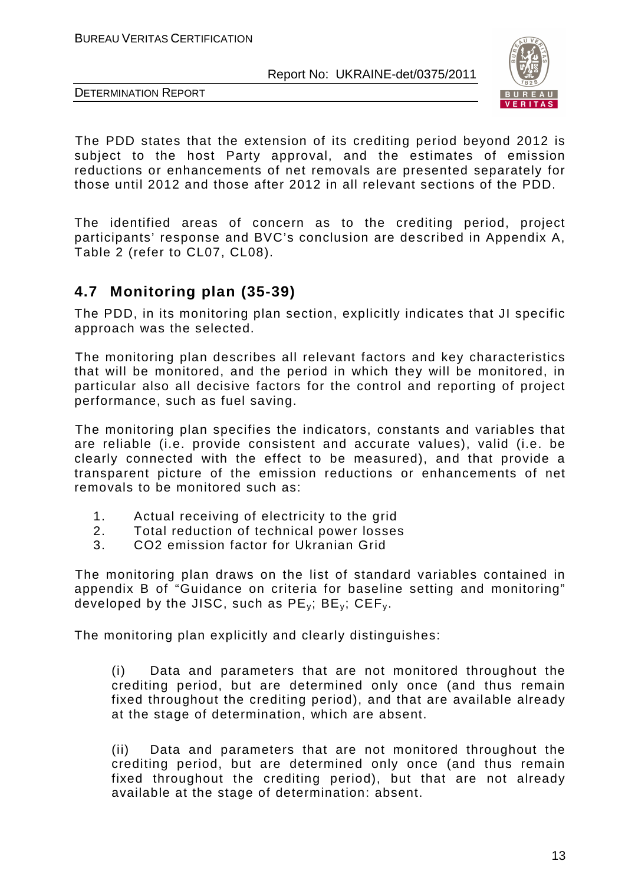The PDD states that the extension of its crediting period beyond 2012 is subject to the host Party approval, and the estimates of emission reductions or enhancements of net removals are presented separately for those until 2012 and those after 2012 in all relevant sections of the PDD.

The identified areas of concern as to the crediting period, project participants' response and BVC's conclusion are described in Appendix A, Table 2 (refer to CL07, CL08).

## 4.7 Monitoring plan (35-39)

The PDD, in its monitoring plan section, explicitly indicates that JI specific approach was the selected.

The monitoring plan describes all relevant factors and key characteristics that will be monitored, and the period in which they will be monitored, in particular also all decisive factors for the control and reporting of project performance, such as fuel saving.

The monitoring plan specifies the indicators, constants and variables that are reliable (i.e. provide consistent and accurate values), valid (i.e. be clearly connected with the effect to be measured), and that provide a transparent picture of the emission reductions or enhancements of net removals to be monitored such as:

1. Actual receiving of electricity to the grid
2. Total reduction of technical power losses
3. CO2 emission factor for Ukranian Grid

The monitoring plan draws on the list of standard variables contained in appendix B of "Guidance on criteria for baseline setting and monitoring" developed by the JISC, such as $PE_y$; $BE_y$; $CEF_y$.

The monitoring plan explicitly and clearly distinguishes:

(i) Data and parameters that are not monitored throughout the crediting period, but are determined only once (and thus remain fixed throughout the crediting period), and that are available already at the stage of determination, which are absent.

(ii) Data and parameters that are not monitored throughout the crediting period, but are determined only once (and thus remain fixed throughout the crediting period), but that are not already available at the stage of determination: absent.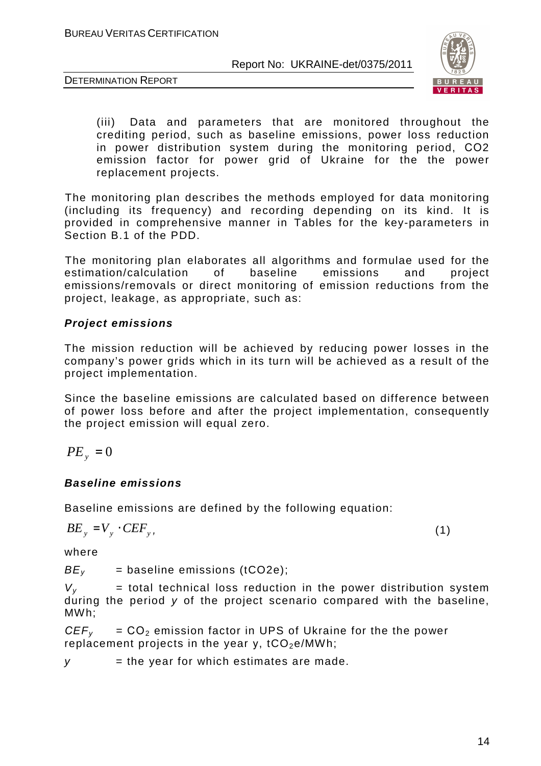(iii) Data and parameters that are monitored throughout the crediting period, such as baseline emissions, power loss reduction in power distribution system during the monitoring period, CO2 emission factor for power grid of Ukraine for the the power replacement projects.

The monitoring plan describes the methods employed for data monitoring (including its frequency) and recording depending on its kind. It is provided in comprehensive manner in Tables for the key-parameters in Section B.1 of the PDD.

The monitoring plan elaborates all algorithms and formulae used for the estimation/calculation of baseline emissions and project emissions/removals or direct monitoring of emission reductions from the project, leakage, as appropriate, such as:

**Project emissions**

The mission reduction will be achieved by reducing power losses in the company's power grids which in its turn will be achieved as a result of the project implementation.

Since the baseline emissions are calculated based on difference between of power loss before and after the project implementation, consequently the project emission will equal zero.

$$PE_y = 0$$

**Baseline emissions**

Baseline emissions are defined by the following equation:

$$BE_y = V_y \cdot CEF_y, \qquad (1)$$

where

$BE_y$ = baseline emissions (tCO2e);

$V_y$ = total technical loss reduction in the power distribution system during the period $y$ of the project scenario compared with the baseline, MWh;

$CEF_y$ = $CO_2$ emission factor in UPS of Ukraine for the the power replacement projects in the year y, $tCO_2e$/MWh;

$y$ = the year for which estimates are made.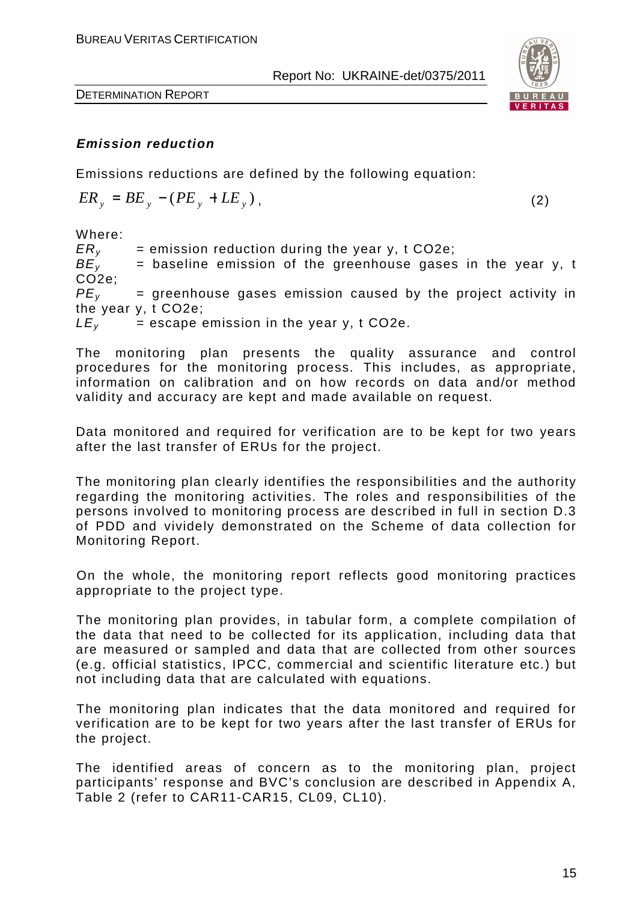***Emission reduction***

Emissions reductions are defined by the following equation:

$$ER_y = BE_y - (PE_y + LE_y), \quad (2)$$

Where:

$ER_y$ = emission reduction during the year y, t CO2e;
$BE_y$ = baseline emission of the greenhouse gases in the year y, t CO2e;
$PE_y$ = greenhouse gases emission caused by the project activity in the year y, t CO2e;
$LE_y$ = escape emission in the year y, t CO2e.

The monitoring plan presents the quality assurance and control procedures for the monitoring process. This includes, as appropriate, information on calibration and on how records on data and/or method validity and accuracy are kept and made available on request.

Data monitored and required for verification are to be kept for two years after the last transfer of ERUs for the project.

The monitoring plan clearly identifies the responsibilities and the authority regarding the monitoring activities. The roles and responsibilities of the persons involved to monitoring process are described in full in section D.3 of PDD and vividely demonstrated on the Scheme of data collection for Monitoring Report.

On the whole, the monitoring report reflects good monitoring practices appropriate to the project type.

The monitoring plan provides, in tabular form, a complete compilation of the data that need to be collected for its application, including data that are measured or sampled and data that are collected from other sources (e.g. official statistics, IPCC, commercial and scientific literature etc.) but not including data that are calculated with equations.

The monitoring plan indicates that the data monitored and required for verification are to be kept for two years after the last transfer of ERUs for the project.

The identified areas of concern as to the monitoring plan, project participants' response and BVC's conclusion are described in Appendix A, Table 2 (refer to CAR11-CAR15, CL09, CL10).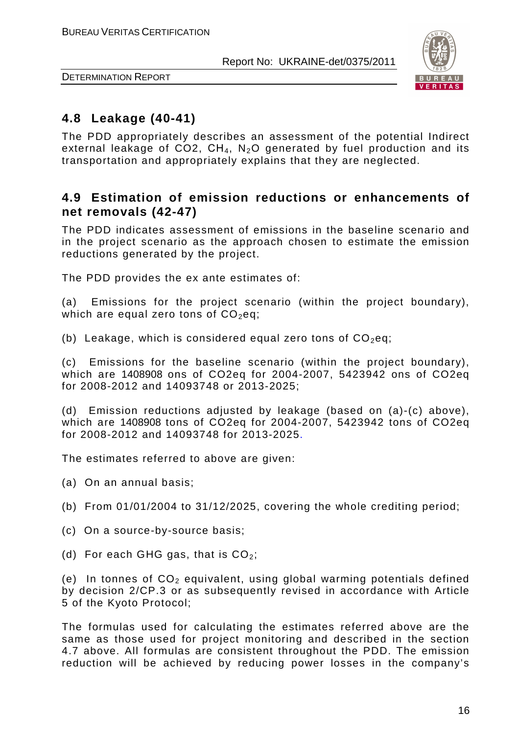## 4.8 Leakage (40-41)

The PDD appropriately describes an assessment of the potential Indirect external leakage of CO2, $CH_4$, $N_2O$ generated by fuel production and its transportation and appropriately explains that they are neglected.

## 4.9 Estimation of emission reductions or enhancements of net removals (42-47)

The PDD indicates assessment of emissions in the baseline scenario and in the project scenario as the approach chosen to estimate the emission reductions generated by the project.

The PDD provides the ex ante estimates of:

(a) Emissions for the project scenario (within the project boundary), which are equal zero tons of $CO_2$eq;

(b) Leakage, which is considered equal zero tons of $CO_2$eq;

(c) Emissions for the baseline scenario (within the project boundary), which are 1408908 ons of CO2eq for 2004-2007, 5423942 ons of CO2eq for 2008-2012 and 14093748 or 2013-2025;

(d) Emission reductions adjusted by leakage (based on (a)-(c) above), which are 1408908 tons of CO2eq for 2004-2007, 5423942 tons of CO2eq for 2008-2012 and 14093748 for 2013-2025.

The estimates referred to above are given:

(a) On an annual basis;

(b) From 01/01/2004 to 31/12/2025, covering the whole crediting period;

(c) On a source-by-source basis;

(d) For each GHG gas, that is $CO_2$;

(e) In tonnes of $CO_2$ equivalent, using global warming potentials defined by decision 2/CP.3 or as subsequently revised in accordance with Article 5 of the Kyoto Protocol;

The formulas used for calculating the estimates referred above are the same as those used for project monitoring and described in the section 4.7 above. All formulas are consistent throughout the PDD. The emission reduction will be achieved by reducing power losses in the company's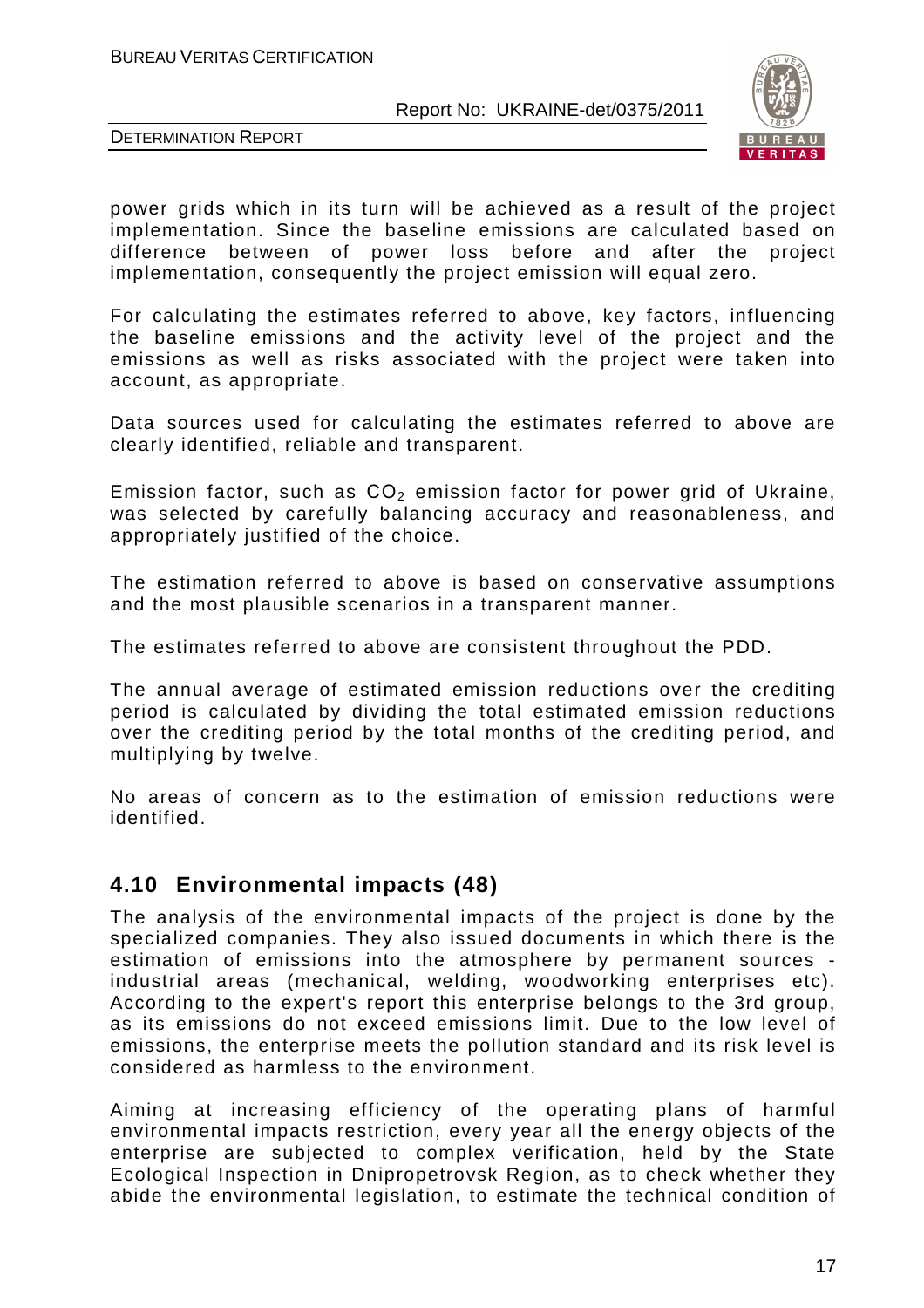power grids which in its turn will be achieved as a result of the project implementation. Since the baseline emissions are calculated based on difference between of power loss before and after the project implementation, consequently the project emission will equal zero.

For calculating the estimates referred to above, key factors, influencing the baseline emissions and the activity level of the project and the emissions as well as risks associated with the project were taken into account, as appropriate.

Data sources used for calculating the estimates referred to above are clearly identified, reliable and transparent.

Emission factor, such as $CO_2$ emission factor for power grid of Ukraine, was selected by carefully balancing accuracy and reasonableness, and appropriately justified of the choice.

The estimation referred to above is based on conservative assumptions and the most plausible scenarios in a transparent manner.

The estimates referred to above are consistent throughout the PDD.

The annual average of estimated emission reductions over the crediting period is calculated by dividing the total estimated emission reductions over the crediting period by the total months of the crediting period, and multiplying by twelve.

No areas of concern as to the estimation of emission reductions were identified.

## 4.10 Environmental impacts (48)

The analysis of the environmental impacts of the project is done by the specialized companies. They also issued documents in which there is the estimation of emissions into the atmosphere by permanent sources - industrial areas (mechanical, welding, woodworking enterprises etc). According to the expert's report this enterprise belongs to the 3rd group, as its emissions do not exceed emissions limit. Due to the low level of emissions, the enterprise meets the pollution standard and its risk level is considered as harmless to the environment.

Aiming at increasing efficiency of the operating plans of harmful environmental impacts restriction, every year all the energy objects of the enterprise are subjected to complex verification, held by the State Ecological Inspection in Dnipropetrovsk Region, as to check whether they abide the environmental legislation, to estimate the technical condition of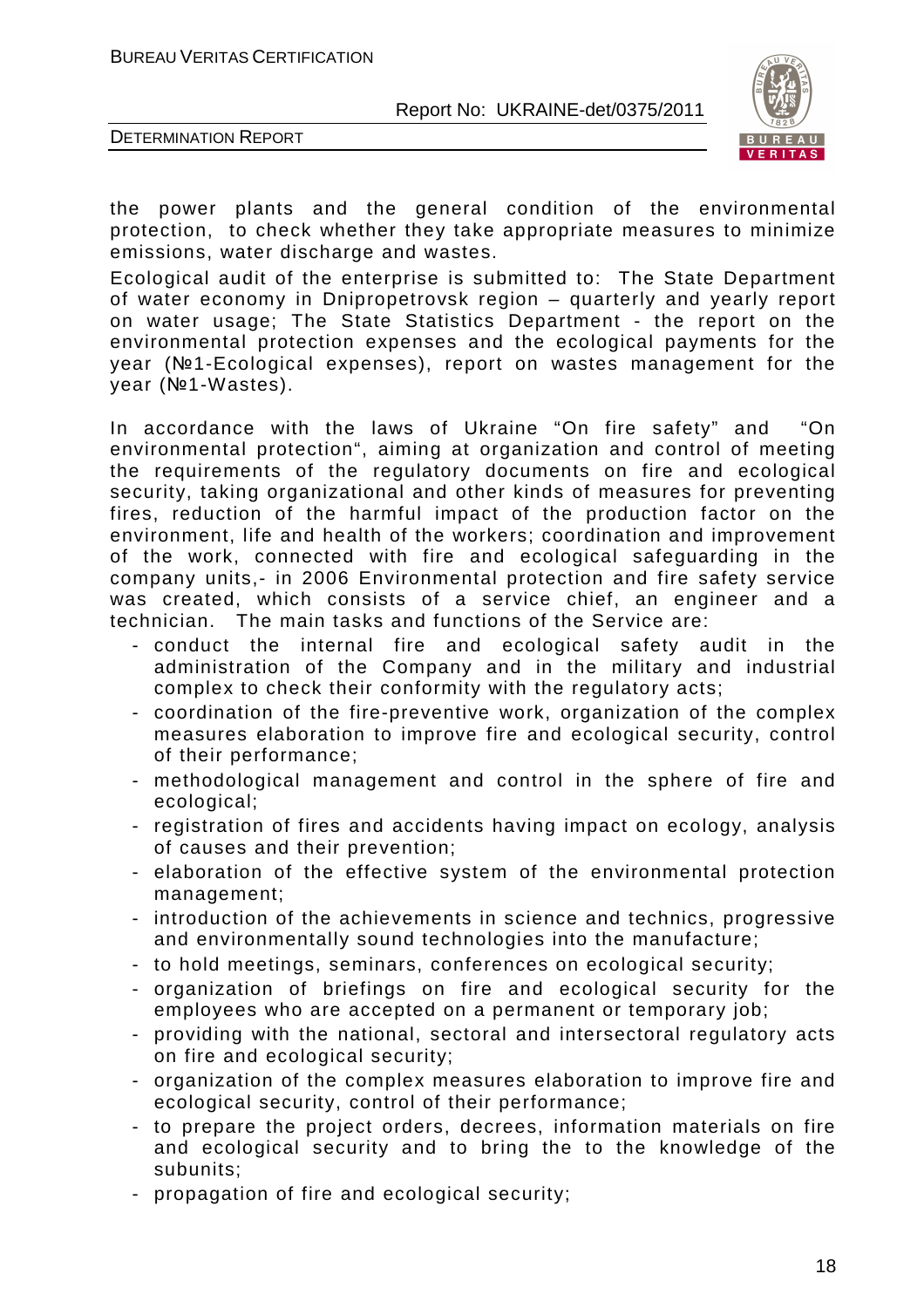the power plants and the general condition of the environmental protection, to check whether they take appropriate measures to minimize emissions, water discharge and wastes.

Ecological audit of the enterprise is submitted to: The State Department of water economy in Dnipropetrovsk region – quarterly and yearly report on water usage; The State Statistics Department - the report on the environmental protection expenses and the ecological payments for the year (№1-Ecological expenses), report on wastes management for the year (№1-Wastes).

In accordance with the laws of Ukraine "On fire safety" and "On environmental protection", aiming at organization and control of meeting the requirements of the regulatory documents on fire and ecological security, taking organizational and other kinds of measures for preventing fires, reduction of the harmful impact of the production factor on the environment, life and health of the workers; coordination and improvement of the work, connected with fire and ecological safeguarding in the company units,- in 2006 Environmental protection and fire safety service was created, which consists of a service chief, an engineer and a technician. The main tasks and functions of the Service are:

- conduct the internal fire and ecological safety audit in the administration of the Company and in the military and industrial complex to check their conformity with the regulatory acts;
- coordination of the fire-preventive work, organization of the complex measures elaboration to improve fire and ecological security, control of their performance;
- methodological management and control in the sphere of fire and ecological;
- registration of fires and accidents having impact on ecology, analysis of causes and their prevention;
- elaboration of the effective system of the environmental protection management;
- introduction of the achievements in science and technics, progressive and environmentally sound technologies into the manufacture;
- to hold meetings, seminars, conferences on ecological security;
- organization of briefings on fire and ecological security for the employees who are accepted on a permanent or temporary job;
- providing with the national, sectoral and intersectoral regulatory acts on fire and ecological security;
- organization of the complex measures elaboration to improve fire and ecological security, control of their performance;
- to prepare the project orders, decrees, information materials on fire and ecological security and to bring the to the knowledge of the subunits;
- propagation of fire and ecological security;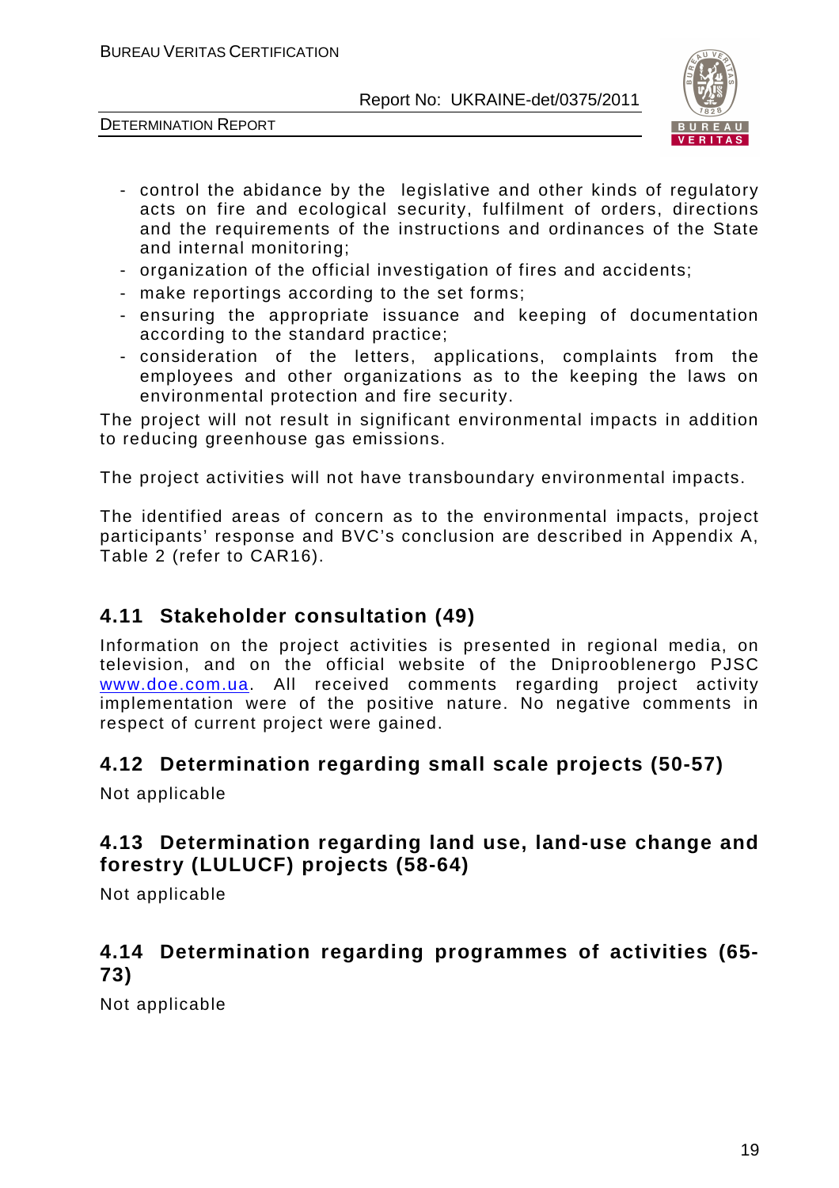- control the abidance by the legislative and other kinds of regulatory acts on fire and ecological security, fulfilment of orders, directions and the requirements of the instructions and ordinances of the State and internal monitoring;
- organization of the official investigation of fires and accidents;
- make reportings according to the set forms;
- ensuring the appropriate issuance and keeping of documentation according to the standard practice;
- consideration of the letters, applications, complaints from the employees and other organizations as to the keeping the laws on environmental protection and fire security.

The project will not result in significant environmental impacts in addition to reducing greenhouse gas emissions.

The project activities will not have transboundary environmental impacts.

The identified areas of concern as to the environmental impacts, project participants' response and BVC's conclusion are described in Appendix A, Table 2 (refer to CAR16).

## 4.11 Stakeholder consultation (49)

Information on the project activities is presented in regional media, on television, and on the official website of the Dniprooblenergo PJSC www.doe.com.ua. All received comments regarding project activity implementation were of the positive nature. No negative comments in respect of current project were gained.

## 4.12 Determination regarding small scale projects (50-57)

Not applicable

## 4.13 Determination regarding land use, land-use change and forestry (LULUCF) projects (58-64)

Not applicable

## 4.14 Determination regarding programmes of activities (65-73)

Not applicable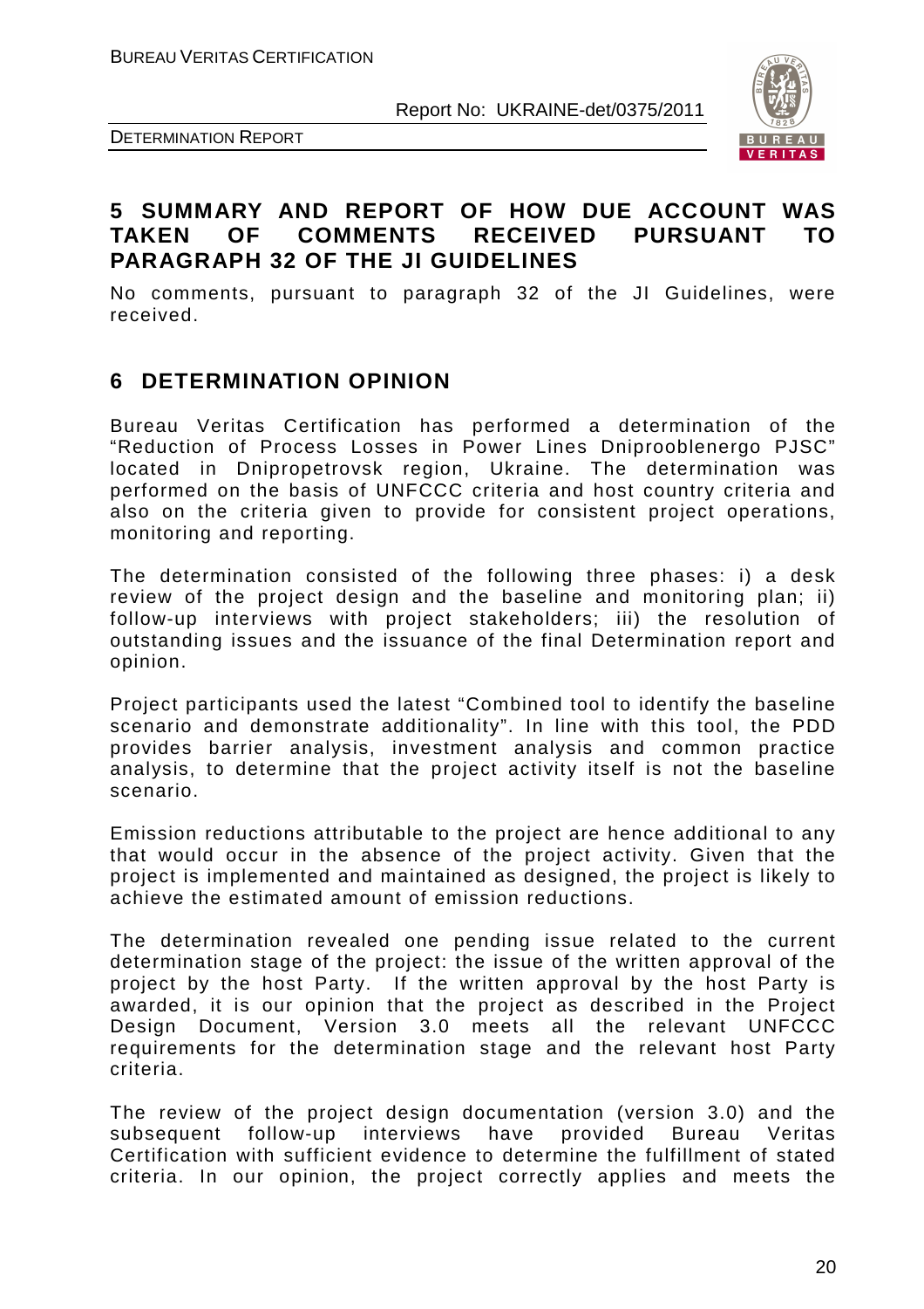## 5 SUMMARY AND REPORT OF HOW DUE ACCOUNT WAS TAKEN OF COMMENTS RECEIVED PURSUANT TO PARAGRAPH 32 OF THE JI GUIDELINES

No comments, pursuant to paragraph 32 of the JI Guidelines, were received.

## 6 DETERMINATION OPINION

Bureau Veritas Certification has performed a determination of the "Reduction of Process Losses in Power Lines Dniproblenergo PJSC" located in Dnipropetrovsk region, Ukraine. The determination was performed on the basis of UNFCCC criteria and host country criteria and also on the criteria given to provide for consistent project operations, monitoring and reporting.

The determination consisted of the following three phases: i) a desk review of the project design and the baseline and monitoring plan; ii) follow-up interviews with project stakeholders; iii) the resolution of outstanding issues and the issuance of the final Determination report and opinion.

Project participants used the latest "Combined tool to identify the baseline scenario and demonstrate additionality". In line with this tool, the PDD provides barrier analysis, investment analysis and common practice analysis, to determine that the project activity itself is not the baseline scenario.

Emission reductions attributable to the project are hence additional to any that would occur in the absence of the project activity. Given that the project is implemented and maintained as designed, the project is likely to achieve the estimated amount of emission reductions.

The determination revealed one pending issue related to the current determination stage of the project: the issue of the written approval of the project by the host Party. If the written approval by the host Party is awarded, it is our opinion that the project as described in the Project Design Document, Version 3.0 meets all the relevant UNFCCC requirements for the determination stage and the relevant host Party criteria.

The review of the project design documentation (version 3.0) and the subsequent follow-up interviews have provided Bureau Veritas Certification with sufficient evidence to determine the fulfillment of stated criteria. In our opinion, the project correctly applies and meets the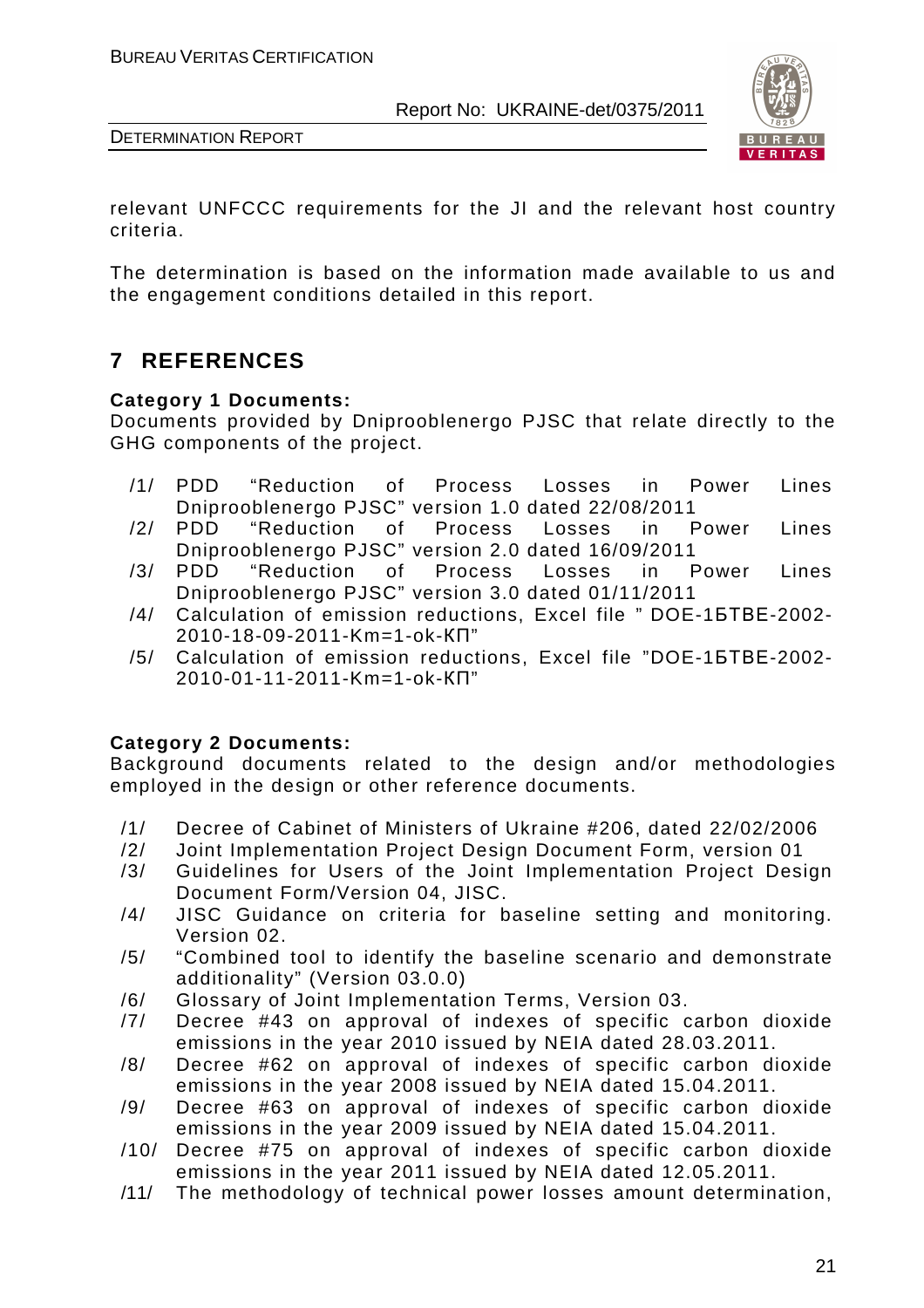relevant UNFCCC requirements for the JI and the relevant host country criteria.

The determination is based on the information made available to us and the engagement conditions detailed in this report.

## 7 REFERENCES

**Category 1 Documents:**

Documents provided by Dniprooblenergo PJSC that relate directly to the GHG components of the project.

/1/ PDD "Reduction of Process Losses in Power Lines Dniprooblenergo PJSC" version 1.0 dated 22/08/2011

/2/ PDD "Reduction of Process Losses in Power Lines Dniprooblenergo PJSC" version 2.0 dated 16/09/2011

/3/ PDD "Reduction of Process Losses in Power Lines Dniprooblenergo PJSC" version 3.0 dated 01/11/2011

/4/ Calculation of emission reductions, Excel file " DOE-1БТВЕ-2002-2010-18-09-2011-Km=1-ok-КП"

/5/ Calculation of emission reductions, Excel file "DOE-1БТВЕ-2002-2010-01-11-2011-Km=1-ok-КП"

**Category 2 Documents:**

Background documents related to the design and/or methodologies employed in the design or other reference documents.

/1/ Decree of Cabinet of Ministers of Ukraine #206, dated 22/02/2006

/2/ Joint Implementation Project Design Document Form, version 01

/3/ Guidelines for Users of the Joint Implementation Project Design Document Form/Version 04, JISC.

/4/ JISC Guidance on criteria for baseline setting and monitoring. Version 02.

/5/ "Combined tool to identify the baseline scenario and demonstrate additionality" (Version 03.0.0)

/6/ Glossary of Joint Implementation Terms, Version 03.

/7/ Decree #43 on approval of indexes of specific carbon dioxide emissions in the year 2010 issued by NEIA dated 28.03.2011.

/8/ Decree #62 on approval of indexes of specific carbon dioxide emissions in the year 2008 issued by NEIA dated 15.04.2011.

/9/ Decree #63 on approval of indexes of specific carbon dioxide emissions in the year 2009 issued by NEIA dated 15.04.2011.

/10/ Decree #75 on approval of indexes of specific carbon dioxide emissions in the year 2011 issued by NEIA dated 12.05.2011.

/11/ The methodology of technical power losses amount determination,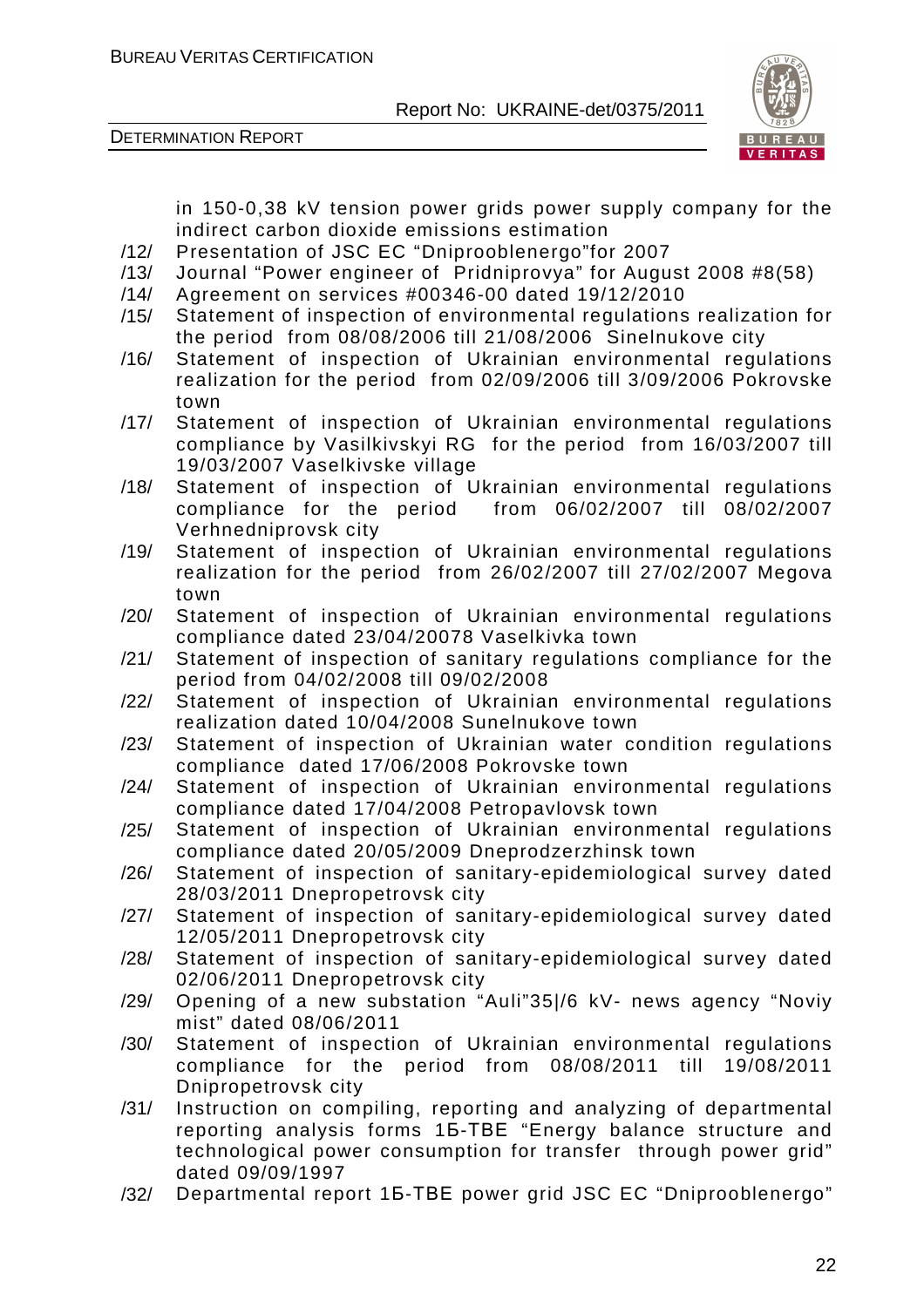in 150-0,38 kV tension power grids power supply company for the indirect carbon dioxide emissions estimation

/12/ Presentation of JSC EC "Dniproblenergo"for 2007

/13/ Journal "Power engineer of Pridniprovya" for August 2008 #8(58)

/14/ Agreement on services #00346-00 dated 19/12/2010

/15/ Statement of inspection of environmental regulations realization for the period from 08/08/2006 till 21/08/2006 Sinelnukove city

/16/ Statement of inspection of Ukrainian environmental regulations realization for the period from 02/09/2006 till 3/09/2006 Pokrovske town

/17/ Statement of inspection of Ukrainian environmental regulations compliance by Vasilkivskyi RG for the period from 16/03/2007 till 19/03/2007 Vaselkivske village

/18/ Statement of inspection of Ukrainian environmental regulations compliance for the period from 06/02/2007 till 08/02/2007 Verhnedniprovsk city

/19/ Statement of inspection of Ukrainian environmental regulations realization for the period from 26/02/2007 till 27/02/2007 Megova town

/20/ Statement of inspection of Ukrainian environmental regulations compliance dated 23/04/20078 Vaselkivka town

/21/ Statement of inspection of sanitary regulations compliance for the period from 04/02/2008 till 09/02/2008

/22/ Statement of inspection of Ukrainian environmental regulations realization dated 10/04/2008 Sunelnukove town

/23/ Statement of inspection of Ukrainian water condition regulations compliance dated 17/06/2008 Pokrovske town

/24/ Statement of inspection of Ukrainian environmental regulations compliance dated 17/04/2008 Petropavlovsk town

/25/ Statement of inspection of Ukrainian environmental regulations compliance dated 20/05/2009 Dneprodzerzhinsk town

/26/ Statement of inspection of sanitary-epidemiological survey dated 28/03/2011 Dnepropetrovsk city

/27/ Statement of inspection of sanitary-epidemiological survey dated 12/05/2011 Dnepropetrovsk city

/28/ Statement of inspection of sanitary-epidemiological survey dated 02/06/2011 Dnepropetrovsk city

/29/ Opening of a new substation "Auli"35|/6 kV- news agency "Noviy mist" dated 08/06/2011

/30/ Statement of inspection of Ukrainian environmental regulations compliance for the period from 08/08/2011 till 19/08/2011 Dnipropetrovsk city

/31/ Instruction on compiling, reporting and analyzing of departmental reporting analysis forms 1Б-ТВЕ "Energy balance structure and technological power consumption for transfer through power grid" dated 09/09/1997

/32/ Departmental report 1Б-ТВЕ power grid JSC EC "Dniprooblenergo"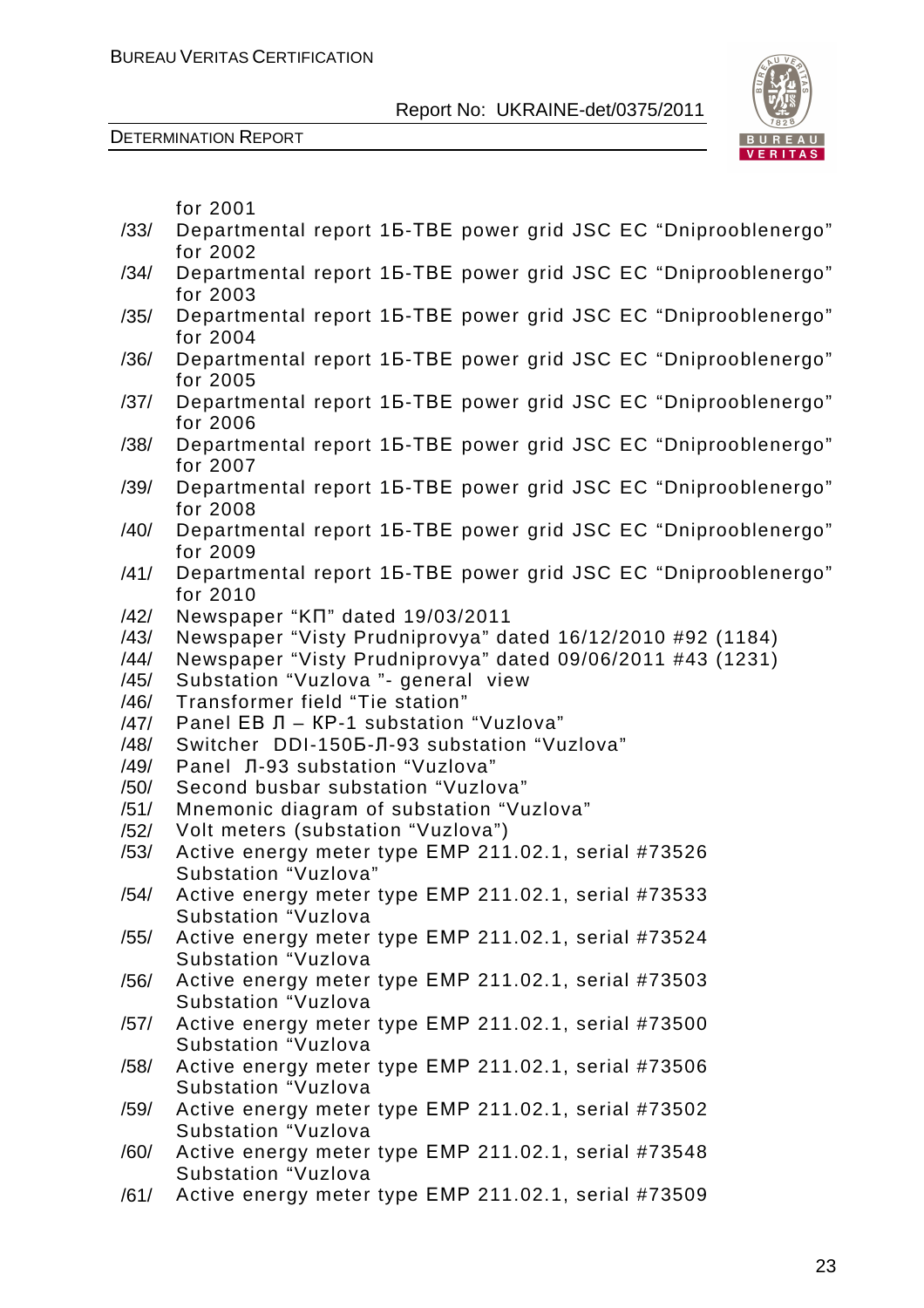for 2001

/33/ Departmental report 1Б-ТВЕ power grid JSC EC “Dniproobl­energo” for 2002

/34/ Departmental report 1Б-ТВЕ power grid JSC EC “Dniproobl­energo” for 2003

/35/ Departmental report 1Б-ТВЕ power grid JSC EC “Dniproobl­energo” for 2004

/36/ Departmental report 1Б-ТВЕ power grid JSC EC “Dniproobl­energo” for 2005

/37/ Departmental report 1Б-ТВЕ power grid JSC EC “Dniproobl­energo” for 2006

/38/ Departmental report 1Б-ТВЕ power grid JSC EC “Dniproobl­energo” for 2007

/39/ Departmental report 1Б-ТВЕ power grid JSC EC “Dniproobl­energo” for 2008

/40/ Departmental report 1Б-ТВЕ power grid JSC EC “Dniproobl­energo” for 2009

/41/ Departmental report 1Б-ТВЕ power grid JSC EC “Dniproobl­energo” for 2010

/42/ Newspaper “КП” dated 19/03/2011

/43/ Newspaper “Visty Prudniprovya” dated 16/12/2010 #92 (1184)

/44/ Newspaper “Visty Prudniprovya” dated 09/06/2011 #43 (1231)

/45/ Substation “Vuzlova ”- general view

/46/ Transformer field “Tie station”

/47/ Panel ЕВ Л – КР-1 substation “Vuzlova”

/48/ Switcher DDI-150Б-Л-93 substation “Vuzlova”

/49/ Panel Л-93 substation “Vuzlova”

/50/ Second busbar substation “Vuzlova”

/51/ Mnemonic diagram of substation “Vuzlova”

/52/ Volt meters (substation “Vuzlova”)

/53/ Active energy meter type EMP 211.02.1, serial #73526 Substation “Vuzlova”

/54/ Active energy meter type EMP 211.02.1, serial #73533 Substation “Vuzlova

/55/ Active energy meter type EMP 211.02.1, serial #73524 Substation “Vuzlova

/56/ Active energy meter type EMP 211.02.1, serial #73503 Substation “Vuzlova

/57/ Active energy meter type EMP 211.02.1, serial #73500 Substation “Vuzlova

/58/ Active energy meter type EMP 211.02.1, serial #73506 Substation “Vuzlova

/59/ Active energy meter type EMP 211.02.1, serial #73502 Substation “Vuzlova

/60/ Active energy meter type EMP 211.02.1, serial #73548 Substation “Vuzlova

/61/ Active energy meter type EMP 211.02.1, serial #73509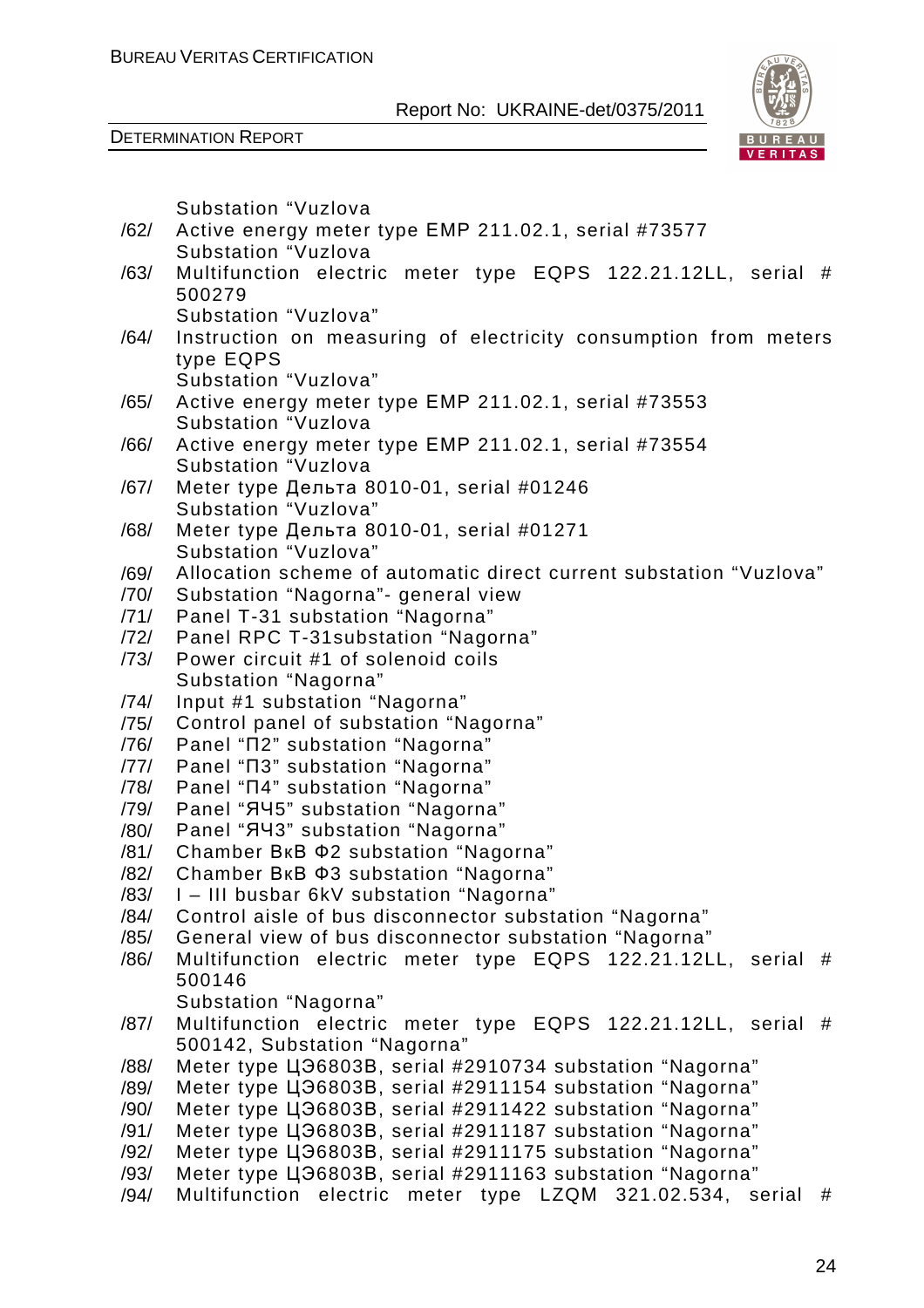Substation "Vuzlova

/62/ Active energy meter type EMP 211.02.1, serial #73577
Substation "Vuzlova

/63/ Multifunction electric meter type EQPS 122.21.12LL, serial # 500279
Substation "Vuzlova"

/64/ Instruction on measuring of electricity consumption from meters type EQPS
Substation "Vuzlova"

/65/ Active energy meter type EMP 211.02.1, serial #73553
Substation "Vuzlova

/66/ Active energy meter type EMP 211.02.1, serial #73554
Substation "Vuzlova

/67/ Meter type Дельта 8010-01, serial #01246
Substation "Vuzlova"

/68/ Meter type Дельта 8010-01, serial #01271
Substation "Vuzlova"

/69/ Allocation scheme of automatic direct current substation "Vuzlova"

/70/ Substation "Nagorna"- general view

/71/ Panel T-31 substation "Nagorna"

/72/ Panel RPC T-31substation "Nagorna"

/73/ Power circuit #1 of solenoid coils
Substation "Nagorna"

/74/ Input #1 substation "Nagorna"

/75/ Control panel of substation "Nagorna"

/76/ Panel "П2" substation "Nagorna"

/77/ Panel "П3" substation "Nagorna"

/78/ Panel "П4" substation "Nagorna"

/79/ Panel "ЯЧ5" substation "Nagorna"

/80/ Panel "ЯЧ3" substation "Nagorna"

/81/ Chamber ВкВ Ф2 substation "Nagorna"

/82/ Chamber ВкВ Ф3 substation "Nagorna"

/83/ I – III busbar 6kV substation "Nagorna"

/84/ Control aisle of bus disconnector substation "Nagorna"

/85/ General view of bus disconnector substation "Nagorna"

/86/ Multifunction electric meter type EQPS 122.21.12LL, serial # 500146
Substation "Nagorna"

/87/ Multifunction electric meter type EQPS 122.21.12LL, serial # 500142, Substation "Nagorna"

/88/ Meter type ЦЭ6803В, serial #2910734 substation "Nagorna"

/89/ Meter type ЦЭ6803В, serial #2911154 substation "Nagorna"

/90/ Meter type ЦЭ6803В, serial #2911422 substation "Nagorna"

/91/ Meter type ЦЭ6803В, serial #2911187 substation "Nagorna"

/92/ Meter type ЦЭ6803В, serial #2911175 substation "Nagorna"

/93/ Meter type ЦЭ6803В, serial #2911163 substation "Nagorna"

/94/ Multifunction electric meter type LZQM 321.02.534, serial #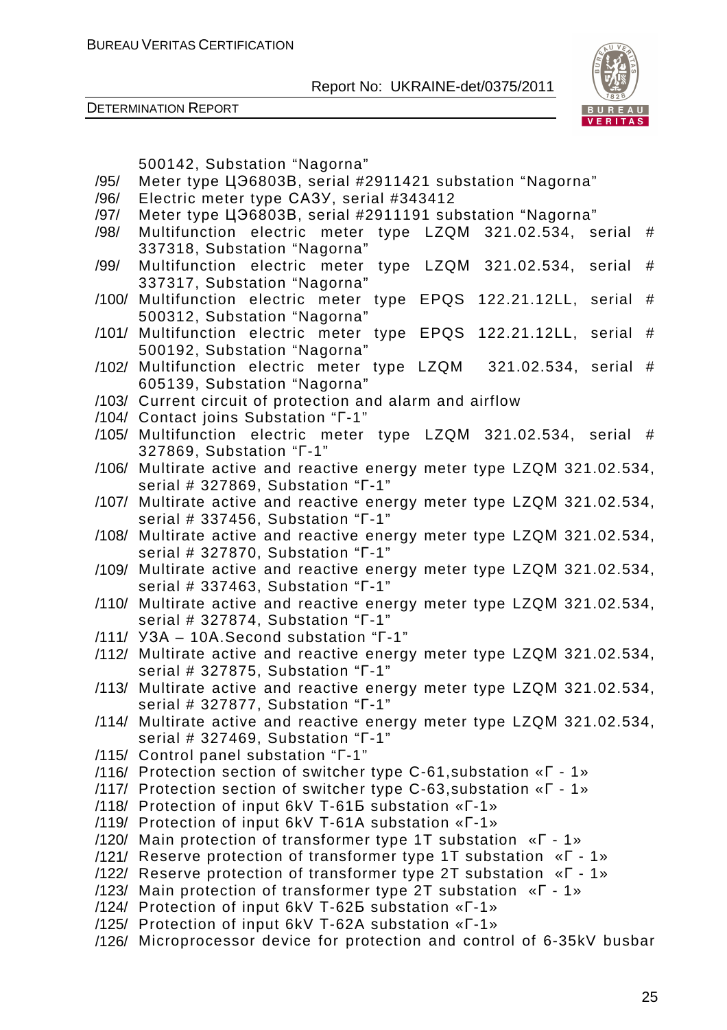500142, Substation "Nagorna"

/95/ Meter type ЦЭ6803В, serial #2911421 substation "Nagorna"

/96/ Electric meter type САЗУ, serial #343412

/97/ Meter type ЦЭ6803В, serial #2911191 substation "Nagorna"

/98/ Multifunction electric meter type LZQM 321.02.534, serial # 337318, Substation "Nagorna"

/99/ Multifunction electric meter type LZQM 321.02.534, serial # 337317, Substation "Nagorna"

/100/ Multifunction electric meter type EPQS 122.21.12LL, serial # 500312, Substation "Nagorna"

/101/ Multifunction electric meter type EPQS 122.21.12LL, serial # 500192, Substation "Nagorna"

/102/ Multifunction electric meter type LZQM 321.02.534, serial # 605139, Substation "Nagorna"

/103/ Current circuit of protection and alarm and airflow

/104/ Contact joins Substation "Г-1"

/105/ Multifunction electric meter type LZQM 321.02.534, serial # 327869, Substation "Г-1"

/106/ Multirate active and reactive energy meter type LZQM 321.02.534, serial # 327869, Substation "Г-1"

/107/ Multirate active and reactive energy meter type LZQM 321.02.534, serial # 337456, Substation "Г-1"

/108/ Multirate active and reactive energy meter type LZQM 321.02.534, serial # 327870, Substation "Г-1"

/109/ Multirate active and reactive energy meter type LZQM 321.02.534, serial # 337463, Substation "Г-1"

/110/ Multirate active and reactive energy meter type LZQM 321.02.534, serial # 327874, Substation "Г-1"

/111/ УЗА – 10A.Second substation "Г-1"

/112/ Multirate active and reactive energy meter type LZQM 321.02.534, serial # 327875, Substation "Г-1"

/113/ Multirate active and reactive energy meter type LZQM 321.02.534, serial # 327877, Substation "Г-1"

/114/ Multirate active and reactive energy meter type LZQM 321.02.534, serial # 327469, Substation "Г-1"

/115/ Control panel substation "Г-1"

/116/ Protection section of switcher type C-61,substation «Г - 1»

/117/ Protection section of switcher type C-63,substation «Г - 1»

/118/ Protection of input 6kV Т-61Б substation «Г-1»

/119/ Protection of input 6kV Т-61А substation «Г-1»

/120/ Main protection of transformer type 1T substation «Г - 1»

/121/ Reserve protection of transformer type 1T substation «Г - 1»

/122/ Reserve protection of transformer type 2T substation «Г - 1»

/123/ Main protection of transformer type 2T substation «Г - 1»

/124/ Protection of input 6kV Т-62Б substation «Г-1»

/125/ Protection of input 6kV Т-62А substation «Г-1»

/126/ Microprocessor device for protection and control of 6-35kV busbar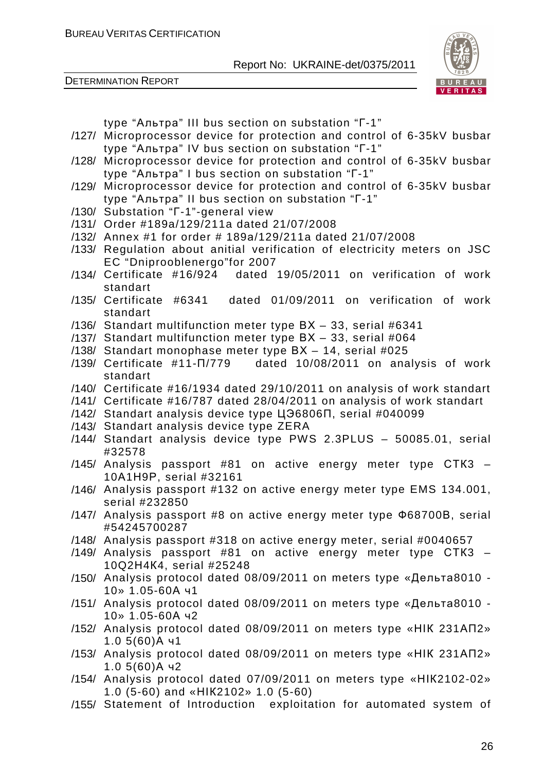type “Альтра” III bus section on substation “Г-1”

/127/ Microprocessor device for protection and control of 6-35kV busbar type “Альтра” IV bus section on substation “Г-1”

/128/ Microprocessor device for protection and control of 6-35kV busbar type “Альтра” I bus section on substation “Г-1”

/129/ Microprocessor device for protection and control of 6-35kV busbar type “Альтра” II bus section on substation “Г-1”

/130/ Substation “Г-1”-general view

/131/ Order #189a/129/211a dated 21/07/2008

/132/ Annex #1 for order # 189a/129/211a dated 21/07/2008

/133/ Regulation about anitial verification of electricity meters on JSC EC “Dniprooblenergo”for 2007

/134/ Certificate #16/924 dated 19/05/2011 on verification of work standart

/135/ Certificate #6341 dated 01/09/2011 on verification of work standart

/136/ Standart multifunction meter type ВХ – 33, serial #6341

/137/ Standart multifunction meter type ВХ – 33, serial #064

/138/ Standart monophase meter type ВХ – 14, serial #025

/139/ Certificate #11-П/779 dated 10/08/2011 on analysis of work standart

/140/ Certificate #16/1934 dated 29/10/2011 on analysis of work standart

/141/ Certificate #16/787 dated 28/04/2011 on analysis of work standart

/142/ Standart analysis device type ЦЭ6806П, serial #040099

/143/ Standart analysis device type ZERA

/144/ Standart analysis device type PWS 2.3PLUS – 50085.01, serial #32578

/145/ Analysis passport #81 on active energy meter type СТК3 – 10А1Н9Р, serial #32161

/146/ Analysis passport #132 on active energy meter type EMS 134.001, serial #232850

/147/ Analysis passport #8 on active energy meter type Ф68700В, serial #54245700287

/148/ Analysis passport #318 on active energy meter, serial #0040657

/149/ Analysis passport #81 on active energy meter type СТК3 – 10Q2Н4К4, serial #25248

/150/ Analysis protocol dated 08/09/2011 on meters type «Дельта8010 - 10» 1.05-60А ч1

/151/ Analysis protocol dated 08/09/2011 on meters type «Дельта8010 - 10» 1.05-60А ч2

/152/ Analysis protocol dated 08/09/2011 on meters type «НІК 231АП2» 1.0 5(60)А ч1

/153/ Analysis protocol dated 08/09/2011 on meters type «НІК 231АП2» 1.0 5(60)А ч2

/154/ Analysis protocol dated 07/09/2011 on meters type «НІК2102-02» 1.0 (5-60) and «НІК2102» 1.0 (5-60)

/155/ Statement of Introduction exploitation for automated system of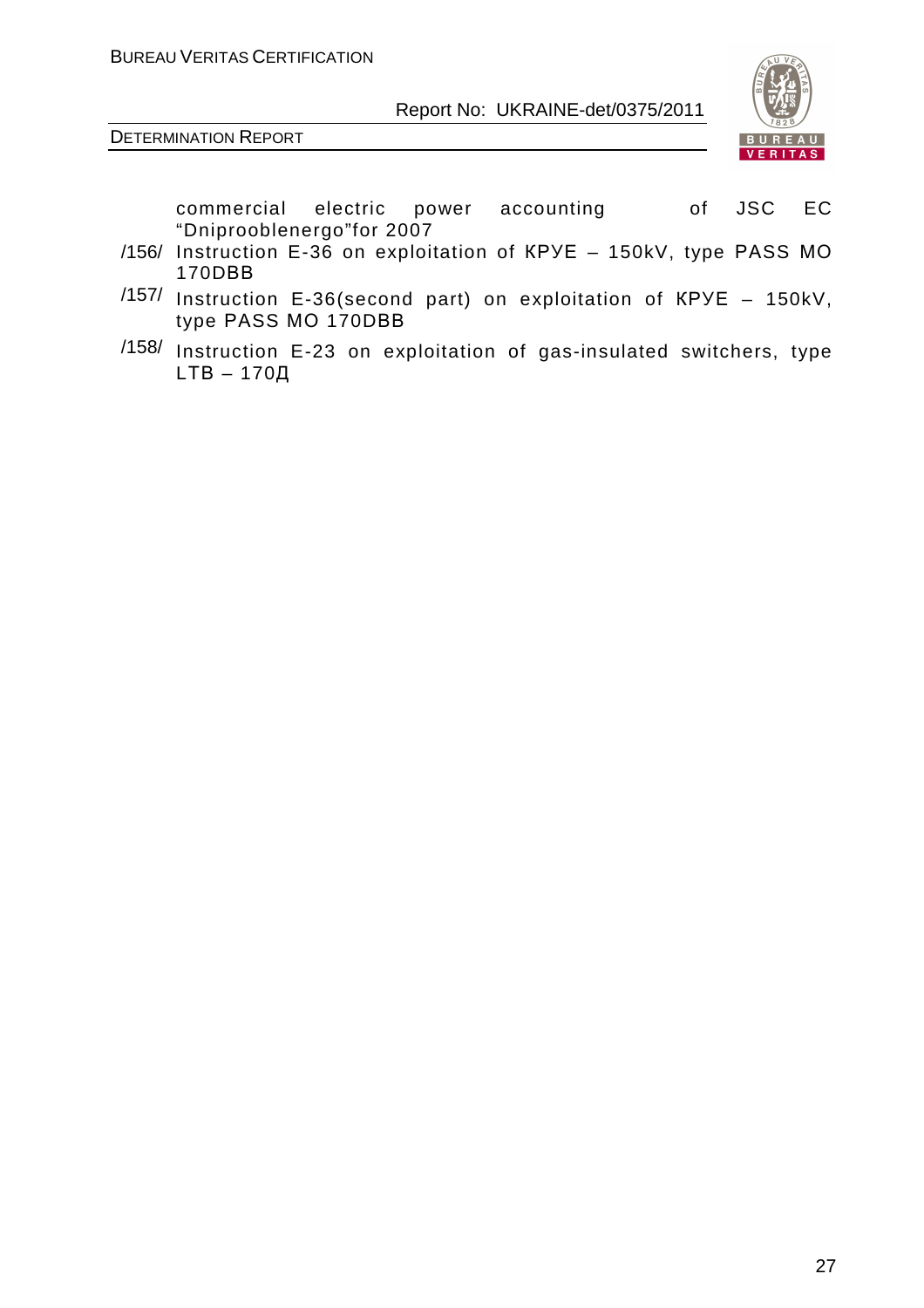commercial electric power accounting of JSC EC "Dniprooblenergo"for 2007

/156/ Instruction E-36 on exploitation of КРУЕ – 150kV, type PASS MO 170DBB

/157/ Instruction E-36(second part) on exploitation of КРУЕ – 150kV, type PASS MO 170DBB

/158/ Instruction E-23 on exploitation of gas-insulated switchers, type LTB – 170Д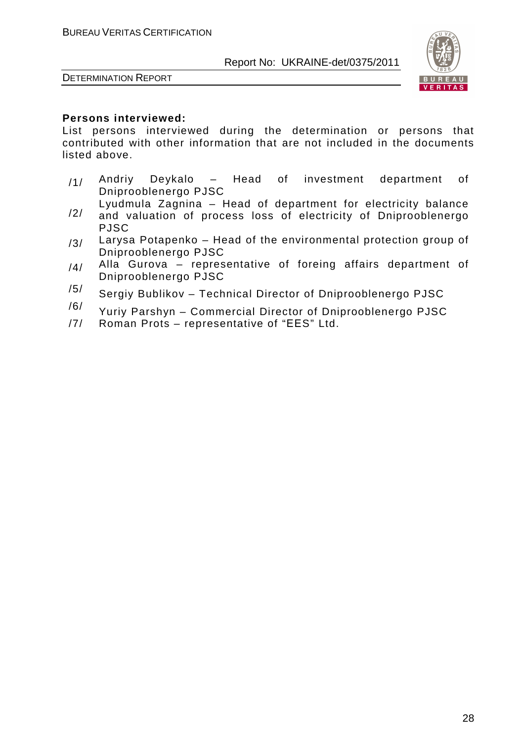**Persons interviewed:**

List persons interviewed during the determination or persons that contributed with other information that are not included in the documents listed above.

/1/ Andriy Deykalo – Head of investment department of DniproobIenergo PJSC

/2/ Lyudmula Zagnina – Head of department for electricity balance and valuation of process loss of electricity of Dniproobienergo PJSC

/3/ Larysa Potapenko – Head of the environmental protection group of Dniproobienergo PJSC

/4/ Alla Gurova – representative of foreing affairs department of Dniproobienergo PJSC

/5/ Sergiy Bublikov – Technical Director of Dniproobienergo PJSC

/6/ Yuriy Parshyn – Commercial Director of Dniproobienergo PJSC

/7/ Roman Prots – representative of “EES” Ltd.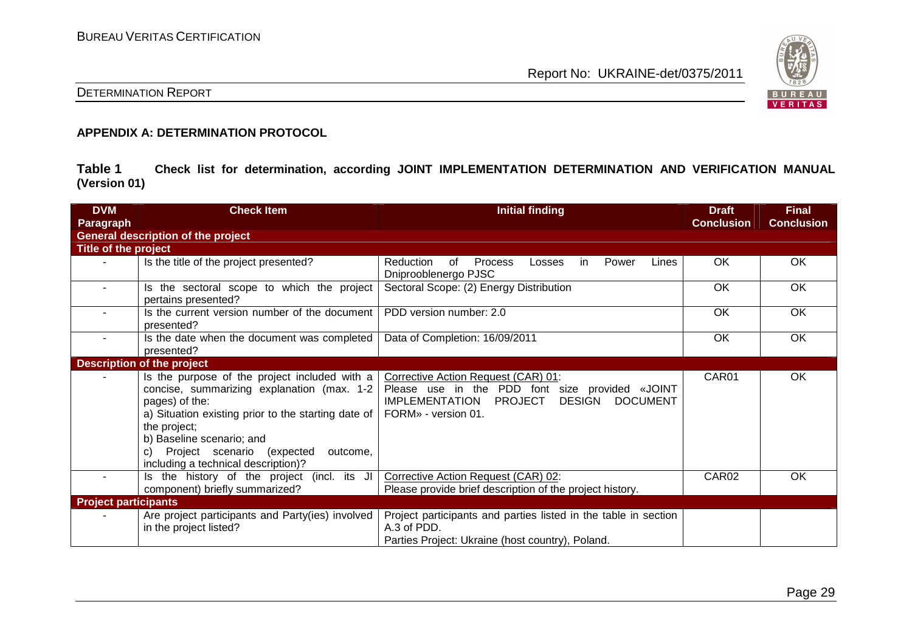## APPENDIX A: DETERMINATION PROTOCOL

**Table 1 Check list for determination, according JOINT IMPLEMENTATION DETERMINATION AND VERIFICATION MANUAL (Version 01)**

| DVM Paragraph | Check Item | Initial finding | Draft Conclusion | Final Conclusion |
|---|---|---|---|---|
| **General description of the project** | | | | |
| **Title of the project** | | | | |
| - | Is the title of the project presented? | Reduction of Process Losses in Power Lines Dniprooblenergo PJSC | OK | OK |
| - | Is the sectoral scope to which the project pertains presented? | Sectoral Scope: (2) Energy Distribution | OK | OK |
| - | Is the current version number of the document presented? | PDD version number: 2.0 | OK | OK |
| - | Is the date when the document was completed presented? | Data of Completion: 16/09/2011 | OK | OK |
| **Description of the project** | | | | |
| - | Is the purpose of the project included with a concise, summarizing explanation (max. 1-2 pages) of the:<br>a) Situation existing prior to the starting date of the project;<br>b) Baseline scenario; and<br>c) Project scenario (expected outcome, including a technical description)? | Corrective Action Request (CAR) 01:<br>Please use in the PDD font size provided «JOINT IMPLEMENTATION PROJECT DESIGN DOCUMENT FORM» - version 01. | CAR01 | OK |
| - | Is the history of the project (incl. its JI component) briefly summarized? | Corrective Action Request (CAR) 02:<br>Please provide brief description of the project history. | CAR02 | OK |
| **Project participants** | | | | |
| - | Are project participants and Party(ies) involved in the project listed? | Project participants and parties listed in the table in section A.3 of PDD.<br>Parties Project: Ukraine (host country), Poland. | | |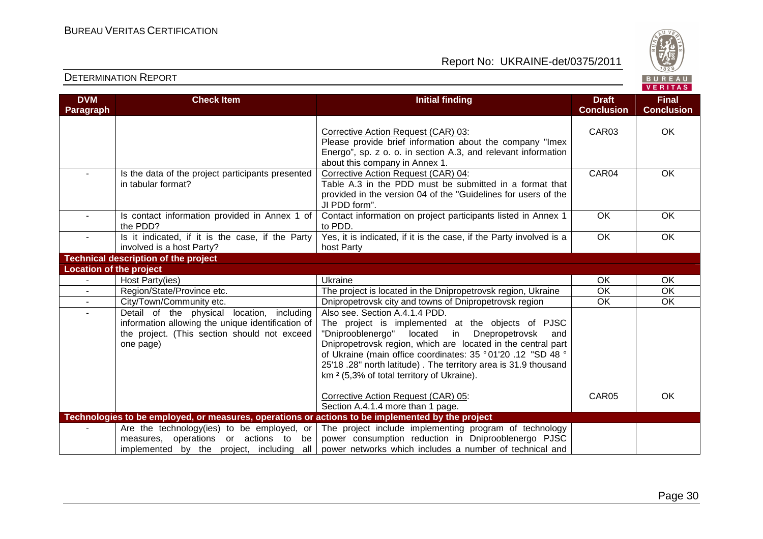| DVM Paragraph | Check Item | Initial finding | Draft Conclusion | Final Conclusion |
|---|---|---|---|---|
| | | Corrective Action Request (CAR) 03: Please provide brief information about the company "Imex Energo", sp. z o. o. in section A.3, and relevant information about this company in Annex 1. | CAR03 | OK |
| - | Is the data of the project participants presented in tabular format? | Corrective Action Request (CAR) 04: Table A.3 in the PDD must be submitted in a format that provided in the version 04 of the "Guidelines for users of the JI PDD form". | CAR04 | OK |
| - | Is contact information provided in Annex 1 of the PDD? | Contact information on project participants listed in Annex 1 to PDD. | OK | OK |
| - | Is it indicated, if it is the case, if the Party involved is a host Party? | Yes, it is indicated, if it is the case, if the Party involved is a host Party | OK | OK |
| **Technical description of the project** | | | | |
| **Location of the project** | | | | |
| - | Host Party(ies) | Ukraine | OK | OK |
| - | Region/State/Province etc. | The project is located in the Dnipropetrovsk region, Ukraine | OK | OK |
| - | City/Town/Community etc. | Dnipropetrovsk city and towns of Dnipropetrovsk region | OK | OK |
| - | Detail of the physical location, including information allowing the unique identification of the project. (This section should not exceed one page) | Also see. Section A.4.1.4 PDD. The project is implemented at the objects of PJSC "Dniprooblenergo" located in Dnepropetrovsk and Dnipropetrovsk region, which are located in the central part of Ukraine (main office coordinates: 35 ° 01'20 .12 "SD 48 ° 25'18 .28" north latitude) . The territory area is 31.9 thousand km² (5,3% of total territory of Ukraine). | | |
| | | Corrective Action Request (CAR) 05: Section A.4.1.4 more than 1 page. | CAR05 | OK |
| **Technologies to be employed, or measures, operations or actions to be implemented by the project** | | | | |
| - | Are the technology(ies) to be employed, or measures, operations or actions to be implemented by the project, including all | The project include implementing program of technology power consumption reduction in Dniprooblenergo PJSC power networks which includes a number of technical and | | |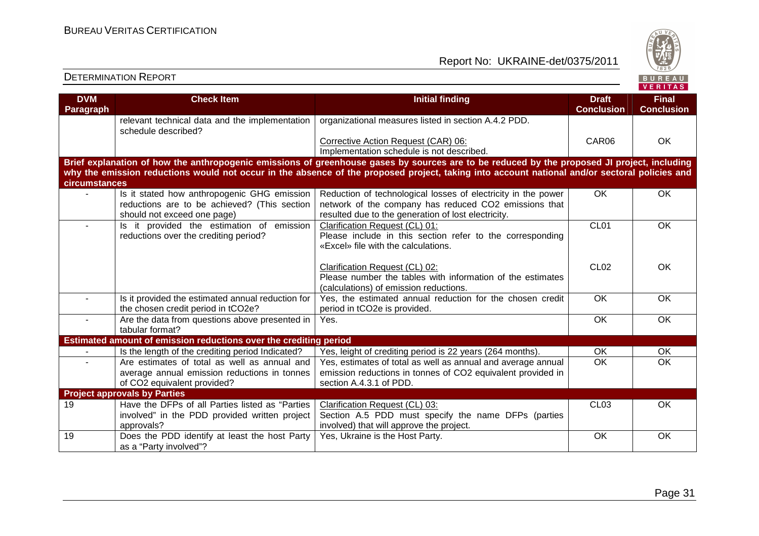| DVM Paragraph | Check Item | Initial finding | Draft Conclusion | Final Conclusion |
|---|---|---|---|---|
| | relevant technical data and the implementation schedule described? | organizational measures listed in section A.4.2 PDD.<br><br>Corrective Action Request (CAR) 06:<br>Implementation schedule is not described. | CAR06 | OK |
| **Brief explanation of how the anthropogenic emissions of greenhouse gases by sources are to be reduced by the proposed JI project, including why the emission reductions would not occur in the absence of the proposed project, taking into account national and/or sectoral policies and circumstances** | | | | |
| - | Is it stated how anthropogenic GHG emission reductions are to be achieved? (This section should not exceed one page) | Reduction of technological losses of electricity in the power network of the company has reduced CO2 emissions that resulted due to the generation of lost electricity. | OK | OK |
| - | Is it provided the estimation of emission reductions over the crediting period? | Clarification Request (CL) 01:<br>Please include in this section refer to the corresponding «Excel» file with the calculations.<br><br>Clarification Request (CL) 02:<br>Please number the tables with information of the estimates (calculations) of emission reductions. | CL01<br><br>CL02 | OK<br><br>OK |
| - | Is it provided the estimated annual reduction for the chosen credit period in tCO2e? | Yes, the estimated annual reduction for the chosen credit period in tCO2e is provided. | OK | OK |
| - | Are the data from questions above presented in tabular format? | Yes. | OK | OK |
| **Estimated amount of emission reductions over the crediting period** | | | | |
| - | Is the length of the crediting period Indicated? | Yes, leight of crediting period is 22 years (264 months). | OK | OK |
| - | Are estimates of total as well as annual and average annual emission reductions in tonnes of CO2 equivalent provided? | Yes, estimates of total as well as annual and average annual emission reductions in tonnes of CO2 equivalent provided in section A.4.3.1 of PDD. | OK | OK |
| **Project approvals by Parties** | | | | |
| 19 | Have the DFPs of all Parties listed as "Parties involved" in the PDD provided written project approvals? | Clarification Request (CL) 03:<br>Section A.5 PDD must specify the name DFPs (parties involved) that will approve the project. | CL03 | OK |
| 19 | Does the PDD identify at least the host Party as a "Party involved"? | Yes, Ukraine is the Host Party. | OK | OK |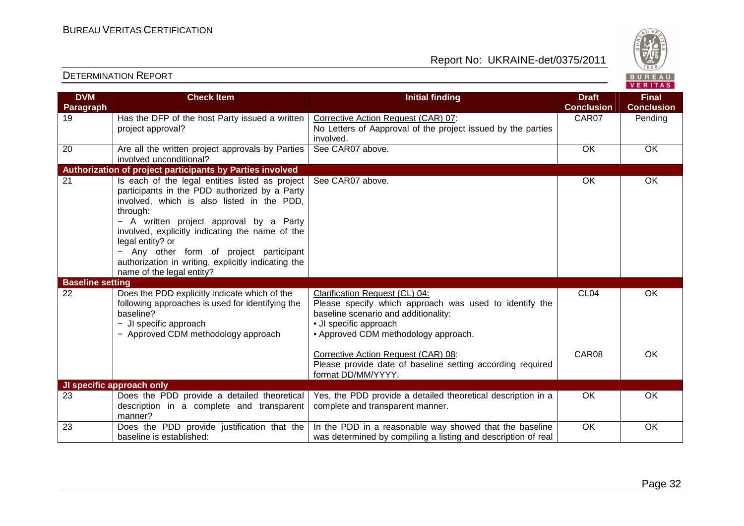| DVM Paragraph | Check Item | Initial finding | Draft Conclusion | Final Conclusion |
|---|---|---|---|---|
| 19 | Has the DFP of the host Party issued a written project approval? | Corrective Action Request (CAR) 07: No Letters of Aapproval of the project issued by the parties involved. | CAR07 | Pending |
| 20 | Are all the written project approvals by Parties involved unconditional? | See CAR07 above. | OK | OK |
| **Authorization of project participants by Parties involved** | | | | |
| 21 | Is each of the legal entities listed as project participants in the PDD authorized by a Party involved, which is also listed in the PDD, through:<br>− A written project approval by a Party involved, explicitly indicating the name of the legal entity? or<br>− Any other form of project participant authorization in writing, explicitly indicating the name of the legal entity? | See CAR07 above. | OK | OK |
| **Baseline setting** | | | | |
| 22 | Does the PDD explicitly indicate which of the following approaches is used for identifying the baseline?<br>− JI specific approach<br>− Approved CDM methodology approach | Clarification Request (CL) 04: Please specify which approach was used to identify the baseline scenario and additionality:<br>• JI specific approach<br>• Approved CDM methodology approach. | CL04 | OK |
| | | Corrective Action Request (CAR) 08: Please provide date of baseline setting according required format DD/MM/YYYY. | CAR08 | OK |
| **JI specific approach only** | | | | |
| 23 | Does the PDD provide a detailed theoretical description in a complete and transparent manner? | Yes, the PDD provide a detailed theoretical description in a complete and transparent manner. | OK | OK |
| 23 | Does the PDD provide justification that the baseline is established: | In the PDD in a reasonable way showed that the baseline was determined by compiling a listing and description of real | OK | OK |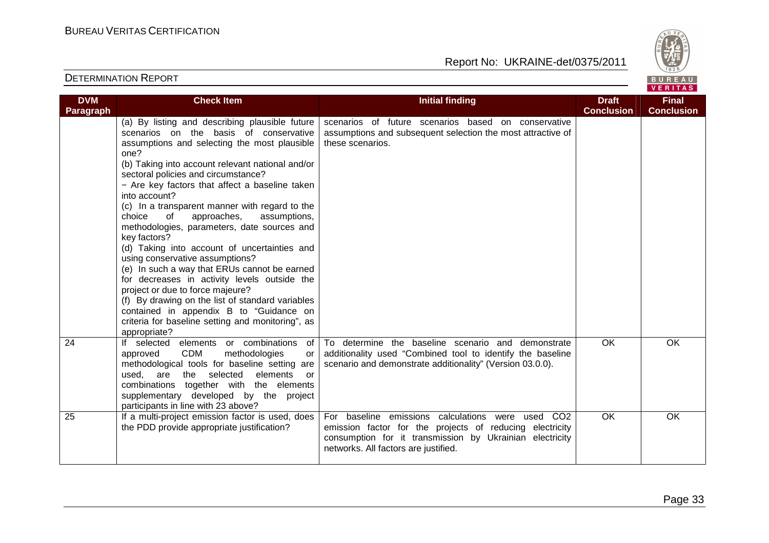| DVM Paragraph | Check Item | Initial finding | Draft Conclusion | Final Conclusion |
|---|---|---|---|---|
| | (a) By listing and describing plausible future scenarios on the basis of conservative assumptions and selecting the most plausible one?<br>(b) Taking into account relevant national and/or sectoral policies and circumstance?<br>− Are key factors that affect a baseline taken into account?<br>(c) In a transparent manner with regard to the choice of approaches, assumptions, methodologies, parameters, date sources and key factors?<br>(d) Taking into account of uncertainties and using conservative assumptions?<br>(e) In such a way that ERUs cannot be earned for decreases in activity levels outside the project or due to force majeure?<br>(f) By drawing on the list of standard variables contained in appendix B to "Guidance on criteria for baseline setting and monitoring", as appropriate? | scenarios of future scenarios based on conservative assumptions and subsequent selection the most attractive of these scenarios. | | |
| 24 | If selected elements or combinations of approved CDM methodologies or methodological tools for baseline setting are used, are the selected elements or combinations together with the elements supplementary developed by the project participants in line with 23 above? | To determine the baseline scenario and demonstrate additionality used "Combined tool to identify the baseline scenario and demonstrate additionality" (Version 03.0.0). | OK | OK |
| 25 | If a multi-project emission factor is used, does the PDD provide appropriate justification? | For baseline emissions calculations were used $CO_2$ emission factor for the projects of reducing electricity consumption for it transmission by Ukrainian electricity networks. All factors are justified. | OK | OK |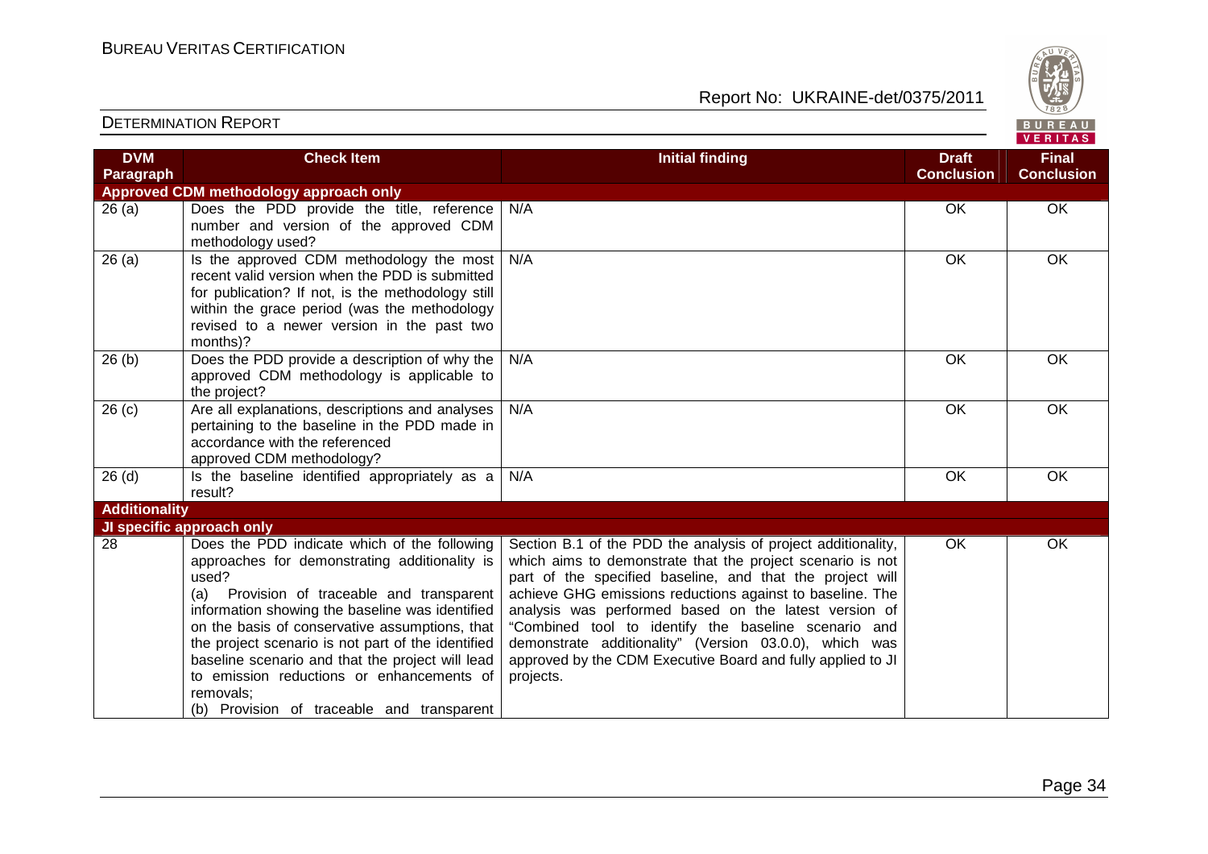| DVM Paragraph | Check Item | Initial finding | Draft Conclusion | Final Conclusion |
|---|---|---|---|---|
| **Approved CDM methodology approach only** | | | | |
| 26 (a) | Does the PDD provide the title, reference number and version of the approved CDM methodology used? | N/A | OK | OK |
| 26 (a) | Is the approved CDM methodology the most recent valid version when the PDD is submitted for publication? If not, is the methodology still within the grace period (was the methodology revised to a newer version in the past two months)? | N/A | OK | OK |
| 26 (b) | Does the PDD provide a description of why the approved CDM methodology is applicable to the project? | N/A | OK | OK |
| 26 (c) | Are all explanations, descriptions and analyses pertaining to the baseline in the PDD made in accordance with the referenced approved CDM methodology? | N/A | OK | OK |
| 26 (d) | Is the baseline identified appropriately as a result? | N/A | OK | OK |
| **Additionality** | | | | |
| **JI specific approach only** | | | | |
| 28 | Does the PDD indicate which of the following approaches for demonstrating additionality is used?<br>(a) Provision of traceable and transparent information showing the baseline was identified on the basis of conservative assumptions, that the project scenario is not part of the identified baseline scenario and that the project will lead to emission reductions or enhancements of removals;<br>(b) Provision of traceable and transparent | Section B.1 of the PDD the analysis of project additionality, which aims to demonstrate that the project scenario is not part of the specified baseline, and that the project will achieve GHG emissions reductions against to baseline. The analysis was performed based on the latest version of "Combined tool to identify the baseline scenario and demonstrate additionality" (Version 03.0.0), which was approved by the CDM Executive Board and fully applied to JI projects. | OK | OK |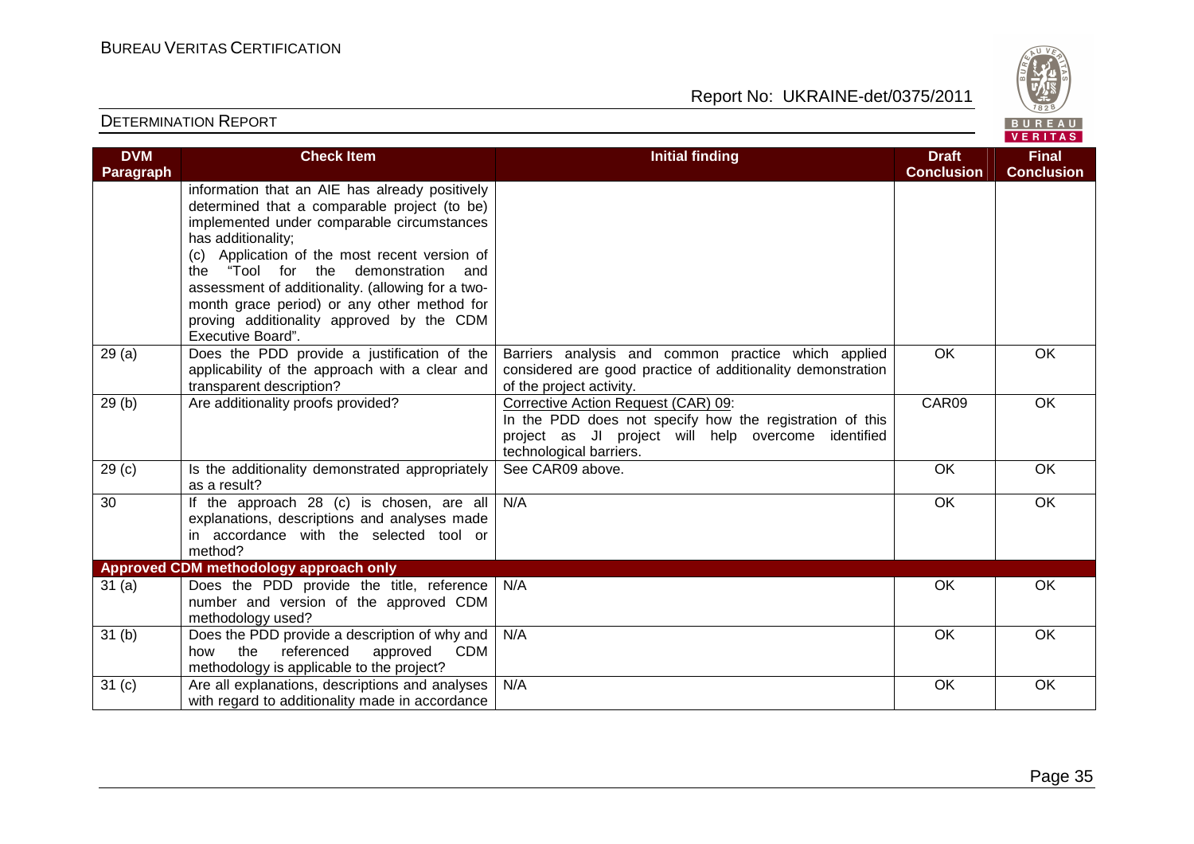| DVM Paragraph | Check Item | Initial finding | Draft Conclusion | Final Conclusion |
|---|---|---|---|---|
| | information that an AIE has already positively determined that a comparable project (to be) implemented under comparable circumstances has additionality;<br>(c) Application of the most recent version of the "Tool for the demonstration and assessment of additionality. (allowing for a two-month grace period) or any other method for proving additionality approved by the CDM Executive Board". | | | |
| 29 (a) | Does the PDD provide a justification of the applicability of the approach with a clear and transparent description? | Barriers analysis and common practice which applied considered are good practice of additionality demonstration of the project activity. | OK | OK |
| 29 (b) | Are additionality proofs provided? | Corrective Action Request (CAR) 09:<br>In the PDD does not specify how the registration of this project as JI project will help overcome identified technological barriers. | CAR09 | OK |
| 29 (c) | Is the additionality demonstrated appropriately as a result? | See CAR09 above. | OK | OK |
| 30 | If the approach 28 (c) is chosen, are all explanations, descriptions and analyses made in accordance with the selected tool or method? | N/A | OK | OK |
| **Approved CDM methodology approach only** | | | | |
| 31 (a) | Does the PDD provide the title, reference number and version of the approved CDM methodology used? | N/A | OK | OK |
| 31 (b) | Does the PDD provide a description of why and how the referenced approved CDM methodology is applicable to the project? | N/A | OK | OK |
| 31 (c) | Are all explanations, descriptions and analyses with regard to additionality made in accordance | N/A | OK | OK |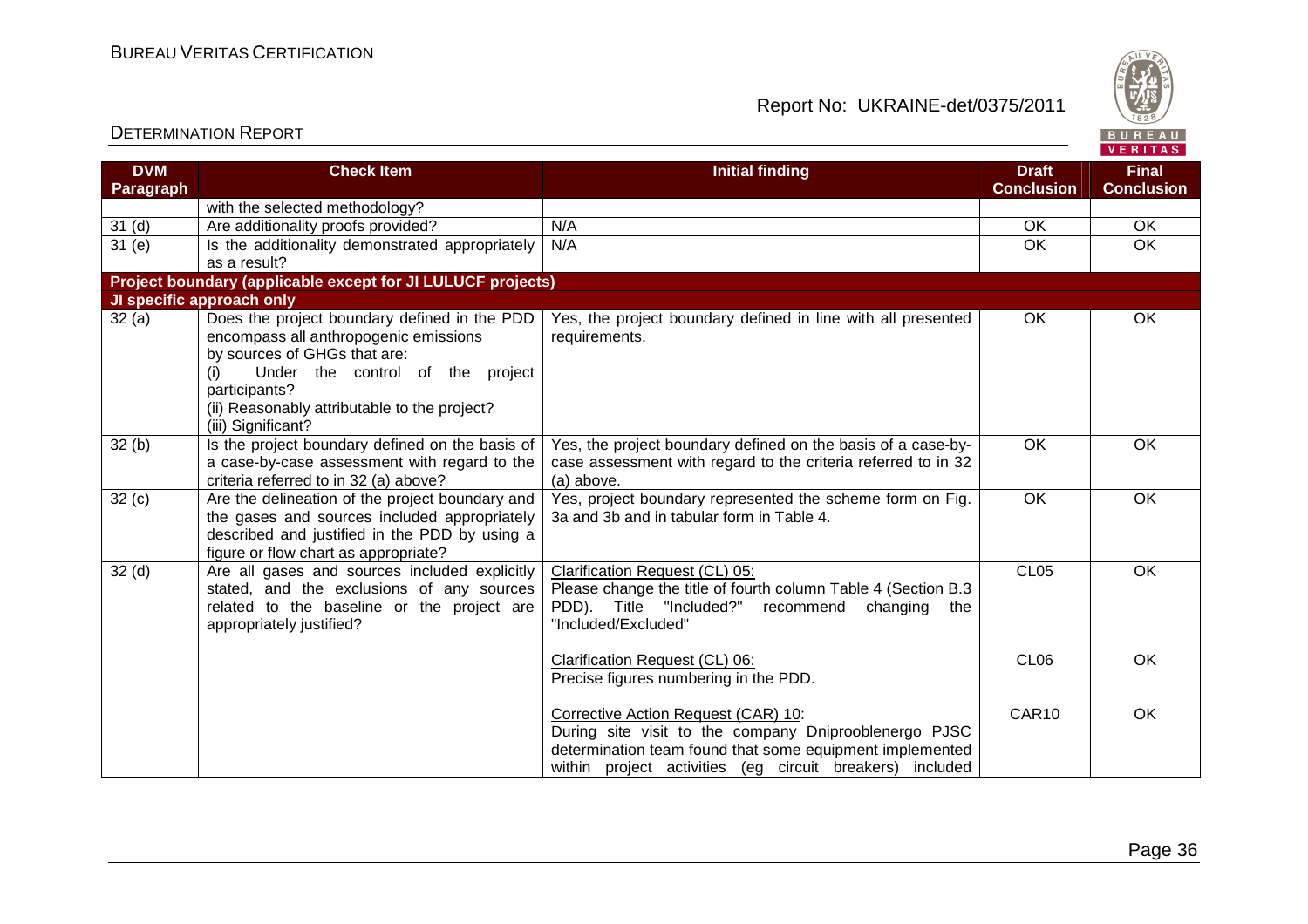| DVM Paragraph | Check Item | Initial finding | Draft Conclusion | Final Conclusion |
|---|---|---|---|---|
| | with the selected methodology? | | | |
| 31 (d) | Are additionality proofs provided? | N/A | OK | OK |
| 31 (e) | Is the additionality demonstrated appropriately as a result? | N/A | OK | OK |
| **Project boundary (applicable except for JI LULUCF projects)** | | | | |
| **JI specific approach only** | | | | |
| 32 (a) | Does the project boundary defined in the PDD encompass all anthropogenic emissions by sources of GHGs that are:<br>(i) Under the control of the project participants?<br>(ii) Reasonably attributable to the project?<br>(iii) Significant? | Yes, the project boundary defined in line with all presented requirements. | OK | OK |
| 32 (b) | Is the project boundary defined on the basis of a case-by-case assessment with regard to the criteria referred to in 32 (a) above? | Yes, the project boundary defined on the basis of a case-by-case assessment with regard to the criteria referred to in 32 (a) above. | OK | OK |
| 32 (c) | Are the delineation of the project boundary and the gases and sources included appropriately described and justified in the PDD by using a figure or flow chart as appropriate? | Yes, project boundary represented the scheme form on Fig. 3a and 3b and in tabular form in Table 4. | OK | OK |
| 32 (d) | Are all gases and sources included explicitly stated, and the exclusions of any sources related to the baseline or the project are appropriately justified? | Clarification Request (CL) 05:<br>Please change the title of fourth column Table 4 (Section B.3 PDD). Title "Included?" recommend changing the "Included/Excluded" | CL05 | OK |
| | | Clarification Request (CL) 06:<br>Precise figures numbering in the PDD. | CL06 | OK |
| | | Corrective Action Request (CAR) 10:<br>During site visit to the company Dniprooblenergo PJSC determination team found that some equipment implemented within project activities (eg circuit breakers) included | CAR10 | OK |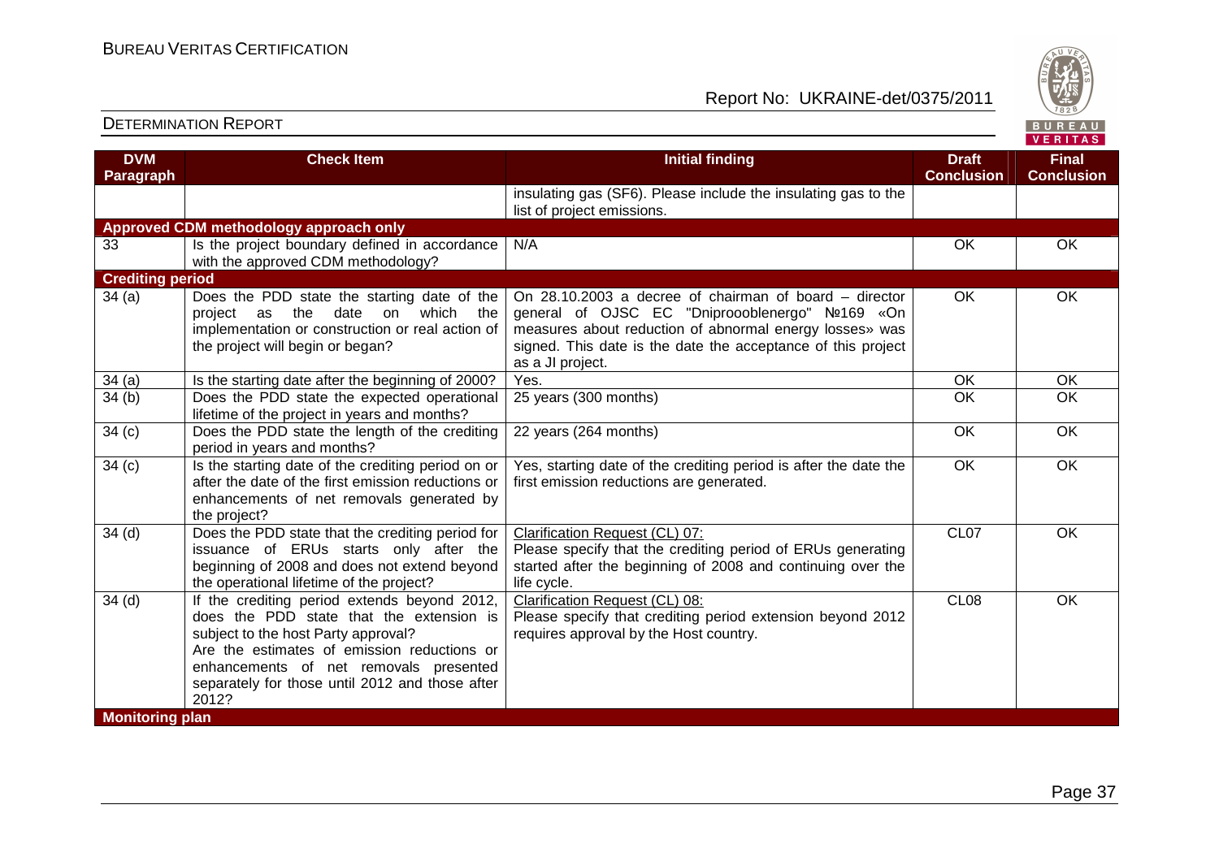| DVM Paragraph | Check Item | Initial finding | Draft Conclusion | Final Conclusion |
|---|---|---|---|---|
| | | insulating gas (SF6). Please include the insulating gas to the list of project emissions. | | |
| **Approved CDM methodology approach only** | | | | |
| 33 | Is the project boundary defined in accordance with the approved CDM methodology? | N/A | OK | OK |
| **Crediting period** | | | | |
| 34 (a) | Does the PDD state the starting date of the project as the date on which the implementation or construction or real action of the project will begin or began? | On 28.10.2003 a decree of chairman of board – director general of OJSC EC "Dniprooblenergo" №169 «On measures about reduction of abnormal energy losses» was signed. This date is the date the acceptance of this project as a JI project. | OK | OK |
| 34 (a) | Is the starting date after the beginning of 2000? | Yes. | OK | OK |
| 34 (b) | Does the PDD state the expected operational lifetime of the project in years and months? | 25 years (300 months) | OK | OK |
| 34 (c) | Does the PDD state the length of the crediting period in years and months? | 22 years (264 months) | OK | OK |
| 34 (c) | Is the starting date of the crediting period on or after the date of the first emission reductions or enhancements of net removals generated by the project? | Yes, starting date of the crediting period is after the date the first emission reductions are generated. | OK | OK |
| 34 (d) | Does the PDD state that the crediting period for issuance of ERUs starts only after the beginning of 2008 and does not extend beyond the operational lifetime of the project? | Clarification Request (CL) 07:<br>Please specify that the crediting period of ERUs generating started after the beginning of 2008 and continuing over the life cycle. | CL07 | OK |
| 34 (d) | If the crediting period extends beyond 2012, does the PDD state that the extension is subject to the host Party approval?<br>Are the estimates of emission reductions or enhancements of net removals presented separately for those until 2012 and those after 2012? | Clarification Request (CL) 08:<br>Please specify that crediting period extension beyond 2012 requires approval by the Host country. | CL08 | OK |
| **Monitoring plan** | | | | |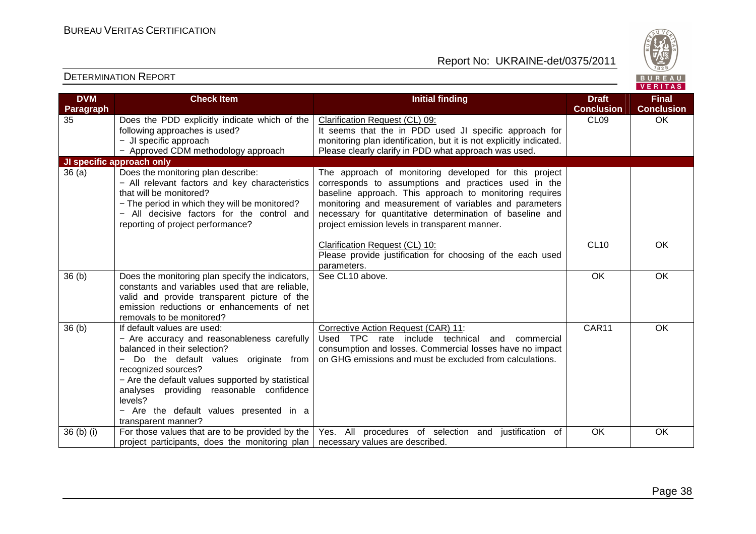| DVM Paragraph | Check Item | Initial finding | Draft Conclusion | Final Conclusion |
|---|---|---|---|---|
| 35 | Does the PDD explicitly indicate which of the following approaches is used?<br>− JI specific approach<br>− Approved CDM methodology approach | Clarification Request (CL) 09:<br>It seems that the in PDD used JI specific approach for monitoring plan identification, but it is not explicitly indicated. Please clearly clarify in PDD what approach was used. | CL09 | OK |
| **JI specific approach only** | | | | |
| 36 (a) | Does the monitoring plan describe:<br>− All relevant factors and key characteristics that will be monitored?<br>− The period in which they will be monitored?<br>− All decisive factors for the control and reporting of project performance? | The approach of monitoring developed for this project corresponds to assumptions and practices used in the baseline approach. This approach to monitoring requires monitoring and measurement of variables and parameters necessary for quantitative determination of baseline and project emission levels in transparent manner. | | |
| | | Clarification Request (CL) 10:<br>Please provide justification for choosing of the each used parameters. | CL10 | OK |
| 36 (b) | Does the monitoring plan specify the indicators, constants and variables used that are reliable, valid and provide transparent picture of the emission reductions or enhancements of net removals to be monitored? | See CL10 above. | OK | OK |
| 36 (b) | If default values are used:<br>− Are accuracy and reasonableness carefully balanced in their selection?<br>− Do the default values originate from recognized sources?<br>− Are the default values supported by statistical analyses providing reasonable confidence levels?<br>− Are the default values presented in a transparent manner? | Corrective Action Request (CAR) 11:<br>Used TPC rate include technical and commercial consumption and losses. Commercial losses have no impact on GHG emissions and must be excluded from calculations. | CAR11 | OK |
| 36 (b) (i) | For those values that are to be provided by the project participants, does the monitoring plan | Yes. All procedures of selection and justification of necessary values are described. | OK | OK |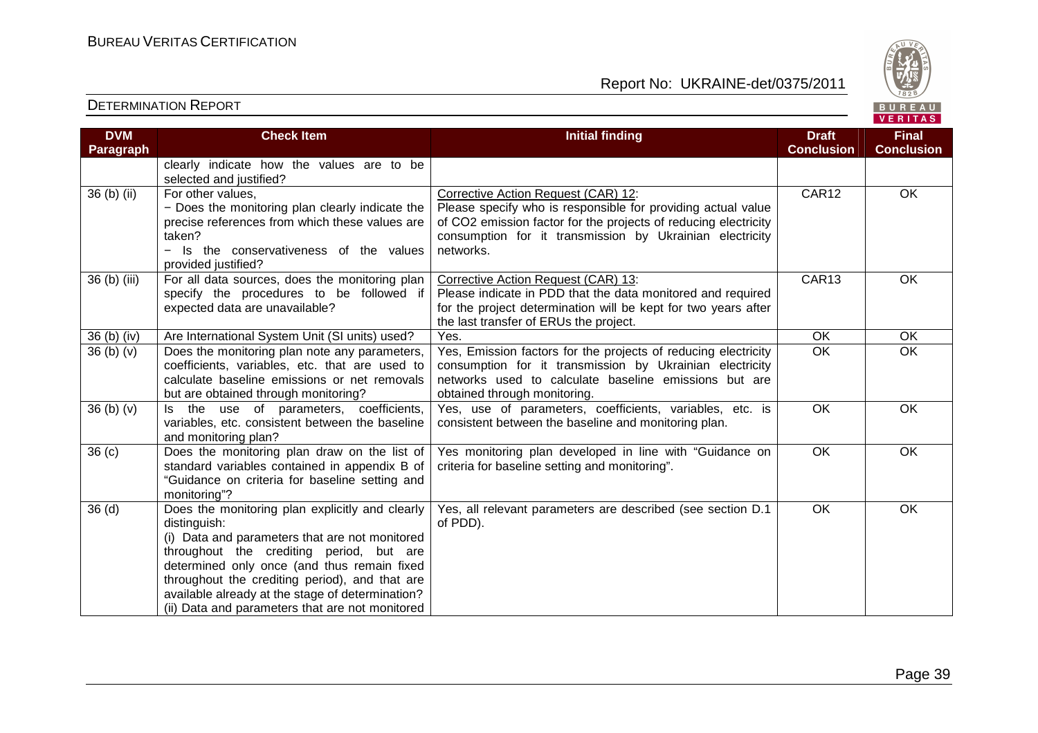## DETERMINATION REPORT

| DVM Paragraph | Check Item | Initial finding | Draft Conclusion | Final Conclusion |
|---|---|---|---|---|
| | clearly indicate how the values are to be selected and justified? | | | |
| 36 (b) (ii) | For other values,<br>− Does the monitoring plan clearly indicate the precise references from which these values are taken?<br>− Is the conservativeness of the values provided justified? | Corrective Action Request (CAR) 12:<br>Please specify who is responsible for providing actual value of $CO_2$ emission factor for the projects of reducing electricity consumption for it transmission by Ukrainian electricity networks. | CAR12 | OK |
| 36 (b) (iii) | For all data sources, does the monitoring plan specify the procedures to be followed if expected data are unavailable? | Corrective Action Request (CAR) 13:<br>Please indicate in PDD that the data monitored and required for the project determination will be kept for two years after the last transfer of ERUs the project. | CAR13 | OK |
| 36 (b) (iv) | Are International System Unit (SI units) used? | Yes. | OK | OK |
| 36 (b) (v) | Does the monitoring plan note any parameters, coefficients, variables, etc. that are used to calculate baseline emissions or net removals but are obtained through monitoring? | Yes, Emission factors for the projects of reducing electricity consumption for it transmission by Ukrainian electricity networks used to calculate baseline emissions but are obtained through monitoring. | OK | OK |
| 36 (b) (v) | Is the use of parameters, coefficients, variables, etc. consistent between the baseline and monitoring plan? | Yes, use of parameters, coefficients, variables, etc. is consistent between the baseline and monitoring plan. | OK | OK |
| 36 (c) | Does the monitoring plan draw on the list of standard variables contained in appendix B of "Guidance on criteria for baseline setting and monitoring"? | Yes monitoring plan developed in line with "Guidance on criteria for baseline setting and monitoring". | OK | OK |
| 36 (d) | Does the monitoring plan explicitly and clearly distinguish:<br>(i) Data and parameters that are not monitored throughout the crediting period, but are determined only once (and thus remain fixed throughout the crediting period), and that are available already at the stage of determination?<br>(ii) Data and parameters that are not monitored | Yes, all relevant parameters are described (see section D.1 of PDD). | OK | OK |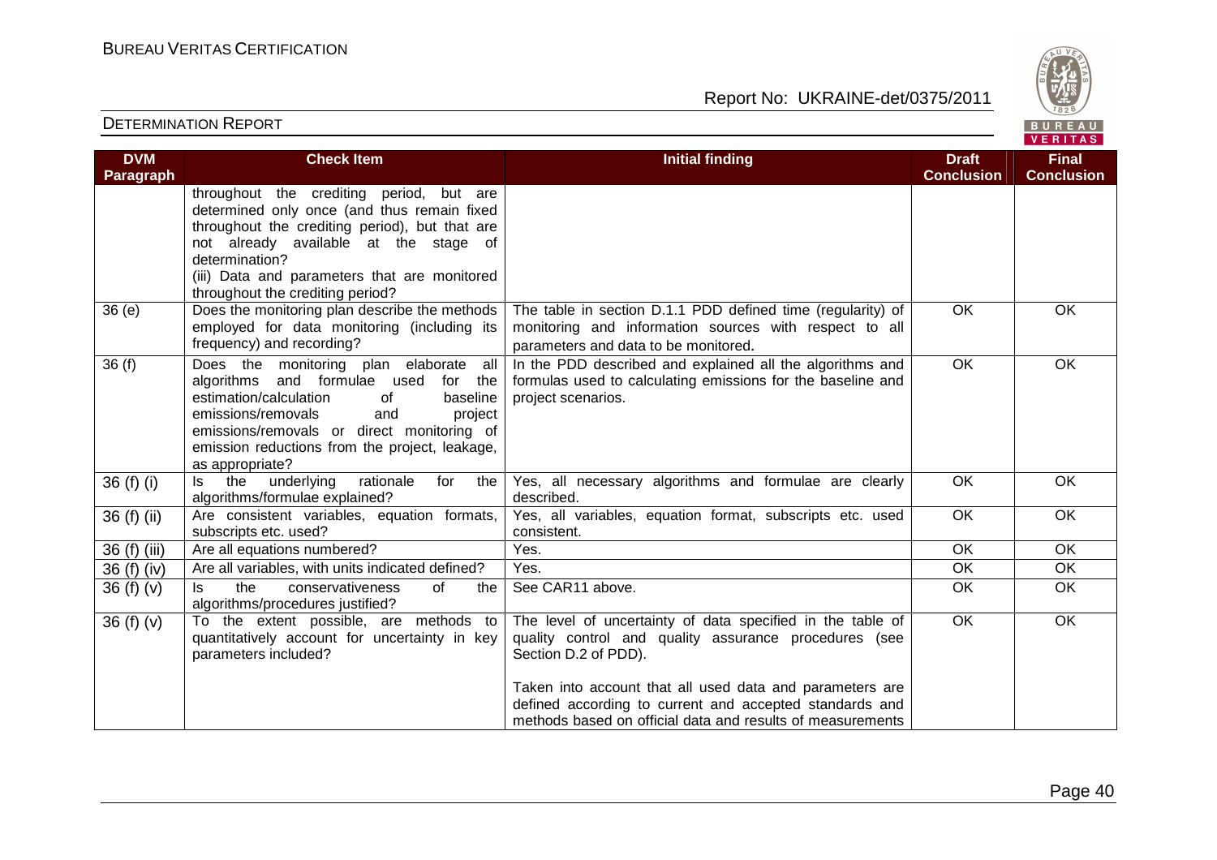| DVM Paragraph | Check Item | Initial finding | Draft Conclusion | Final Conclusion |
|---|---|---|---|---|
| | throughout the crediting period, but are determined only once (and thus remain fixed throughout the crediting period), but that are not already available at the stage of determination?<br>(iii) Data and parameters that are monitored throughout the crediting period? | | | |
| 36 (e) | Does the monitoring plan describe the methods employed for data monitoring (including its frequency) and recording? | The table in section D.1.1 PDD defined time (regularity) of monitoring and information sources with respect to all parameters and data to be monitored. | OK | OK |
| 36 (f) | Does the monitoring plan elaborate all algorithms and formulae used for the estimation/calculation of baseline emissions/removals and project emissions/removals or direct monitoring of emission reductions from the project, leakage, as appropriate? | In the PDD described and explained all the algorithms and formulas used to calculating emissions for the baseline and project scenarios. | OK | OK |
| 36 (f) (i) | Is the underlying rationale for the algorithms/formulae explained? | Yes, all necessary algorithms and formulae are clearly described. | OK | OK |
| 36 (f) (ii) | Are consistent variables, equation formats, subscripts etc. used? | Yes, all variables, equation format, subscripts etc. used consistent. | OK | OK |
| 36 (f) (iii) | Are all equations numbered? | Yes. | OK | OK |
| 36 (f) (iv) | Are all variables, with units indicated defined? | Yes. | OK | OK |
| 36 (f) (v) | Is the conservativeness of the algorithms/procedures justified? | See CAR11 above. | OK | OK |
| 36 (f) (v) | To the extent possible, are methods to quantitatively account for uncertainty in key parameters included? | The level of uncertainty of data specified in the table of quality control and quality assurance procedures (see Section D.2 of PDD).<br><br>Taken into account that all used data and parameters are defined according to current and accepted standards and methods based on official data and results of measurements | OK | OK |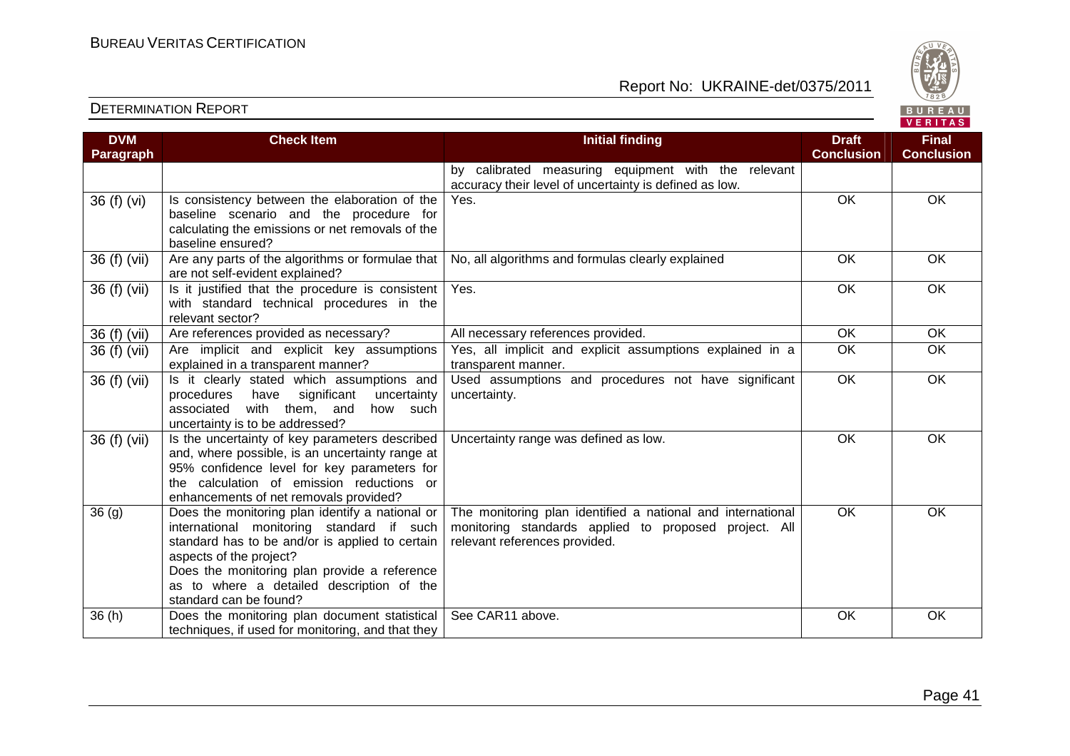| DVM Paragraph | Check Item | Initial finding | Draft Conclusion | Final Conclusion |
|---|---|---|---|---|
| | | by calibrated measuring equipment with the relevant accuracy their level of uncertainty is defined as low. | | |
| 36 (f) (vi) | Is consistency between the elaboration of the baseline scenario and the procedure for calculating the emissions or net removals of the baseline ensured? | Yes. | OK | OK |
| 36 (f) (vii) | Are any parts of the algorithms or formulae that are not self-evident explained? | No, all algorithms and formulas clearly explained | OK | OK |
| 36 (f) (vii) | Is it justified that the procedure is consistent with standard technical procedures in the relevant sector? | Yes. | OK | OK |
| 36 (f) (vii) | Are references provided as necessary? | All necessary references provided. | OK | OK |
| 36 (f) (vii) | Are implicit and explicit key assumptions explained in a transparent manner? | Yes, all implicit and explicit assumptions explained in a transparent manner. | OK | OK |
| 36 (f) (vii) | Is it clearly stated which assumptions and procedures have significant uncertainty associated with them, and how such uncertainty is to be addressed? | Used assumptions and procedures not have significant uncertainty. | OK | OK |
| 36 (f) (vii) | Is the uncertainty of key parameters described and, where possible, is an uncertainty range at 95% confidence level for key parameters for the calculation of emission reductions or enhancements of net removals provided? | Uncertainty range was defined as low. | OK | OK |
| 36 (g) | Does the monitoring plan identify a national or international monitoring standard if such standard has to be and/or is applied to certain aspects of the project?<br>Does the monitoring plan provide a reference as to where a detailed description of the standard can be found? | The monitoring plan identified a national and international monitoring standards applied to proposed project. All relevant references provided. | OK | OK |
| 36 (h) | Does the monitoring plan document statistical techniques, if used for monitoring, and that they | See CAR11 above. | OK | OK |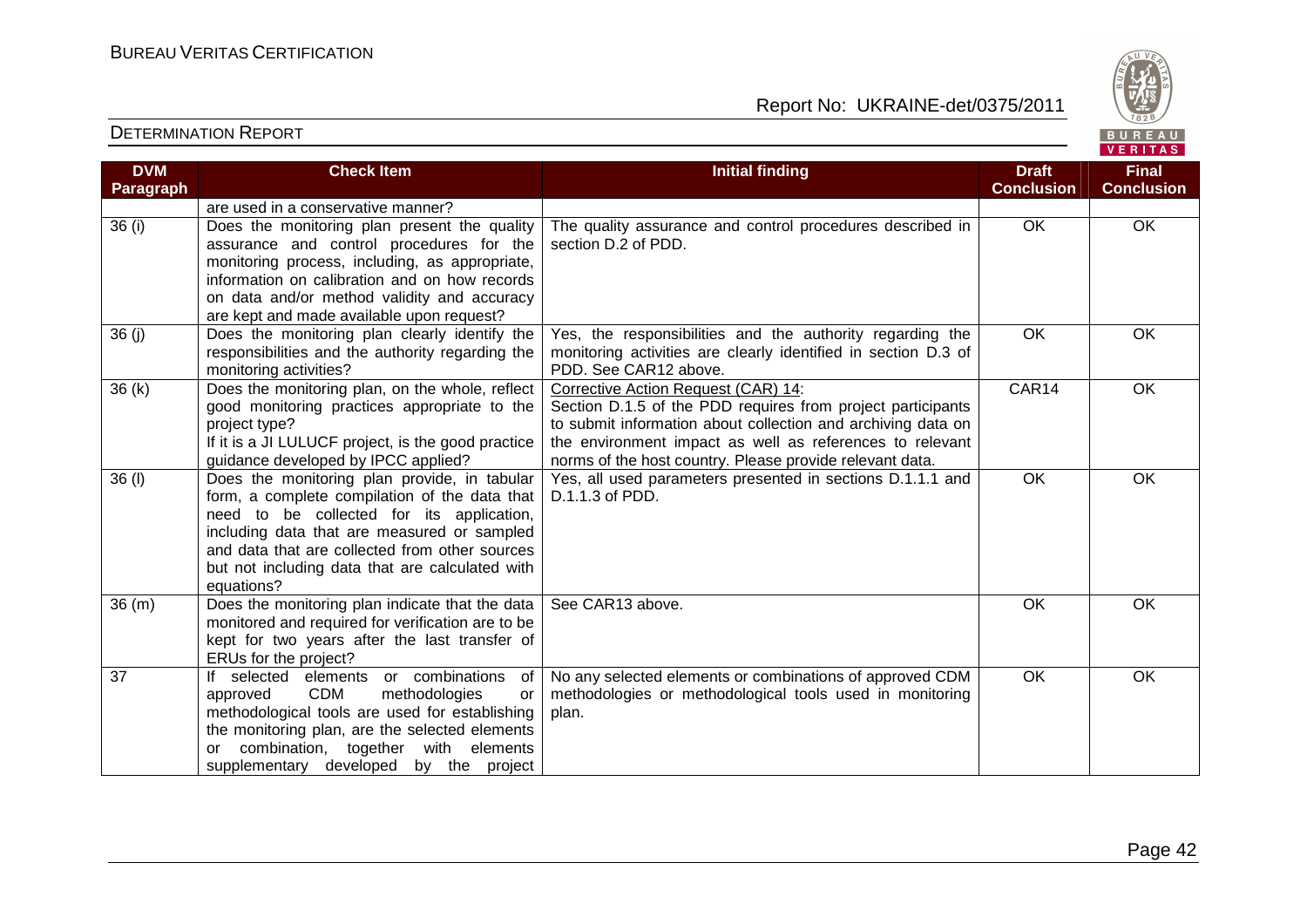| DVM Paragraph | Check Item | Initial finding | Draft Conclusion | Final Conclusion |
|---|---|---|---|---|
| | are used in a conservative manner? | | | |
| 36 (i) | Does the monitoring plan present the quality assurance and control procedures for the monitoring process, including, as appropriate, information on calibration and on how records on data and/or method validity and accuracy are kept and made available upon request? | The quality assurance and control procedures described in section D.2 of PDD. | OK | OK |
| 36 (j) | Does the monitoring plan clearly identify the responsibilities and the authority regarding the monitoring activities? | Yes, the responsibilities and the authority regarding the monitoring activities are clearly identified in section D.3 of PDD. See CAR12 above. | OK | OK |
| 36 (k) | Does the monitoring plan, on the whole, reflect good monitoring practices appropriate to the project type? If it is a JI LULUCF project, is the good practice guidance developed by IPCC applied? | Corrective Action Request (CAR) 14: Section D.1.5 of the PDD requires from project participants to submit information about collection and archiving data on the environment impact as well as references to relevant norms of the host country. Please provide relevant data. | CAR14 | OK |
| 36 (l) | Does the monitoring plan provide, in tabular form, a complete compilation of the data that need to be collected for its application, including data that are measured or sampled and data that are collected from other sources but not including data that are calculated with equations? | Yes, all used parameters presented in sections D.1.1.1 and D.1.1.3 of PDD. | OK | OK |
| 36 (m) | Does the monitoring plan indicate that the data monitored and required for verification are to be kept for two years after the last transfer of ERUs for the project? | See CAR13 above. | OK | OK |
| 37 | If selected elements or combinations of approved CDM methodologies or methodological tools are used for establishing the monitoring plan, are the selected elements or combination, together with elements supplementary developed by the project | No any selected elements or combinations of approved CDM methodologies or methodological tools used in monitoring plan. | OK | OK |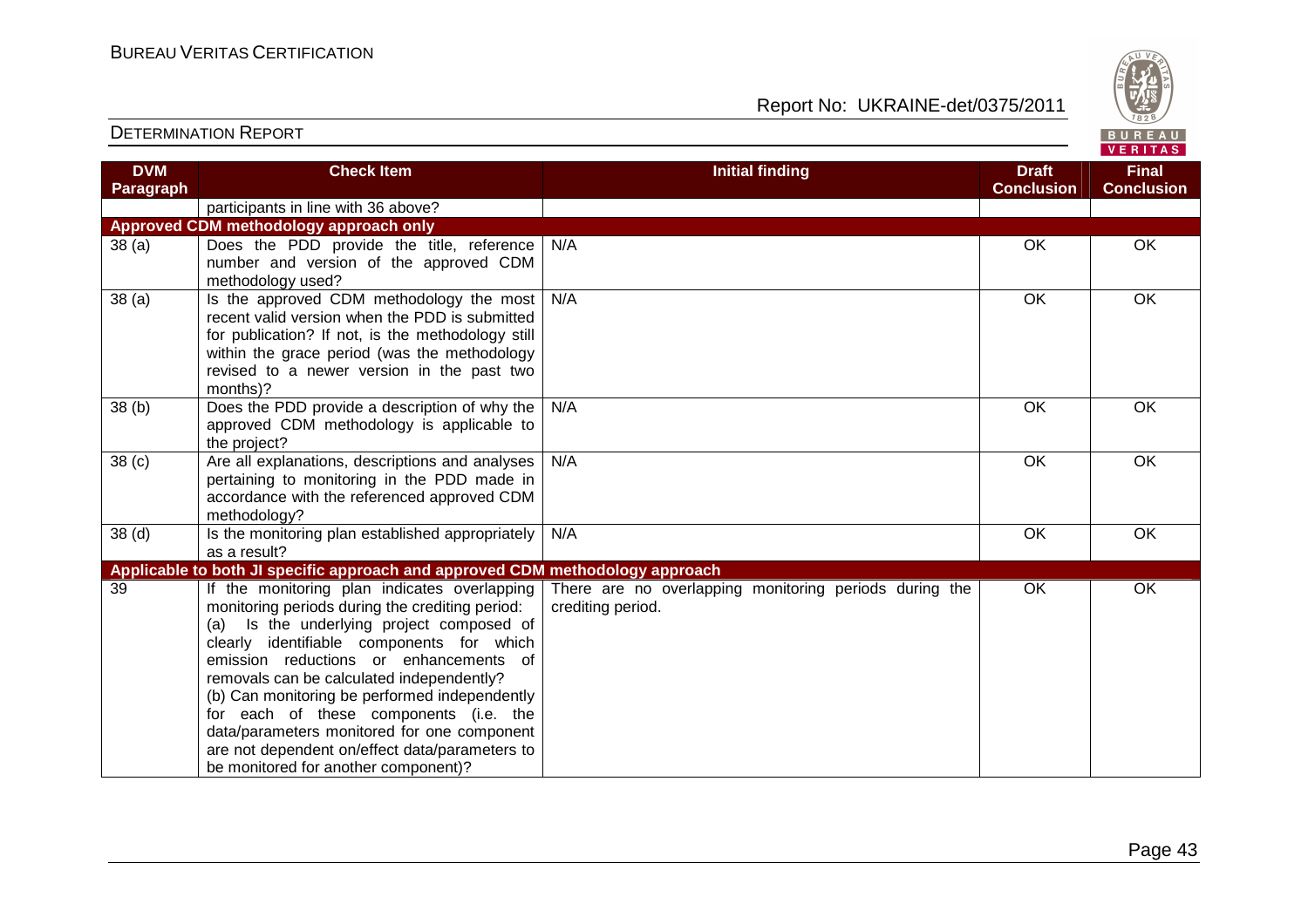| DVM Paragraph | Check Item | Initial finding | Draft Conclusion | Final Conclusion |
|---|---|---|---|---|
| | participants in line with 36 above? | | | |
| **Approved CDM methodology approach only** | | | | |
| 38 (a) | Does the PDD provide the title, reference number and version of the approved CDM methodology used? | N/A | OK | OK |
| 38 (a) | Is the approved CDM methodology the most recent valid version when the PDD is submitted for publication? If not, is the methodology still within the grace period (was the methodology revised to a newer version in the past two months)? | N/A | OK | OK |
| 38 (b) | Does the PDD provide a description of why the approved CDM methodology is applicable to the project? | N/A | OK | OK |
| 38 (c) | Are all explanations, descriptions and analyses pertaining to monitoring in the PDD made in accordance with the referenced approved CDM methodology? | N/A | OK | OK |
| 38 (d) | Is the monitoring plan established appropriately as a result? | N/A | OK | OK |
| **Applicable to both JI specific approach and approved CDM methodology approach** | | | | |
| 39 | If the monitoring plan indicates overlapping monitoring periods during the crediting period: (a) Is the underlying project composed of clearly identifiable components for which emission reductions or enhancements of removals can be calculated independently? (b) Can monitoring be performed independently for each of these components (i.e. the data/parameters monitored for one component are not dependent on/effect data/parameters to be monitored for another component)? | There are no overlapping monitoring periods during the crediting period. | OK | OK |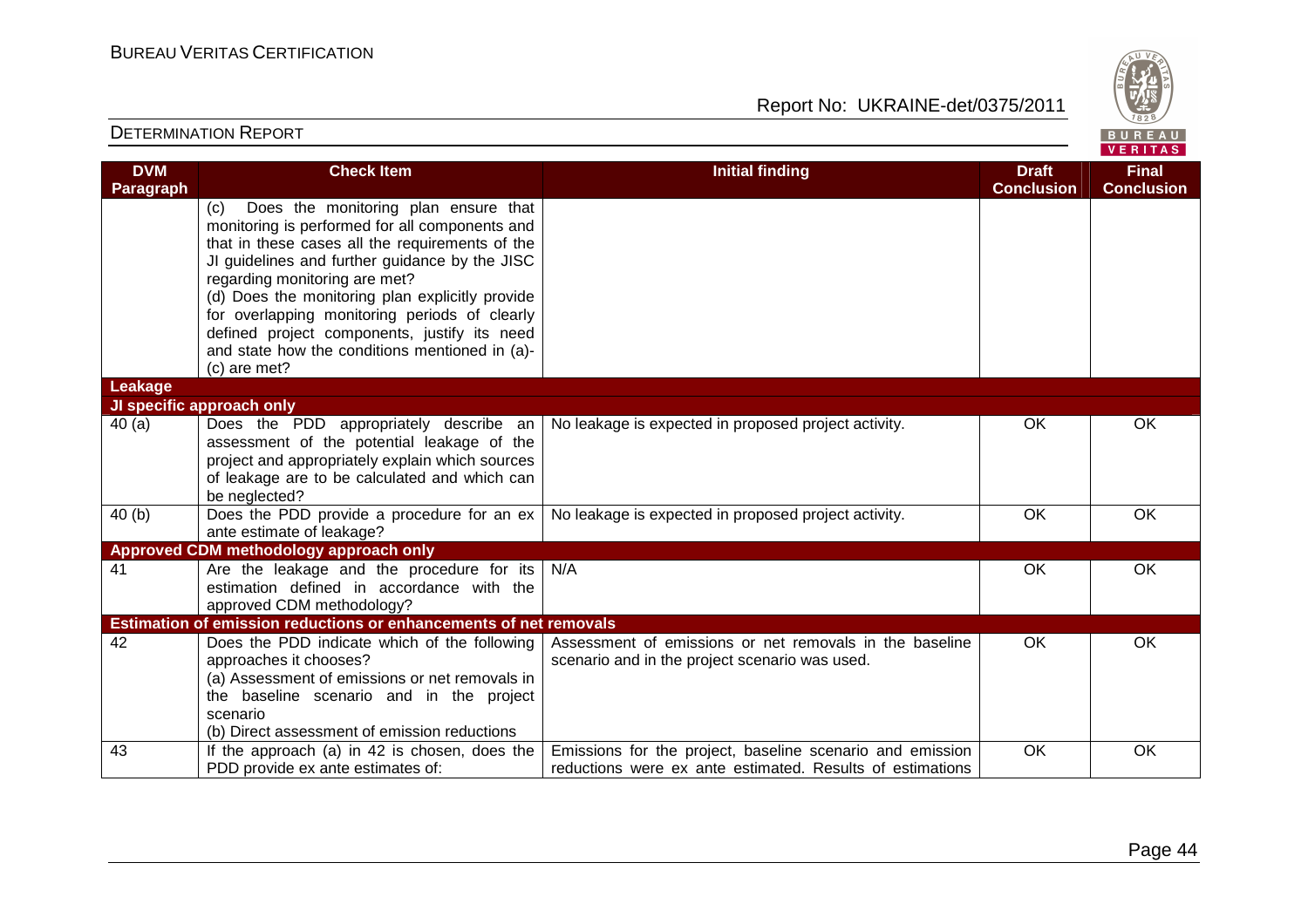| DVM Paragraph | Check Item | Initial finding | Draft Conclusion | Final Conclusion |
|---|---|---|---|---|
| | (c) Does the monitoring plan ensure that monitoring is performed for all components and that in these cases all the requirements of the JI guidelines and further guidance by the JISC regarding monitoring are met?<br>(d) Does the monitoring plan explicitly provide for overlapping monitoring periods of clearly defined project components, justify its need and state how the conditions mentioned in (a)-(c) are met? | | | |
| **Leakage** | | | | |
| **JI specific approach only** | | | | |
| 40 (a) | Does the PDD appropriately describe an assessment of the potential leakage of the project and appropriately explain which sources of leakage are to be calculated and which can be neglected? | No leakage is expected in proposed project activity. | OK | OK |
| 40 (b) | Does the PDD provide a procedure for an ex ante estimate of leakage? | No leakage is expected in proposed project activity. | OK | OK |
| **Approved CDM methodology approach only** | | | | |
| 41 | Are the leakage and the procedure for its estimation defined in accordance with the approved CDM methodology? | N/A | OK | OK |
| **Estimation of emission reductions or enhancements of net removals** | | | | |
| 42 | Does the PDD indicate which of the following approaches it chooses?<br>(a) Assessment of emissions or net removals in the baseline scenario and in the project scenario<br>(b) Direct assessment of emission reductions | Assessment of emissions or net removals in the baseline scenario and in the project scenario was used. | OK | OK |
| 43 | If the approach (a) in 42 is chosen, does the PDD provide ex ante estimates of: | Emissions for the project, baseline scenario and emission reductions were ex ante estimated. Results of estimations | OK | OK |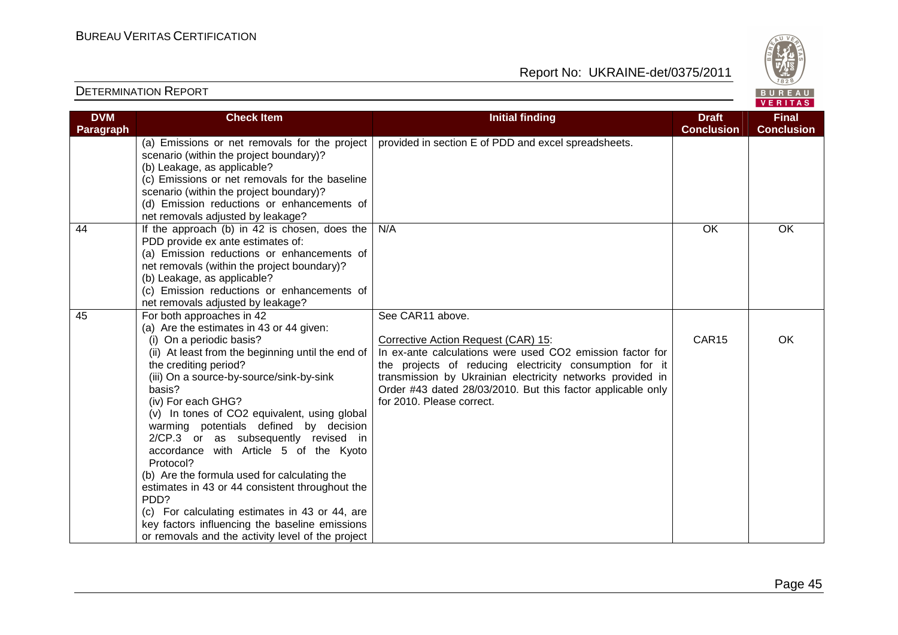| DVM Paragraph | Check Item | Initial finding | Draft Conclusion | Final Conclusion |
|---|---|---|---|---|
| | (a) Emissions or net removals for the project scenario (within the project boundary)?<br>(b) Leakage, as applicable?<br>(c) Emissions or net removals for the baseline scenario (within the project boundary)?<br>(d) Emission reductions or enhancements of net removals adjusted by leakage? | provided in section E of PDD and excel spreadsheets. | | |
| 44 | If the approach (b) in 42 is chosen, does the PDD provide ex ante estimates of:<br>(a) Emission reductions or enhancements of net removals (within the project boundary)?<br>(b) Leakage, as applicable?<br>(c) Emission reductions or enhancements of net removals adjusted by leakage? | N/A | OK | OK |
| 45 | For both approaches in 42<br>(a) Are the estimates in 43 or 44 given:<br>(i) On a periodic basis?<br>(ii) At least from the beginning until the end of the crediting period?<br>(iii) On a source-by-source/sink-by-sink basis?<br>(iv) For each GHG?<br>(v) In tones of CO2 equivalent, using global warming potentials defined by decision 2/CP.3 or as subsequently revised in accordance with Article 5 of the Kyoto Protocol?<br>(b) Are the formula used for calculating the estimates in 43 or 44 consistent throughout the PDD?<br>(c) For calculating estimates in 43 or 44, are key factors influencing the baseline emissions or removals and the activity level of the project | See CAR11 above.<br><br>Corrective Action Request (CAR) 15:<br>In ex-ante calculations were used CO2 emission factor for the projects of reducing electricity consumption for it transmission by Ukrainian electricity networks provided in Order #43 dated 28/03/2010. But this factor applicable only for 2010. Please correct. | CAR15 | OK |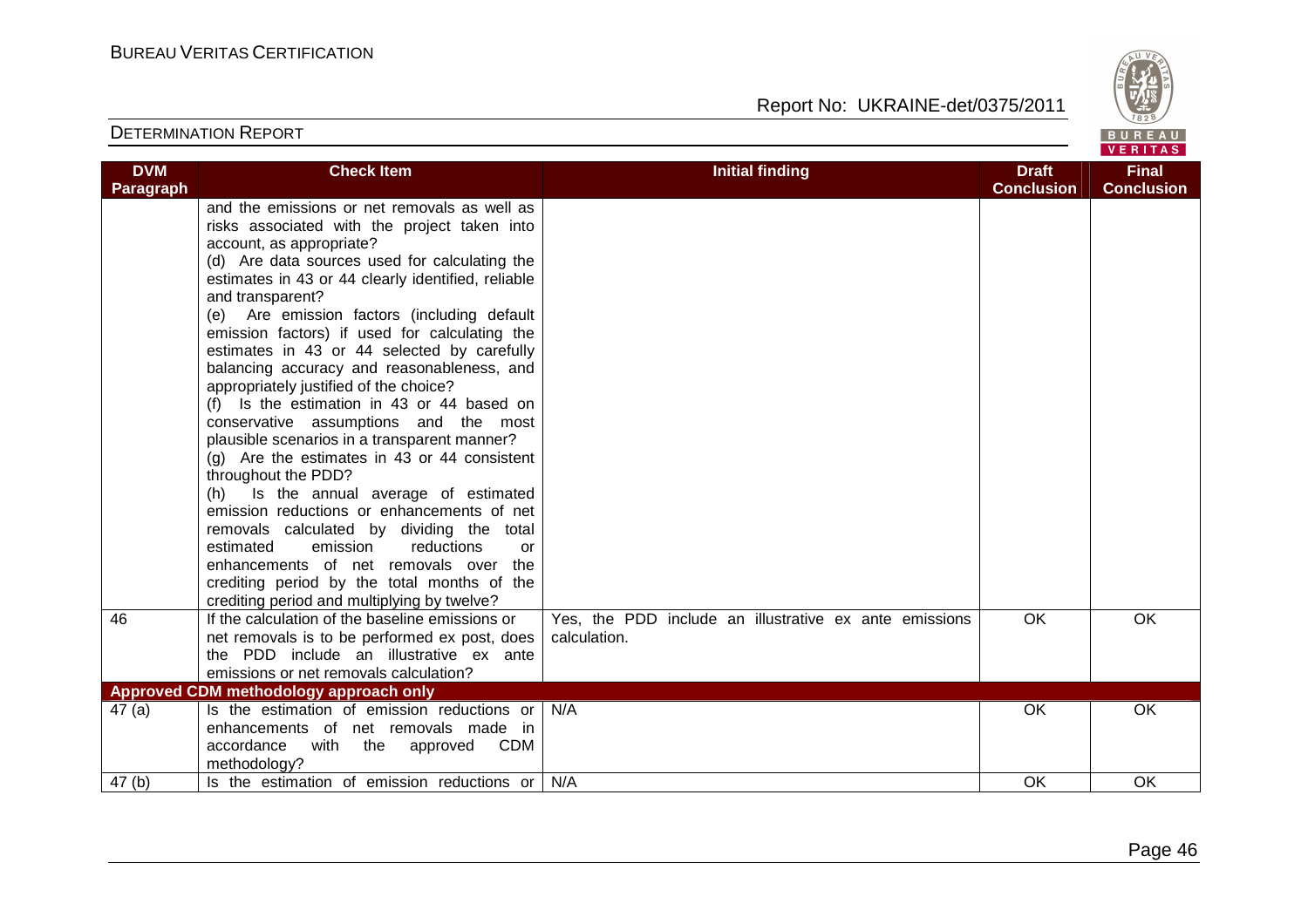| DVM Paragraph | Check Item | Initial finding | Draft Conclusion | Final Conclusion |
|---|---|---|---|---|
| | and the emissions or net removals as well as risks associated with the project taken into account, as appropriate?<br>(d) Are data sources used for calculating the estimates in 43 or 44 clearly identified, reliable and transparent?<br>(e) Are emission factors (including default emission factors) if used for calculating the estimates in 43 or 44 selected by carefully balancing accuracy and reasonableness, and appropriately justified of the choice?<br>(f) Is the estimation in 43 or 44 based on conservative assumptions and the most plausible scenarios in a transparent manner?<br>(g) Are the estimates in 43 or 44 consistent throughout the PDD?<br>(h) Is the annual average of estimated emission reductions or enhancements of net removals calculated by dividing the total estimated emission reductions or enhancements of net removals over the crediting period by the total months of the crediting period and multiplying by twelve? | | | |
| 46 | If the calculation of the baseline emissions or net removals is to be performed ex post, does the PDD include an illustrative ex ante emissions or net removals calculation? | Yes, the PDD include an illustrative ex ante emissions calculation. | OK | OK |
| **Approved CDM methodology approach only** | | | | |
| 47 (a) | Is the estimation of emission reductions or enhancements of net removals made in accordance with the approved CDM methodology? | N/A | OK | OK |
| 47 (b) | Is the estimation of emission reductions or | N/A | OK | OK |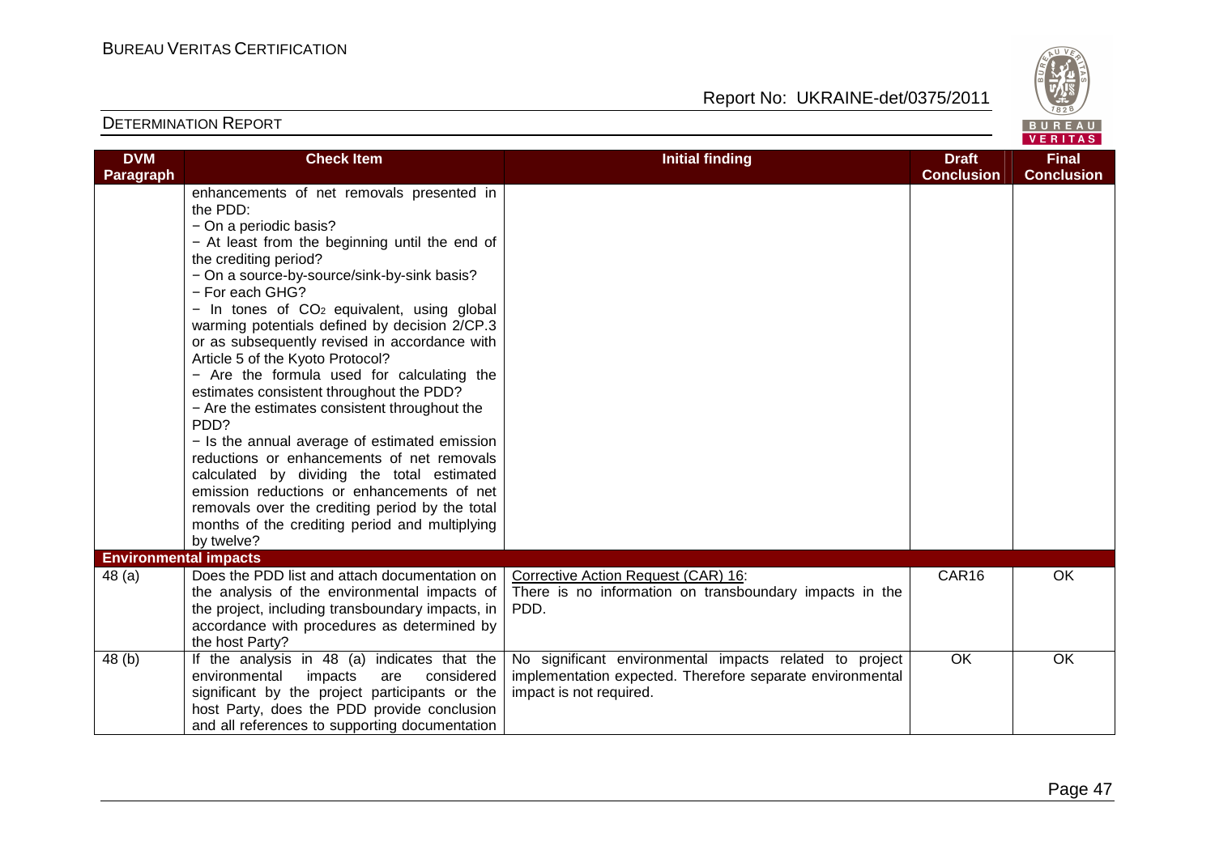| DVM Paragraph | Check Item | Initial finding | Draft Conclusion | Final Conclusion |
|---|---|---|---|---|
| | enhancements of net removals presented in the PDD:<br>− On a periodic basis?<br>− At least from the beginning until the end of the crediting period?<br>− On a source-by-source/sink-by-sink basis?<br>− For each GHG?<br>− In tones of $CO_2$ equivalent, using global warming potentials defined by decision 2/CP.3 or as subsequently revised in accordance with Article 5 of the Kyoto Protocol?<br>− Are the formula used for calculating the estimates consistent throughout the PDD?<br>− Are the estimates consistent throughout the PDD?<br>− Is the annual average of estimated emission reductions or enhancements of net removals calculated by dividing the total estimated emission reductions or enhancements of net removals over the crediting period by the total months of the crediting period and multiplying by twelve? | | | |
| **Environmental impacts** | | | | |
| 48 (a) | Does the PDD list and attach documentation on the analysis of the environmental impacts of the project, including transboundary impacts, in accordance with procedures as determined by the host Party? | Corrective Action Request (CAR) 16:<br>There is no information on transboundary impacts in the PDD. | CAR16 | OK |
| 48 (b) | If the analysis in 48 (a) indicates that the environmental impacts are considered significant by the project participants or the host Party, does the PDD provide conclusion and all references to supporting documentation | No significant environmental impacts related to project implementation expected. Therefore separate environmental impact is not required. | OK | OK |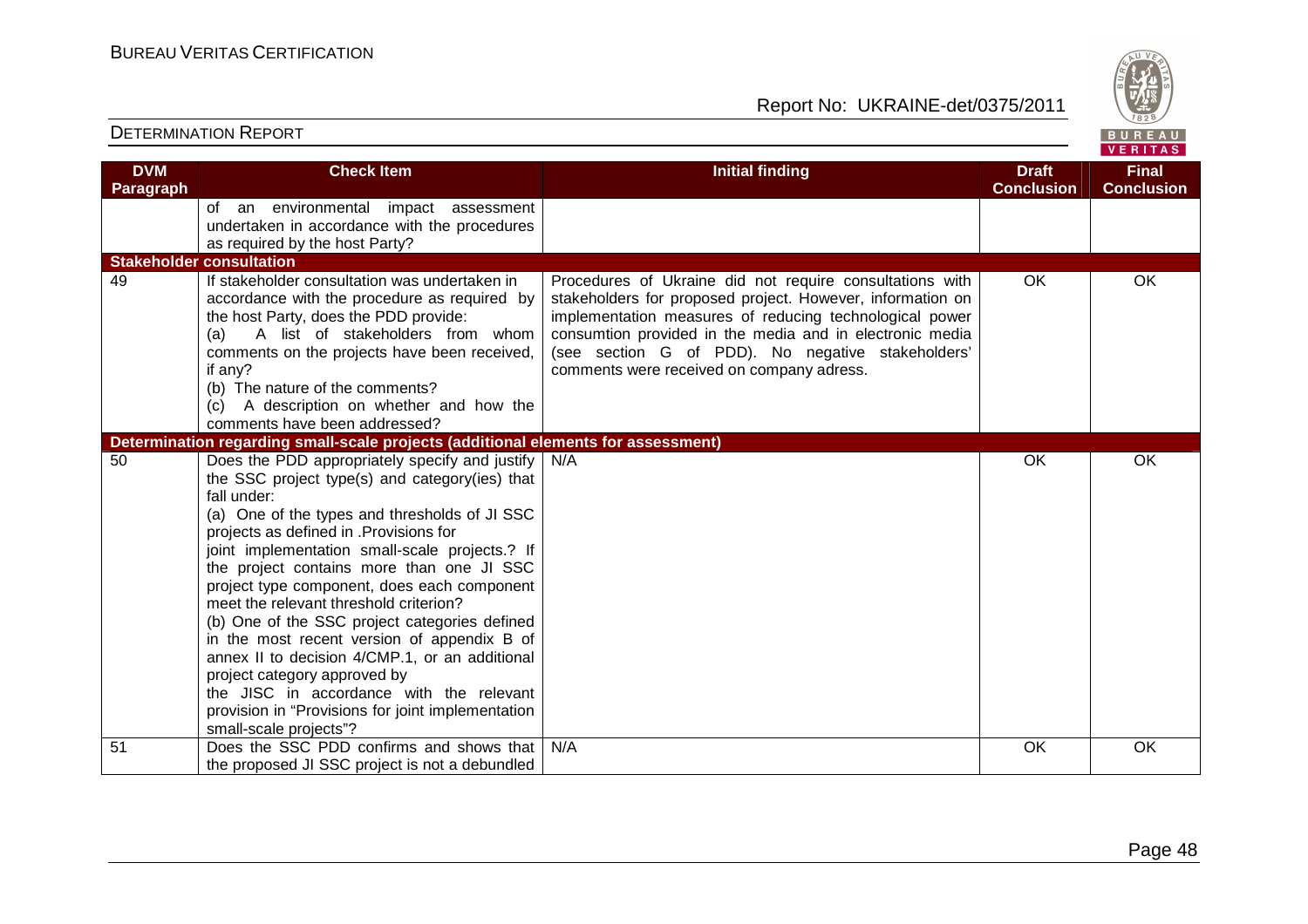| DVM Paragraph | Check Item | Initial finding | Draft Conclusion | Final Conclusion |
|---|---|---|---|---|
| | of an environmental impact assessment undertaken in accordance with the procedures as required by the host Party? | | | |
| **Stakeholder consultation** | | | | |
| 49 | If stakeholder consultation was undertaken in accordance with the procedure as required by the host Party, does the PDD provide:<br>(a) A list of stakeholders from whom comments on the projects have been received, if any?<br>(b) The nature of the comments?<br>(c) A description on whether and how the comments have been addressed? | Procedures of Ukraine did not require consultations with stakeholders for proposed project. However, information on implementation measures of reducing technological power consumtion provided in the media and in electronic media (see section G of PDD). No negative stakeholders' comments were received on company adress. | OK | OK |
| **Determination regarding small-scale projects (additional elements for assessment)** | | | | |
| 50 | Does the PDD appropriately specify and justify the SSC project type(s) and category(ies) that fall under:<br>(a) One of the types and thresholds of JI SSC projects as defined in .Provisions for joint implementation small-scale projects.? If the project contains more than one JI SSC project type component, does each component meet the relevant threshold criterion?<br>(b) One of the SSC project categories defined in the most recent version of appendix B of annex II to decision 4/CMP.1, or an additional project category approved by the JISC in accordance with the relevant provision in "Provisions for joint implementation small-scale projects"? | N/A | OK | OK |
| 51 | Does the SSC PDD confirms and shows that the proposed JI SSC project is not a debundled | N/A | OK | OK |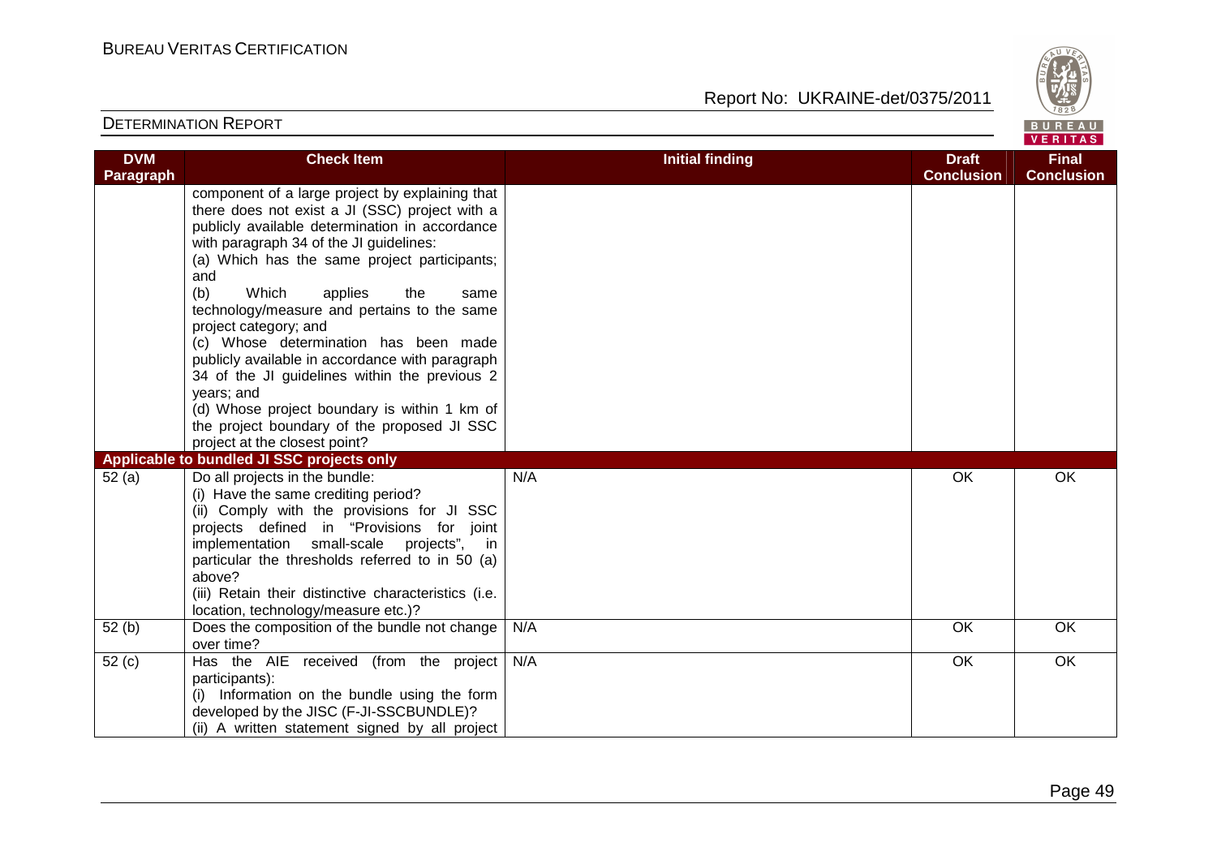| DVM Paragraph | Check Item | Initial finding | Draft Conclusion | Final Conclusion |
|---|---|---|---|---|
| | component of a large project by explaining that there does not exist a JI (SSC) project with a publicly available determination in accordance with paragraph 34 of the JI guidelines:<br>(a) Which has the same project participants; and<br>(b) Which applies the same technology/measure and pertains to the same project category; and<br>(c) Whose determination has been made publicly available in accordance with paragraph 34 of the JI guidelines within the previous 2 years; and<br>(d) Whose project boundary is within 1 km of the project boundary of the proposed JI SSC project at the closest point? | | | |
| **Applicable to bundled JI SSC projects only** | | | | |
| 52 (a) | Do all projects in the bundle:<br>(i) Have the same crediting period?<br>(ii) Comply with the provisions for JI SSC projects defined in "Provisions for joint implementation small-scale projects", in particular the thresholds referred to in 50 (a) above?<br>(iii) Retain their distinctive characteristics (i.e. location, technology/measure etc.)? | N/A | OK | OK |
| 52 (b) | Does the composition of the bundle not change over time? | N/A | OK | OK |
| 52 (c) | Has the AIE received (from the project participants):<br>(i) Information on the bundle using the form developed by the JISC (F-JI-SSCBUNDLE)?<br>(ii) A written statement signed by all project | N/A | OK | OK |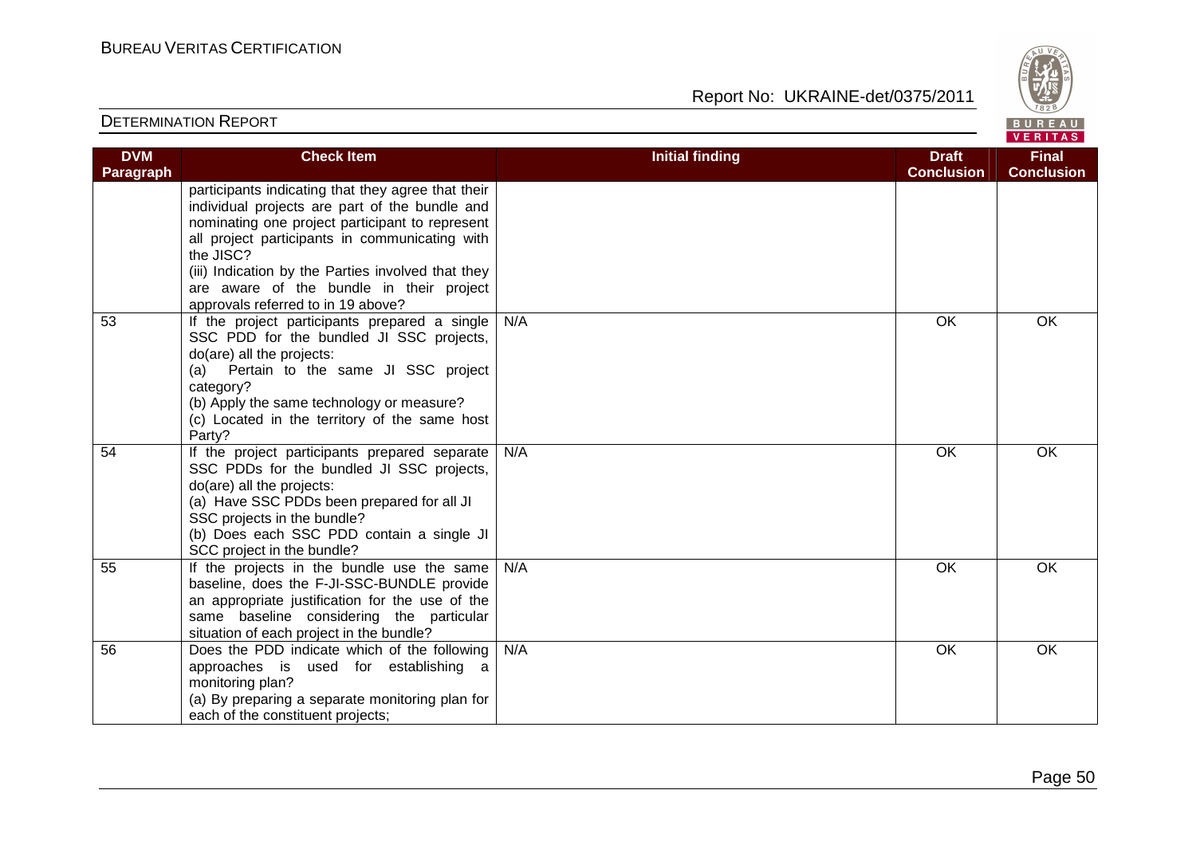| DVM Paragraph | Check Item | Initial finding | Draft Conclusion | Final Conclusion |
|---|---|---|---|---|
| | participants indicating that they agree that their individual projects are part of the bundle and nominating one project participant to represent all project participants in communicating with the JISC?<br>(iii) Indication by the Parties involved that they are aware of the bundle in their project approvals referred to in 19 above? | | | |
| 53 | If the project participants prepared a single SSC PDD for the bundled JI SSC projects, do(are) all the projects:<br>(a) Pertain to the same JI SSC project category?<br>(b) Apply the same technology or measure?<br>(c) Located in the territory of the same host Party? | N/A | OK | OK |
| 54 | If the project participants prepared separate SSC PDDs for the bundled JI SSC projects, do(are) all the projects:<br>(a) Have SSC PDDs been prepared for all JI SSC projects in the bundle?<br>(b) Does each SSC PDD contain a single JI SCC project in the bundle? | N/A | OK | OK |
| 55 | If the projects in the bundle use the same baseline, does the F-JI-SSC-BUNDLE provide an appropriate justification for the use of the same baseline considering the particular situation of each project in the bundle? | N/A | OK | OK |
| 56 | Does the PDD indicate which of the following approaches is used for establishing a monitoring plan?<br>(a) By preparing a separate monitoring plan for each of the constituent projects; | N/A | OK | OK |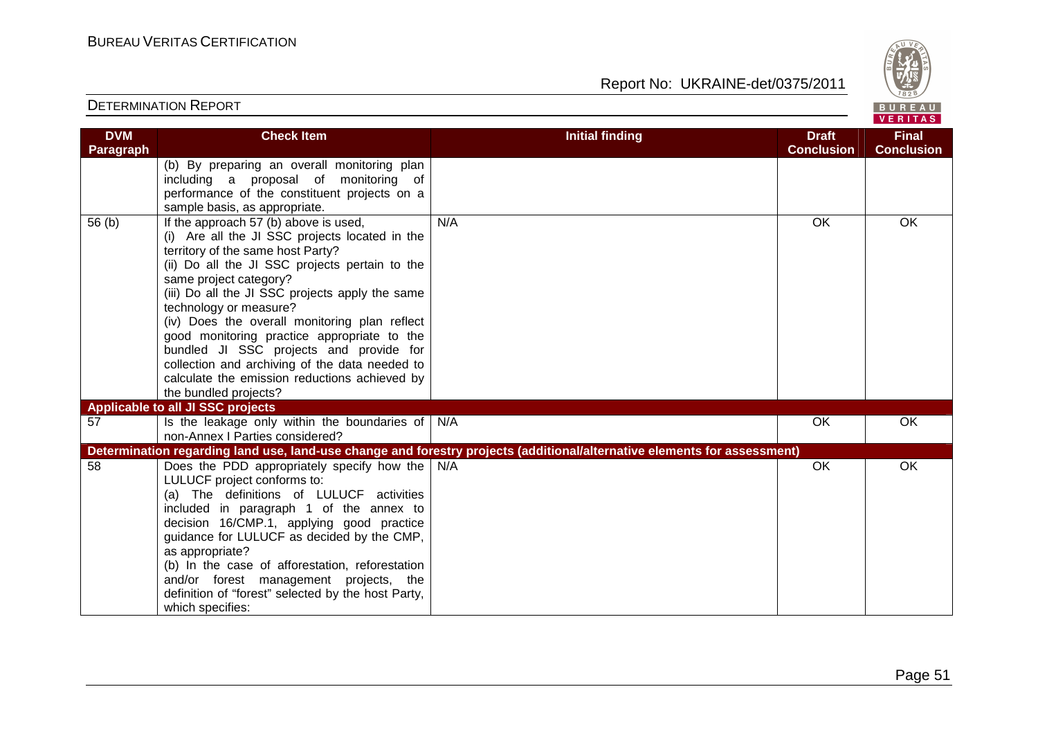| DVM Paragraph | Check Item | Initial finding | Draft Conclusion | Final Conclusion |
|---|---|---|---|---|
| | (b) By preparing an overall monitoring plan including a proposal of monitoring of performance of the constituent projects on a sample basis, as appropriate. | | | |
| 56 (b) | If the approach 57 (b) above is used,<br>(i) Are all the JI SSC projects located in the territory of the same host Party?<br>(ii) Do all the JI SSC projects pertain to the same project category?<br>(iii) Do all the JI SSC projects apply the same technology or measure?<br>(iv) Does the overall monitoring plan reflect good monitoring practice appropriate to the bundled JI SSC projects and provide for collection and archiving of the data needed to calculate the emission reductions achieved by the bundled projects? | N/A | OK | OK |
| **Applicable to all JI SSC projects** | | | | |
| 57 | Is the leakage only within the boundaries of non-Annex I Parties considered? | N/A | OK | OK |
| **Determination regarding land use, land-use change and forestry projects (additional/alternative elements for assessment)** | | | | |
| 58 | Does the PDD appropriately specify how the LULUCF project conforms to:<br>(a) The definitions of LULUCF activities included in paragraph 1 of the annex to decision 16/CMP.1, applying good practice guidance for LULUCF as decided by the CMP, as appropriate?<br>(b) In the case of afforestation, reforestation and/or forest management projects, the definition of "forest" selected by the host Party, which specifies: | N/A | OK | OK |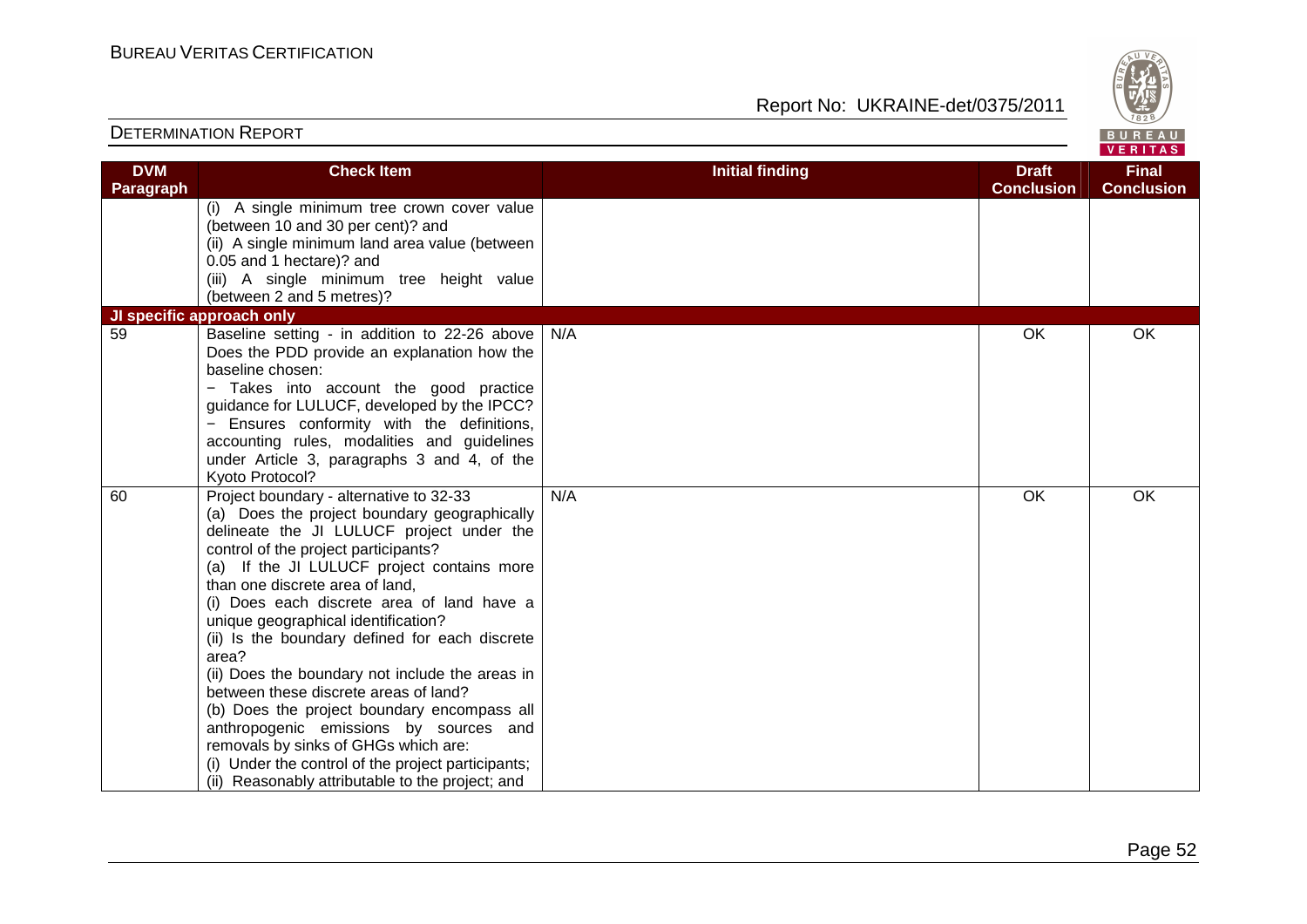| DVM Paragraph | Check Item | Initial finding | Draft Conclusion | Final Conclusion |
|---|---|---|---|---|
| | (i) A single minimum tree crown cover value (between 10 and 30 per cent)? and<br>(ii) A single minimum land area value (between 0.05 and 1 hectare)? and<br>(iii) A single minimum tree height value (between 2 and 5 metres)? | | | |
| **JI specific approach only** | | | | |
| 59 | Baseline setting - in addition to 22-26 above Does the PDD provide an explanation how the baseline chosen:<br>− Takes into account the good practice guidance for LULUCF, developed by the IPCC?<br>− Ensures conformity with the definitions, accounting rules, modalities and guidelines under Article 3, paragraphs 3 and 4, of the Kyoto Protocol? | N/A | OK | OK |
| 60 | Project boundary - alternative to 32-33<br>(a) Does the project boundary geographically delineate the JI LULUCF project under the control of the project participants?<br>(a) If the JI LULUCF project contains more than one discrete area of land,<br>(i) Does each discrete area of land have a unique geographical identification?<br>(ii) Is the boundary defined for each discrete area?<br>(ii) Does the boundary not include the areas in between these discrete areas of land?<br>(b) Does the project boundary encompass all anthropogenic emissions by sources and removals by sinks of GHGs which are:<br>(i) Under the control of the project participants;<br>(ii) Reasonably attributable to the project; and | N/A | OK | OK |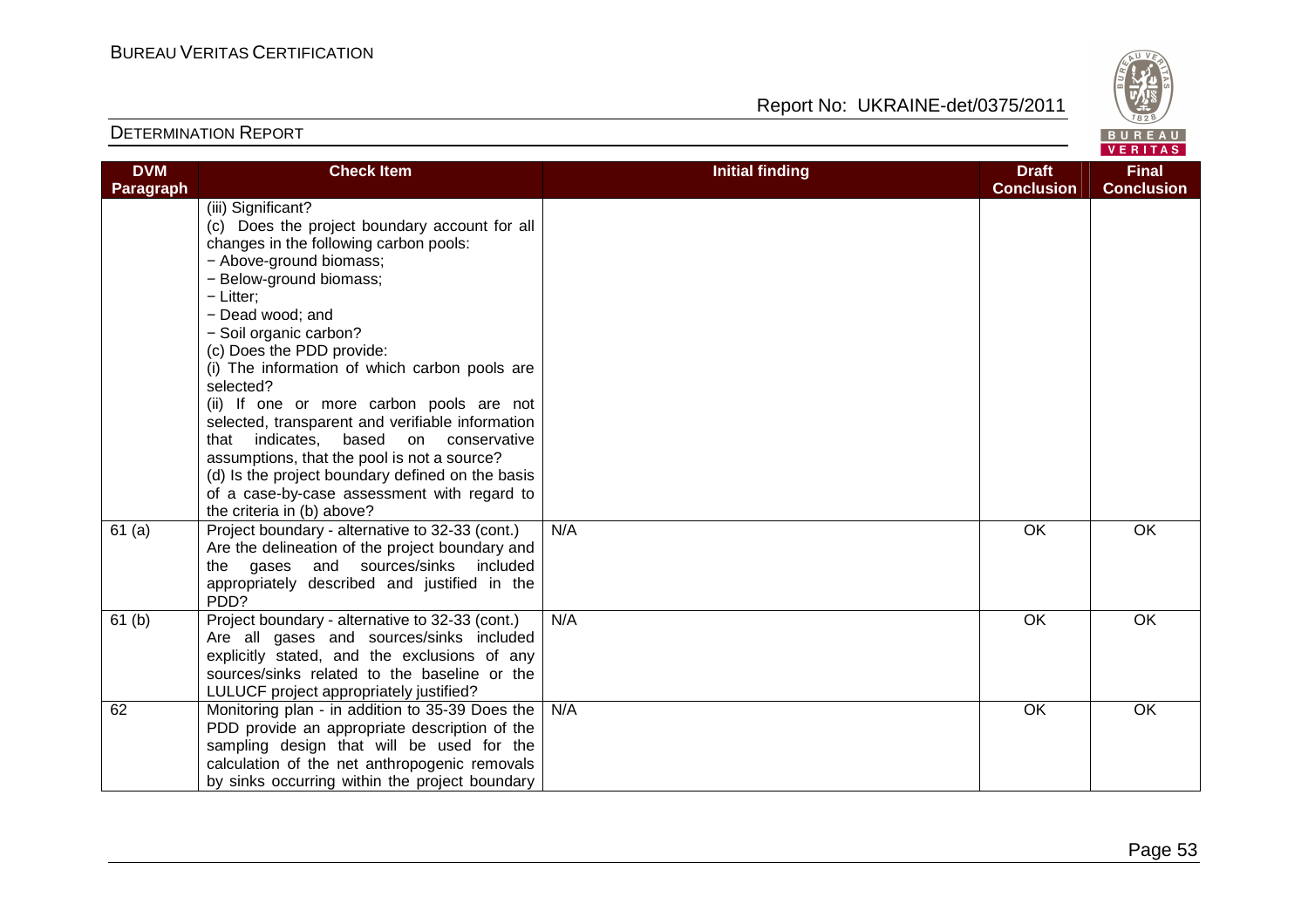| DVM Paragraph | Check Item | Initial finding | Draft Conclusion | Final Conclusion |
|---|---|---|---|---|
| | (iii) Significant?<br>(c) Does the project boundary account for all changes in the following carbon pools:<br>− Above-ground biomass;<br>− Below-ground biomass;<br>− Litter;<br>− Dead wood; and<br>− Soil organic carbon?<br>(c) Does the PDD provide:<br>(i) The information of which carbon pools are selected?<br>(ii) If one or more carbon pools are not selected, transparent and verifiable information that indicates, based on conservative assumptions, that the pool is not a source?<br>(d) Is the project boundary defined on the basis of a case-by-case assessment with regard to the criteria in (b) above? | | | |
| 61 (a) | Project boundary - alternative to 32-33 (cont.) Are the delineation of the project boundary and the gases and sources/sinks included appropriately described and justified in the PDD? | N/A | OK | OK |
| 61 (b) | Project boundary - alternative to 32-33 (cont.) Are all gases and sources/sinks included explicitly stated, and the exclusions of any sources/sinks related to the baseline or the LULUCF project appropriately justified? | N/A | OK | OK |
| 62 | Monitoring plan - in addition to 35-39 Does the PDD provide an appropriate description of the sampling design that will be used for the calculation of the net anthropogenic removals by sinks occurring within the project boundary | N/A | OK | OK |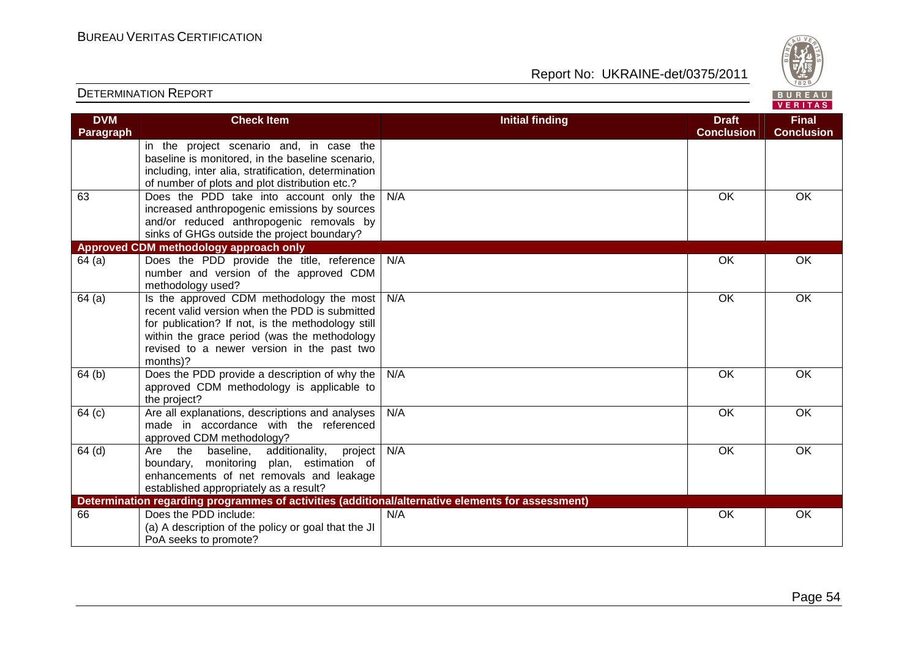| DVM Paragraph | Check Item | Initial finding | Draft Conclusion | Final Conclusion |
|---|---|---|---|---|
| | in the project scenario and, in case the baseline is monitored, in the baseline scenario, including, inter alia, stratification, determination of number of plots and plot distribution etc.? | | | |
| 63 | Does the PDD take into account only the increased anthropogenic emissions by sources and/or reduced anthropogenic removals by sinks of GHGs outside the project boundary? | N/A | OK | OK |
| **Approved CDM methodology approach only** | | | | |
| 64 (a) | Does the PDD provide the title, reference number and version of the approved CDM methodology used? | N/A | OK | OK |
| 64 (a) | Is the approved CDM methodology the most recent valid version when the PDD is submitted for publication? If not, is the methodology still within the grace period (was the methodology revised to a newer version in the past two months)? | N/A | OK | OK |
| 64 (b) | Does the PDD provide a description of why the approved CDM methodology is applicable to the project? | N/A | OK | OK |
| 64 (c) | Are all explanations, descriptions and analyses made in accordance with the referenced approved CDM methodology? | N/A | OK | OK |
| 64 (d) | Are the baseline, additionality, project boundary, monitoring plan, estimation of enhancements of net removals and leakage established appropriately as a result? | N/A | OK | OK |
| **Determination regarding programmes of activities (additional/alternative elements for assessment)** | | | | |
| 66 | Does the PDD include:<br>(a) A description of the policy or goal that the JI PoA seeks to promote? | N/A | OK | OK |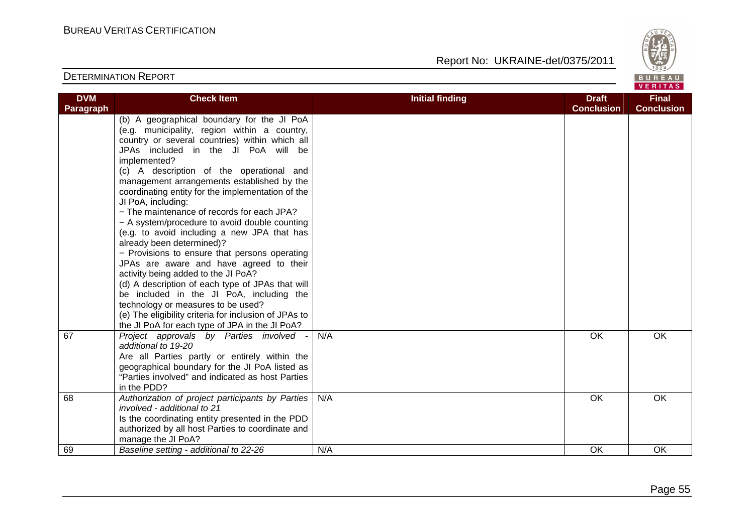## DETERMINATION REPORT

| DVM Paragraph | Check Item | Initial finding | Draft Conclusion | Final Conclusion |
|---|---|---|---|---|
| | (b) A geographical boundary for the JI PoA (e.g. municipality, region within a country, country or several countries) within which all JPAs included in the JI PoA will be implemented?<br>(c) A description of the operational and management arrangements established by the coordinating entity for the implementation of the JI PoA, including:<br>− The maintenance of records for each JPA?<br>− A system/procedure to avoid double counting (e.g. to avoid including a new JPA that has already been determined)?<br>− Provisions to ensure that persons operating JPAs are aware and have agreed to their activity being added to the JI PoA?<br>(d) A description of each type of JPAs that will be included in the JI PoA, including the technology or measures to be used?<br>(e) The eligibility criteria for inclusion of JPAs to the JI PoA for each type of JPA in the JI PoA? | | | |
| 67 | *Project approvals by Parties involved - additional to 19-20*<br>Are all Parties partly or entirely within the geographical boundary for the JI PoA listed as "Parties involved" and indicated as host Parties in the PDD? | N/A | OK | OK |
| 68 | *Authorization of project participants by Parties involved - additional to 21*<br>Is the coordinating entity presented in the PDD authorized by all host Parties to coordinate and manage the JI PoA? | N/A | OK | OK |
| 69 | *Baseline setting - additional to 22-26* | N/A | OK | OK |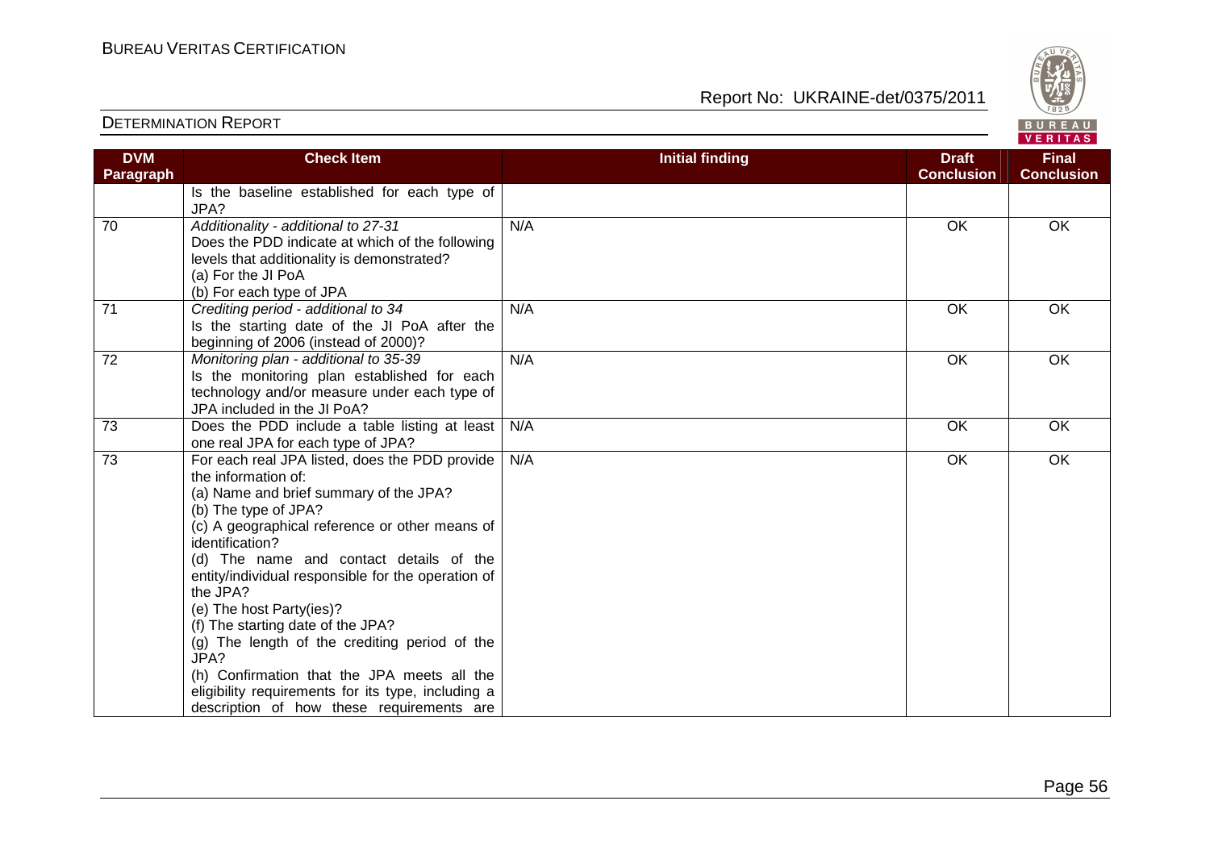| DVM Paragraph | Check Item | Initial finding | Draft Conclusion | Final Conclusion |
|---|---|---|---|---|
| | Is the baseline established for each type of JPA? | | | |
| 70 | *Additionality - additional to 27-31*<br>Does the PDD indicate at which of the following levels that additionality is demonstrated?<br>(a) For the JI PoA<br>(b) For each type of JPA | N/A | OK | OK |
| 71 | *Crediting period - additional to 34*<br>Is the starting date of the JI PoA after the beginning of 2006 (instead of 2000)? | N/A | OK | OK |
| 72 | *Monitoring plan - additional to 35-39*<br>Is the monitoring plan established for each technology and/or measure under each type of JPA included in the JI PoA? | N/A | OK | OK |
| 73 | Does the PDD include a table listing at least one real JPA for each type of JPA? | N/A | OK | OK |
| 73 | For each real JPA listed, does the PDD provide the information of:<br>(a) Name and brief summary of the JPA?<br>(b) The type of JPA?<br>(c) A geographical reference or other means of identification?<br>(d) The name and contact details of the entity/individual responsible for the operation of the JPA?<br>(e) The host Party(ies)?<br>(f) The starting date of the JPA?<br>(g) The length of the crediting period of the JPA?<br>(h) Confirmation that the JPA meets all the eligibility requirements for its type, including a description of how these requirements are | N/A | OK | OK |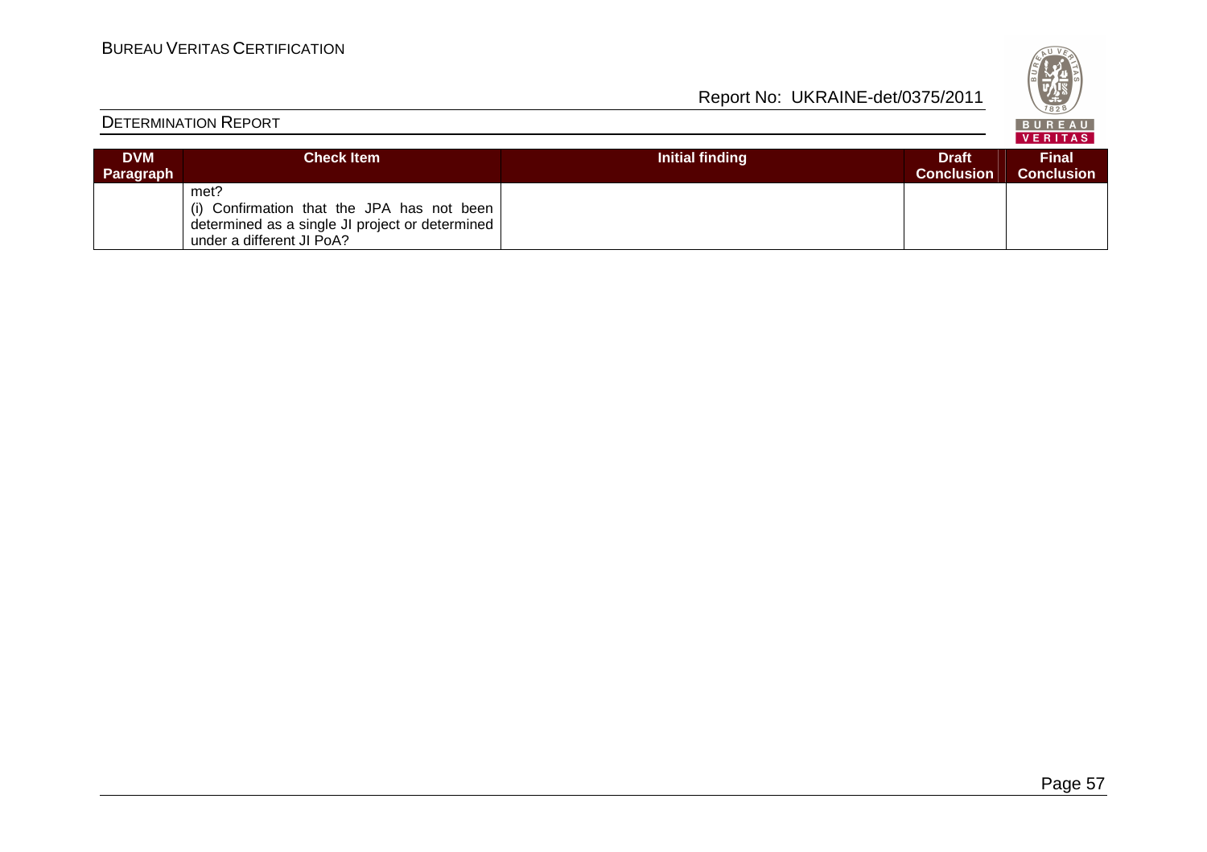| DVM Paragraph | Check Item | Initial finding | Draft Conclusion | Final Conclusion |
|---|---|---|---|---|
| | met?<br>(i) Confirmation that the JPA has not been determined as a single JI project or determined under a different JI PoA? | | | |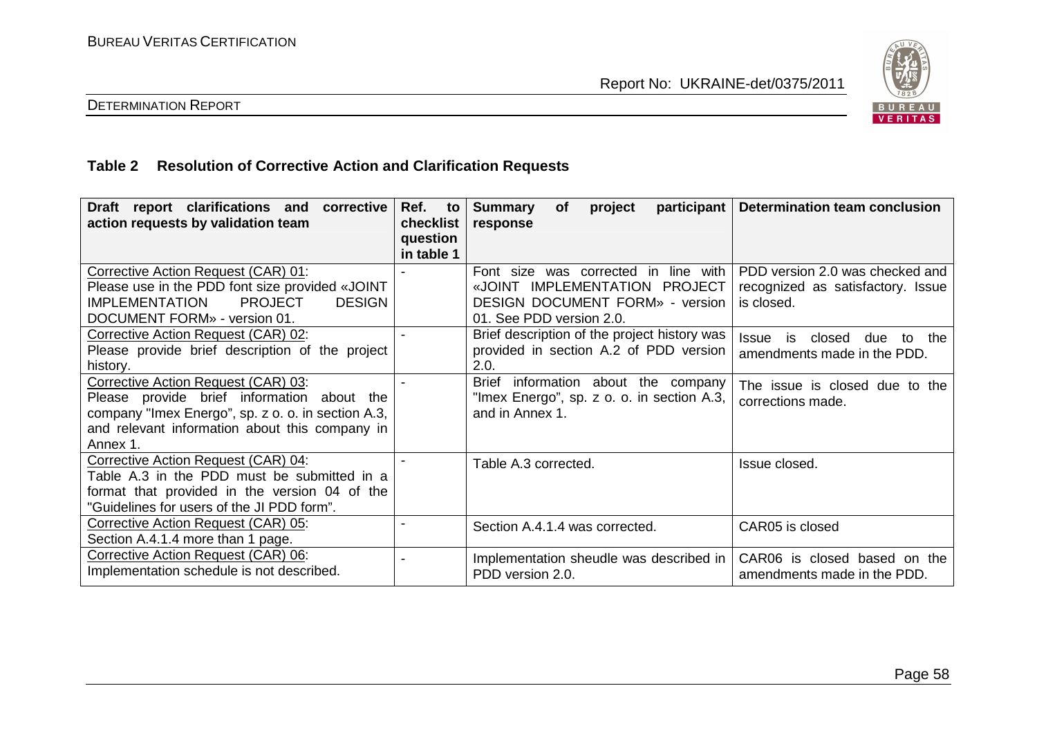## Table 2 Resolution of Corrective Action and Clarification Requests

| Draft report clarifications and corrective action requests by validation team | Ref. to checklist question in table 1 | Summary of project participant response | Determination team conclusion |
|---|---|---|---|
| Corrective Action Request (CAR) 01: Please use in the PDD font size provided «JOINT IMPLEMENTATION PROJECT DESIGN DOCUMENT FORM» - version 01. | - | Font size was corrected in line with «JOINT IMPLEMENTATION PROJECT DESIGN DOCUMENT FORM» - version 01. See PDD version 2.0. | PDD version 2.0 was checked and recognized as satisfactory. Issue is closed. |
| Corrective Action Request (CAR) 02: Please provide brief description of the project history. | - | Brief description of the project history was provided in section A.2 of PDD version 2.0. | Issue is closed due to the amendments made in the PDD. |
| Corrective Action Request (CAR) 03: Please provide brief information about the company "Imex Energo", sp. z o. o. in section A.3, and relevant information about this company in Annex 1. | - | Brief information about the company "Imex Energo", sp. z o. o. in section A.3, and in Annex 1. | The issue is closed due to the corrections made. |
| Corrective Action Request (CAR) 04: Table A.3 in the PDD must be submitted in a format that provided in the version 04 of the "Guidelines for users of the JI PDD form". | - | Table A.3 corrected. | Issue closed. |
| Corrective Action Request (CAR) 05: Section A.4.1.4 more than 1 page. | - | Section A.4.1.4 was corrected. | CAR05 is closed |
| Corrective Action Request (CAR) 06: Implementation schedule is not described. | - | Implementation sheudle was described in PDD version 2.0. | CAR06 is closed based on the amendments made in the PDD. |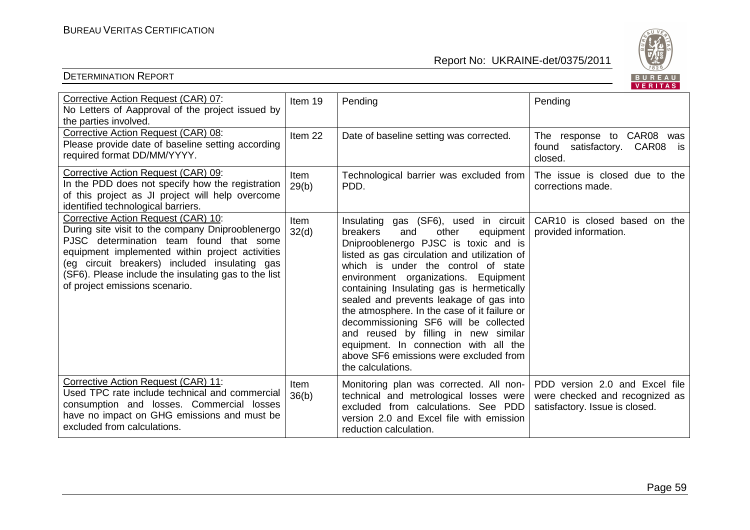| Corrective Action Request (CAR) 07: No Letters of Aapproval of the project issued by the parties involved. | Item 19 | Pending | Pending |
|---|---|---|---|
| Corrective Action Request (CAR) 08: Please provide date of baseline setting according required format DD/MM/YYYY. | Item 22 | Date of baseline setting was corrected. | The response to CAR08 was found satisfactory. CAR08 is closed. |
| Corrective Action Request (CAR) 09: In the PDD does not specify how the registration of this project as JI project will help overcome identified technological barriers. | Item 29(b) | Technological barrier was excluded from PDD. | The issue is closed due to the corrections made. |
| Corrective Action Request (CAR) 10: During site visit to the company Dniprooblenergo PJSC determination team found that some equipment implemented within project activities (eg circuit breakers) included insulating gas (SF6). Please include the insulating gas to the list of project emissions scenario. | Item 32(d) | Insulating gas (SF6), used in circuit breakers and other equipment Dniprooblenergo PJSC is toxic and is listed as gas circulation and utilization of which is under the control of state environment organizations. Equipment containing Insulating gas is hermetically sealed and prevents leakage of gas into the atmosphere. In the case of it failure or decommissioning SF6 will be collected and reused by filling in new similar equipment. In connection with all the above SF6 emissions were excluded from the calculations. | CAR10 is closed based on the provided information. |
| Corrective Action Request (CAR) 11: Used TPC rate include technical and commercial consumption and losses. Commercial losses have no impact on GHG emissions and must be excluded from calculations. | Item 36(b) | Monitoring plan was corrected. All non-technical and metrological losses were excluded from calculations. See PDD version 2.0 and Excel file with emission reduction calculation. | PDD version 2.0 and Excel file were checked and recognized as satisfactory. Issue is closed. |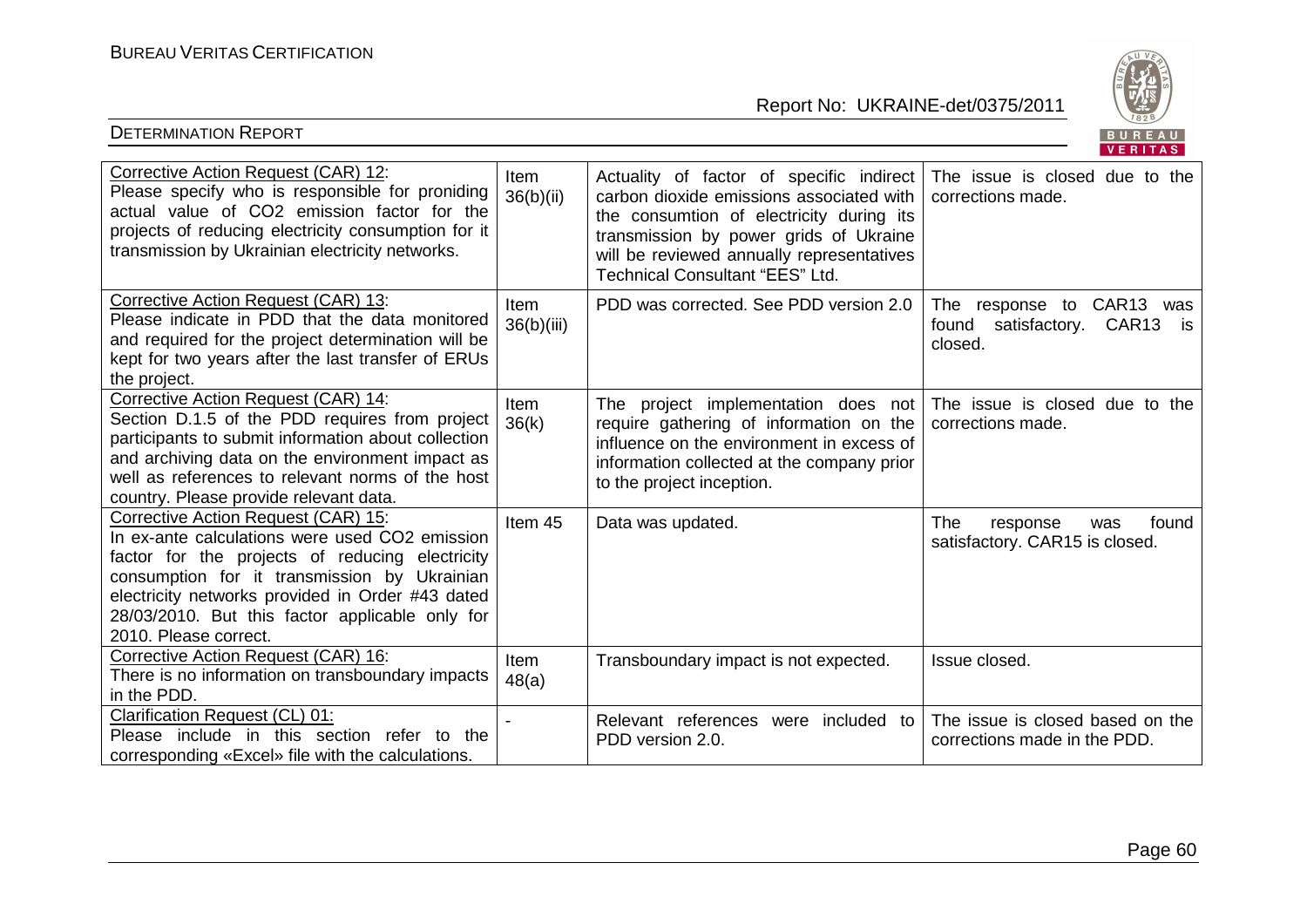| Corrective Action Request (CAR) 12: Please specify who is responsible forproniding actual value of $CO_2$ emission factor for the projects of reducing electricity consumption for it transmission by Ukrainian electricity networks. | Item 36(b)(ii) | Actuality of factor of specific indirect carbon dioxide emissions associated with the consumtion of electricity during its transmission by power grids of Ukraine will be reviewed annually representatives Technical Consultant "EES" Ltd. | The issue is closed due to the corrections made. |
|---|---|---|---|
| Corrective Action Request (CAR) 13: Please indicate in PDD that the data monitored and required for the project determination will be kept for two years after the last transfer of ERUs the project. | Item 36(b)(iii) | PDD was corrected. See PDD version 2.0 | The response to CAR13 was found satisfactory. CAR13 is closed. |
| Corrective Action Request (CAR) 14: Section D.1.5 of the PDD requires from project participants to submit information about collection and archiving data on the environment impact as well as references to relevant norms of the host country. Please provide relevant data. | Item 36(k) | The project implementation does not require gathering of information on the influence on the environment in excess of information collected at the company prior to the project inception. | The issue is closed due to the corrections made. |
| Corrective Action Request (CAR) 15: In ex-ante calculations were used $CO_2$ emission factor for the projects of reducing electricity consumption for it transmission by Ukrainian electricity networks provided in Order #43 dated 28/03/2010. But this factor applicable only for 2010. Please correct. | Item 45 | Data was updated. | The response was found satisfactory. CAR15 is closed. |
| Corrective Action Request (CAR) 16: There is no information on transboundary impacts in the PDD. | Item 48(a) | Transboundary impact is not expected. | Issue closed. |
| Clarification Request (CL) 01: Please include in this section refer to the corresponding «Excel» file with the calculations. | - | Relevant references were included to PDD version 2.0. | The issue is closed based on the corrections made in the PDD. |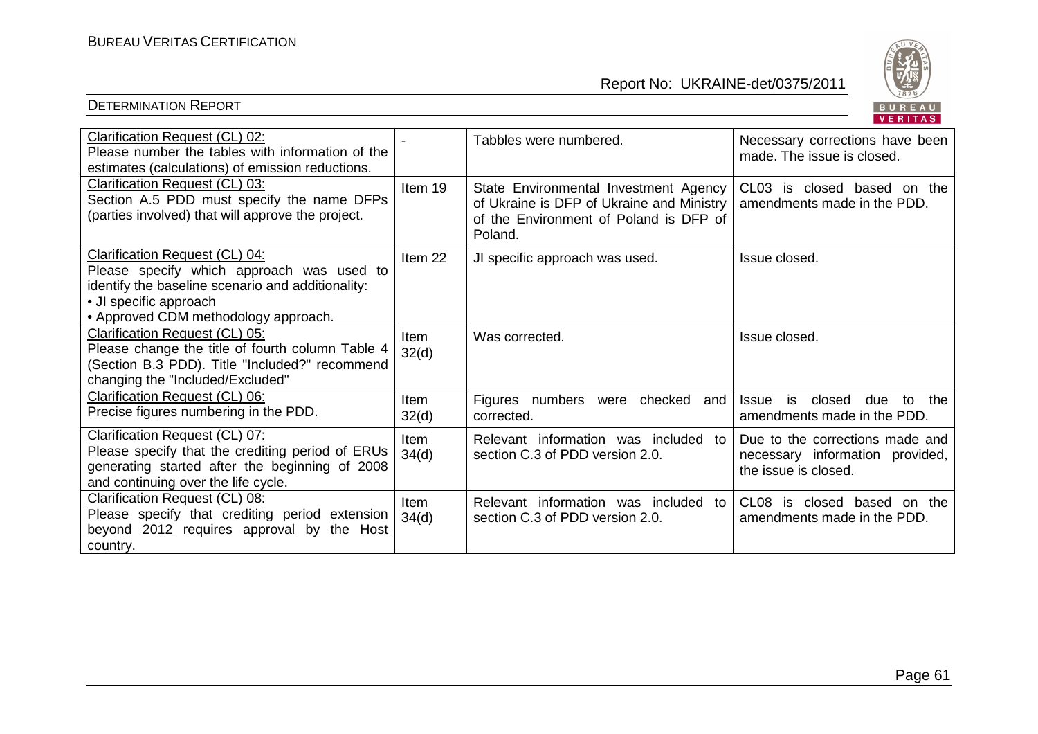| Clarification Request (CL) 02: Please number the tables with information of the estimates (calculations) of emission reductions. | - | Tabbles were numbered. | Necessary corrections have been made. The issue is closed. |
|---|---|---|---|
| Clarification Request (CL) 03: Section A.5 PDD must specify the name DFPs (parties involved) that will approve the project. | Item 19 | State Environmental Investment Agency of Ukraine is DFP of Ukraine and Ministry of the Environment of Poland is DFP of Poland. | CL03 is closed based on the amendments made in the PDD. |
| Clarification Request (CL) 04: Please specify which approach was used to identify the baseline scenario and additionality: • JI specific approach • Approved CDM methodology approach. | Item 22 | JI specific approach was used. | Issue closed. |
| Clarification Request (CL) 05: Please change the title of fourth column Table 4 (Section B.3 PDD). Title "Included?" recommend changing the "Included/Excluded" | Item 32(d) | Was corrected. | Issue closed. |
| Clarification Request (CL) 06: Precise figures numbering in the PDD. | Item 32(d) | Figures numbers were checked and corrected. | Issue is closed due to the amendments made in the PDD. |
| Clarification Request (CL) 07: Please specify that the crediting period of ERUs generating started after the beginning of 2008 and continuing over the life cycle. | Item 34(d) | Relevant information was included to section C.3 of PDD version 2.0. | Due to the corrections made and necessary information provided, the issue is closed. |
| Clarification Request (CL) 08: Please specify that crediting period extension beyond 2012 requires approval by the Host country. | Item 34(d) | Relevant information was included to section C.3 of PDD version 2.0. | CL08 is closed based on the amendments made in the PDD. |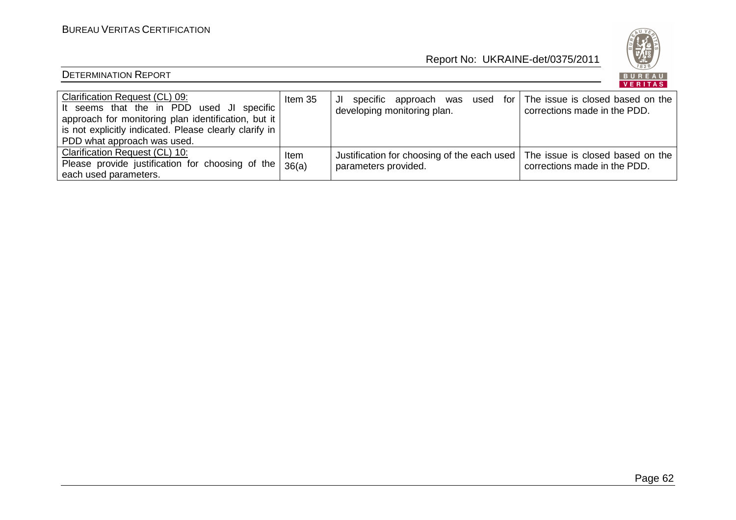| | | | |
|---|---|---|---|
| Clarification Request (CL) 09: It seems that the in PDD used JI specific approach for monitoring plan identification, but it is not explicitly indicated. Please clearly clarify in PDD what approach was used. | Item 35 | JI specific approach was used for developing monitoring plan. | The issue is closed based on the corrections made in the PDD. |
| Clarification Request (CL) 10: Please provide justification for choosing of the each used parameters. | Item 36(a) | Justification for choosing of the each used parameters provided. | The issue is closed based on the corrections made in the PDD. |